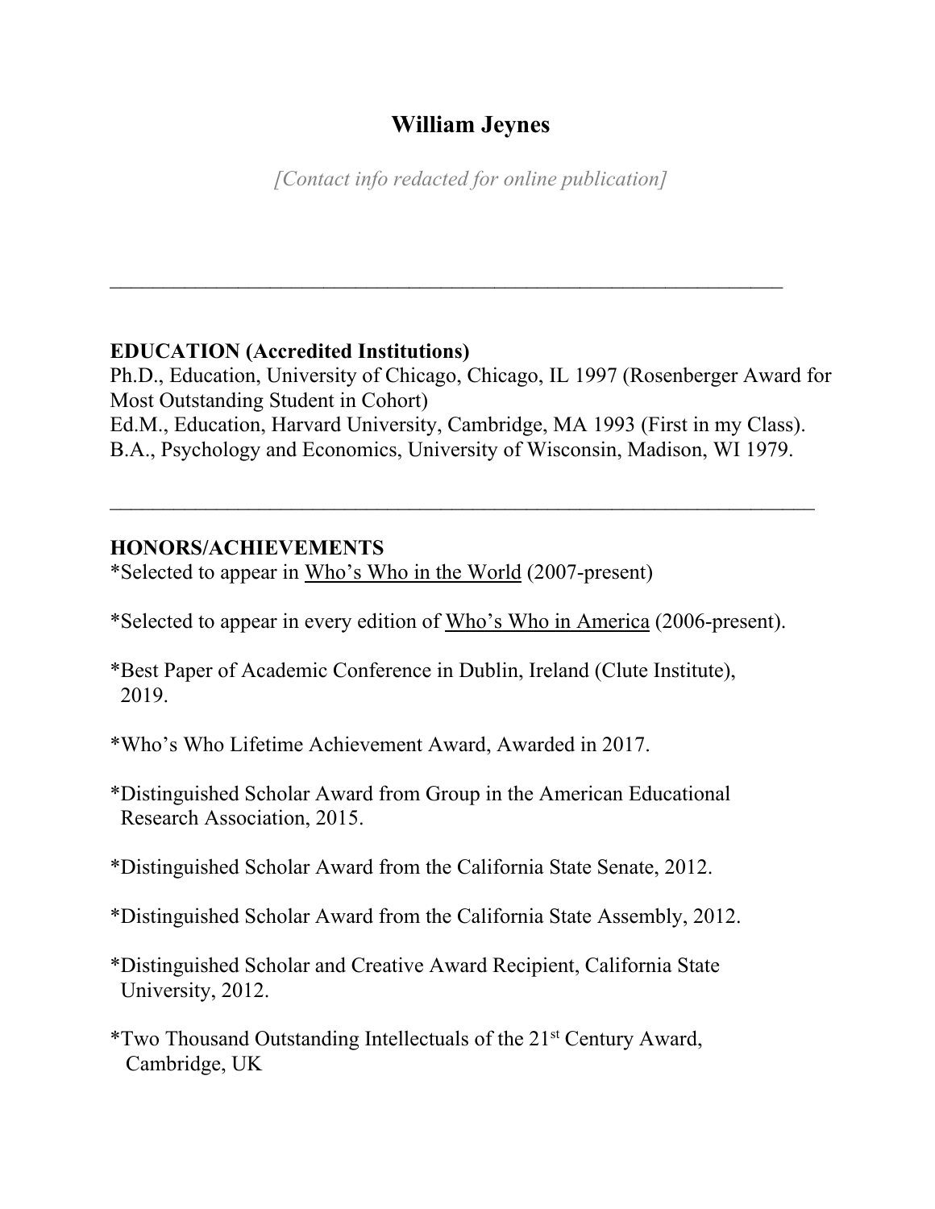# William Jeynes

*[Contact info redacted for online publication]*

---

## EDUCATION (Accredited Institutions)

Ph.D., Education, University of Chicago, Chicago, IL 1997 (Rosenberger Award for Most Outstanding Student in Cohort)
Ed.M., Education, Harvard University, Cambridge, MA 1993 (First in my Class).
B.A., Psychology and Economics, University of Wisconsin, Madison, WI 1979.

---

## HONORS/ACHIEVEMENTS

*Selected to appear in Who's Who in the World (2007-present)

*Selected to appear in every edition of Who's Who in America (2006-present).

*Best Paper of Academic Conference in Dublin, Ireland (Clute Institute), 2019.

*Who's Who Lifetime Achievement Award, Awarded in 2017.

*Distinguished Scholar Award from Group in the American Educational Research Association, 2015.

*Distinguished Scholar Award from the California State Senate, 2012.

*Distinguished Scholar Award from the California State Assembly, 2012.

*Distinguished Scholar and Creative Award Recipient, California State University, 2012.

*Two Thousand Outstanding Intellectuals of the 21st Century Award, Cambridge, UK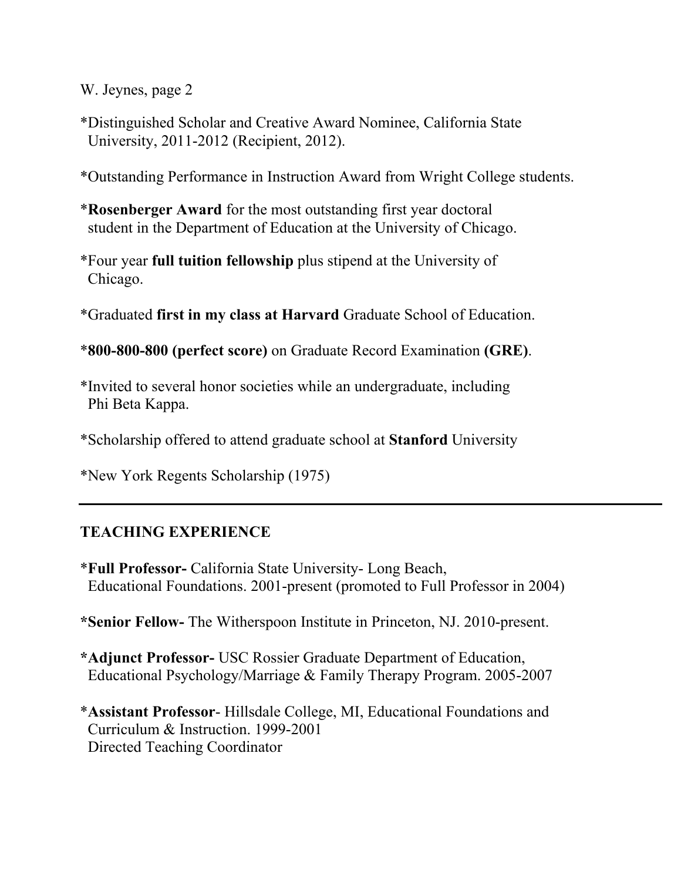*Distinguished Scholar and Creative Award Nominee, California State University, 2011-2012 (Recipient, 2012).

*Outstanding Performance in Instruction Award from Wright College students.

***Rosenberger Award** for the most outstanding first year doctoral student in the Department of Education at the University of Chicago.

*Four year **full tuition fellowship** plus stipend at the University of Chicago.

*Graduated **first in my class at Harvard** Graduate School of Education.

***800-800-800 (perfect score)** on Graduate Record Examination **(GRE)**.

*Invited to several honor societies while an undergraduate, including Phi Beta Kappa.

*Scholarship offered to attend graduate school at **Stanford** University

*New York Regents Scholarship (1975)

---

## TEACHING EXPERIENCE

***Full Professor-** California State University- Long Beach, Educational Foundations. 2001-present (promoted to Full Professor in 2004)

***Senior Fellow-** The Witherspoon Institute in Princeton, NJ. 2010-present.

***Adjunct Professor-** USC Rossier Graduate Department of Education, Educational Psychology/Marriage & Family Therapy Program. 2005-2007

***Assistant Professor**- Hillsdale College, MI, Educational Foundations and Curriculum & Instruction. 1999-2001
Directed Teaching Coordinator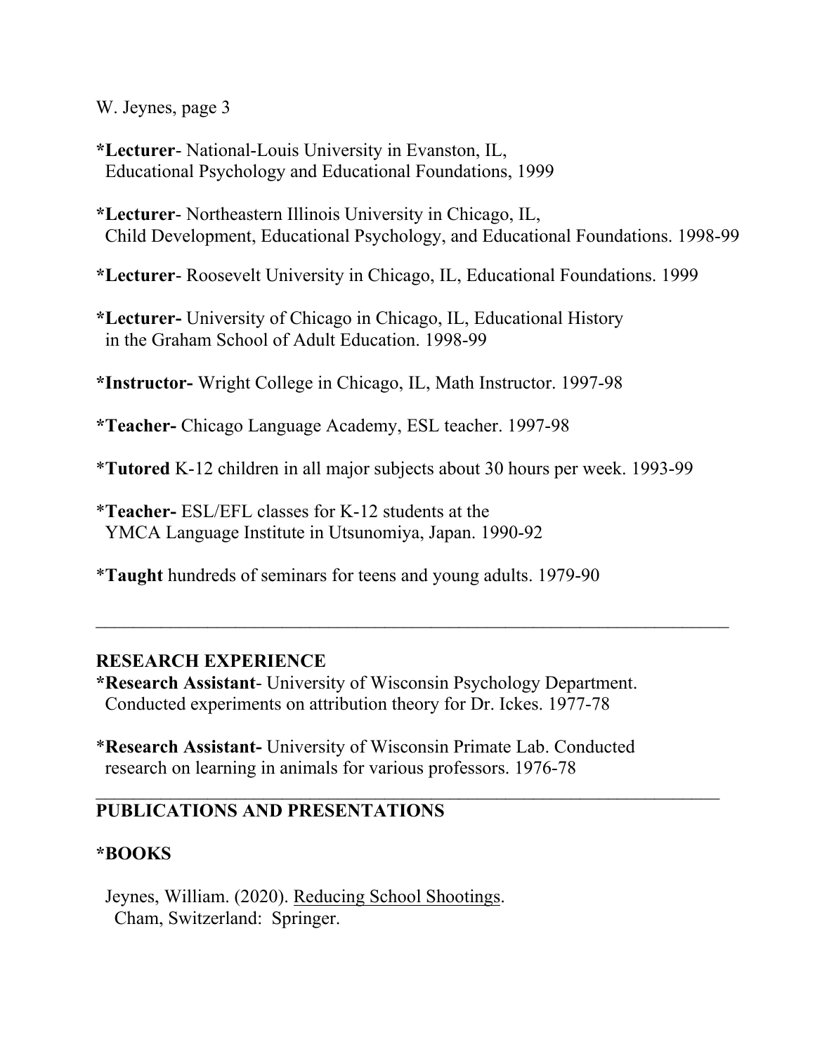***Lecturer**- National-Louis University in Evanston, IL, Educational Psychology and Educational Foundations, 1999

***Lecturer**- Northeastern Illinois University in Chicago, IL, Child Development, Educational Psychology, and Educational Foundations. 1998-99

***Lecturer**- Roosevelt University in Chicago, IL, Educational Foundations. 1999

***Lecturer-** University of Chicago in Chicago, IL, Educational History in the Graham School of Adult Education. 1998-99

***Instructor-** Wright College in Chicago, IL, Math Instructor. 1997-98

***Teacher-** Chicago Language Academy, ESL teacher. 1997-98

***Tutored** K-12 children in all major subjects about 30 hours per week. 1993-99

***Teacher-** ESL/EFL classes for K-12 students at the YMCA Language Institute in Utsunomiya, Japan. 1990-92

***Taught** hundreds of seminars for teens and young adults. 1979-90

---

## RESEARCH EXPERIENCE

***Research Assistant**- University of Wisconsin Psychology Department. Conducted experiments on attribution theory for Dr. Ickes. 1977-78

***Research Assistant-** University of Wisconsin Primate Lab. Conducted research on learning in animals for various professors. 1976-78

---

## PUBLICATIONS AND PRESENTATIONS

### *BOOKS

Jeynes, William. (2020). Reducing School Shootings. Cham, Switzerland: Springer.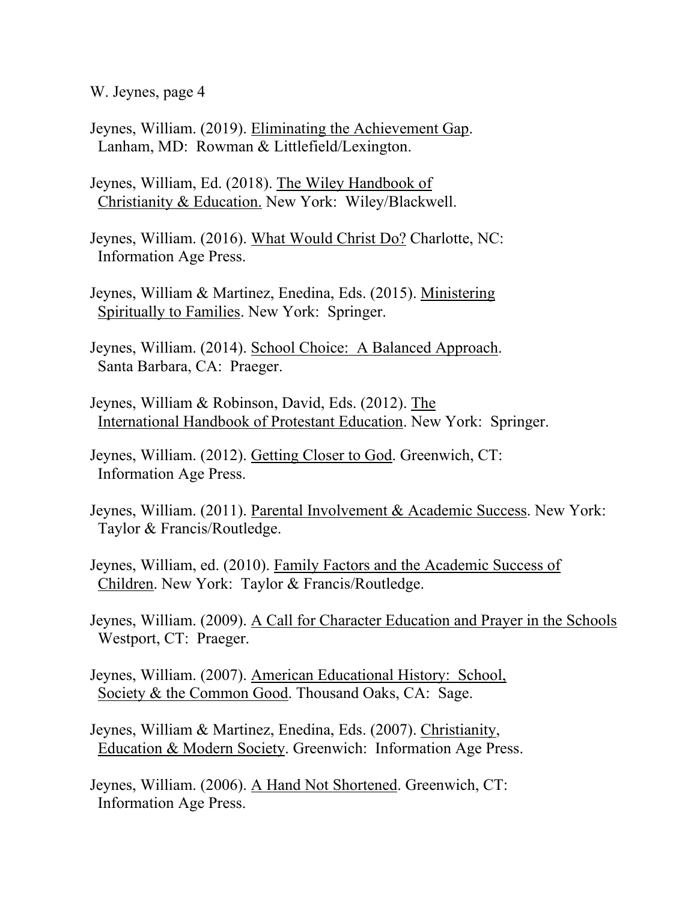Jeynes, William. (2019). Eliminating the Achievement Gap. Lanham, MD: Rowman & Littlefield/Lexington.

Jeynes, William, Ed. (2018). The Wiley Handbook of Christianity & Education. New York: Wiley/Blackwell.

Jeynes, William. (2016). What Would Christ Do? Charlotte, NC: Information Age Press.

Jeynes, William & Martinez, Enedina, Eds. (2015). Ministering Spiritually to Families. New York: Springer.

Jeynes, William. (2014). School Choice: A Balanced Approach. Santa Barbara, CA: Praeger.

Jeynes, William & Robinson, David, Eds. (2012). The International Handbook of Protestant Education. New York: Springer.

Jeynes, William. (2012). Getting Closer to God. Greenwich, CT: Information Age Press.

Jeynes, William. (2011). Parental Involvement & Academic Success. New York: Taylor & Francis/Routledge.

Jeynes, William, ed. (2010). Family Factors and the Academic Success of Children. New York: Taylor & Francis/Routledge.

Jeynes, William. (2009). A Call for Character Education and Prayer in the Schools Westport, CT: Praeger.

Jeynes, William. (2007). American Educational History: School, Society & the Common Good. Thousand Oaks, CA: Sage.

Jeynes, William & Martinez, Enedina, Eds. (2007). Christianity, Education & Modern Society. Greenwich: Information Age Press.

Jeynes, William. (2006). A Hand Not Shortened. Greenwich, CT: Information Age Press.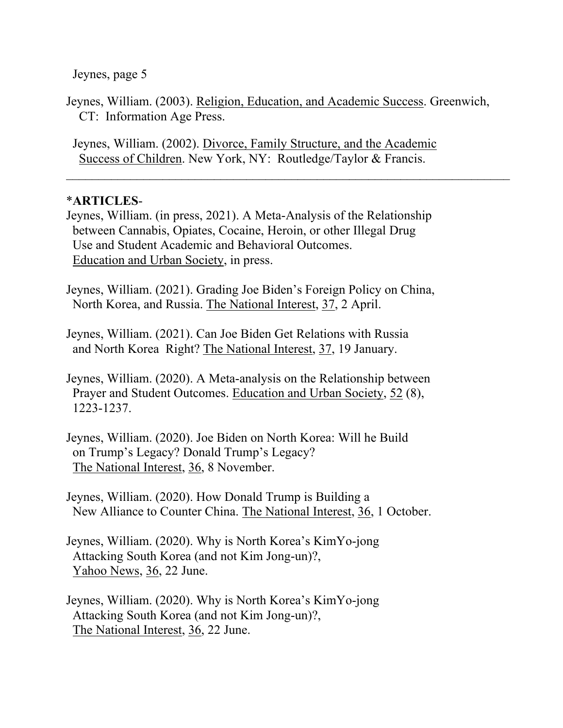Jeynes, William. (2003). Religion, Education, and Academic Success. Greenwich, CT: Information Age Press.

Jeynes, William. (2002). Divorce, Family Structure, and the Academic Success of Children. New York, NY: Routledge/Taylor & Francis.

---

*__ARTICLES__-

Jeynes, William. (in press, 2021). A Meta-Analysis of the Relationship between Cannabis, Opiates, Cocaine, Heroin, or other Illegal Drug Use and Student Academic and Behavioral Outcomes. Education and Urban Society, in press.

Jeynes, William. (2021). Grading Joe Biden's Foreign Policy on China, North Korea, and Russia. The National Interest, 37, 2 April.

Jeynes, William. (2021). Can Joe Biden Get Relations with Russia and North Korea Right? The National Interest, 37, 19 January.

Jeynes, William. (2020). A Meta-analysis on the Relationship between Prayer and Student Outcomes. Education and Urban Society, 52 (8), 1223-1237.

Jeynes, William. (2020). Joe Biden on North Korea: Will he Build on Trump's Legacy? Donald Trump's Legacy? The National Interest, 36, 8 November.

Jeynes, William. (2020). How Donald Trump is Building a New Alliance to Counter China. The National Interest, 36, 1 October.

Jeynes, William. (2020). Why is North Korea's KimYo-jong Attacking South Korea (and not Kim Jong-un)?, Yahoo News, 36, 22 June.

Jeynes, William. (2020). Why is North Korea's KimYo-jong Attacking South Korea (and not Kim Jong-un)?, The National Interest, 36, 22 June.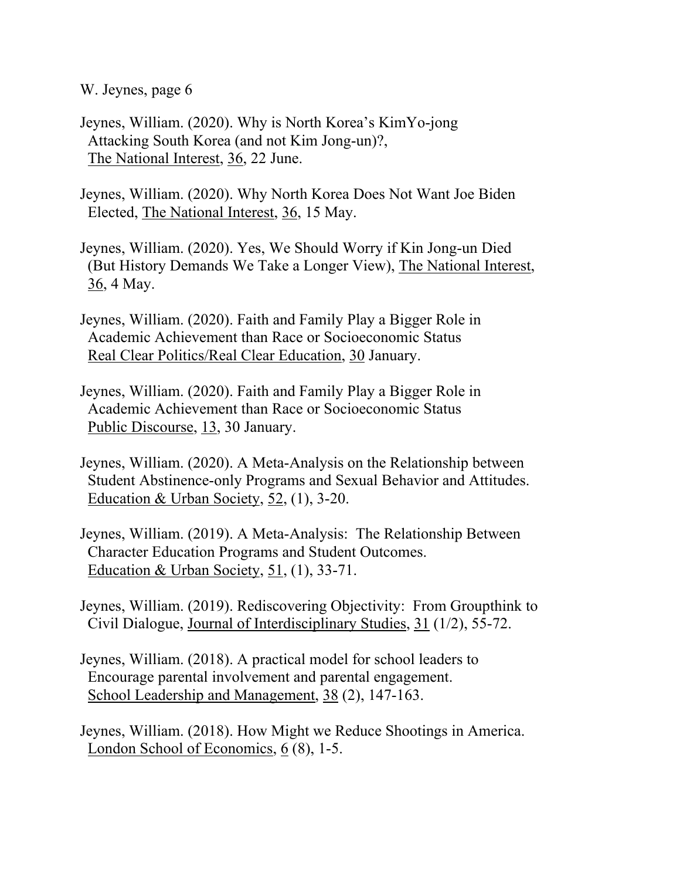Jeynes, William. (2020). Why is North Korea's KimYo-jong Attacking South Korea (and not Kim Jong-un)?, The National Interest, 36, 22 June.

Jeynes, William. (2020). Why North Korea Does Not Want Joe Biden Elected, The National Interest, 36, 15 May.

Jeynes, William. (2020). Yes, We Should Worry if Kin Jong-un Died (But History Demands We Take a Longer View), The National Interest, 36, 4 May.

Jeynes, William. (2020). Faith and Family Play a Bigger Role in Academic Achievement than Race or Socioeconomic Status Real Clear Politics/Real Clear Education, 30 January.

Jeynes, William. (2020). Faith and Family Play a Bigger Role in Academic Achievement than Race or Socioeconomic Status Public Discourse, 13, 30 January.

Jeynes, William. (2020). A Meta-Analysis on the Relationship between Student Abstinence-only Programs and Sexual Behavior and Attitudes. Education & Urban Society, 52, (1), 3-20.

Jeynes, William. (2019). A Meta-Analysis: The Relationship Between Character Education Programs and Student Outcomes. Education & Urban Society, 51, (1), 33-71.

Jeynes, William. (2019). Rediscovering Objectivity: From Groupthink to Civil Dialogue, Journal of Interdisciplinary Studies, 31 (1/2), 55-72.

Jeynes, William. (2018). A practical model for school leaders to Encourage parental involvement and parental engagement. School Leadership and Management, 38 (2), 147-163.

Jeynes, William. (2018). How Might we Reduce Shootings in America. London School of Economics, 6 (8), 1-5.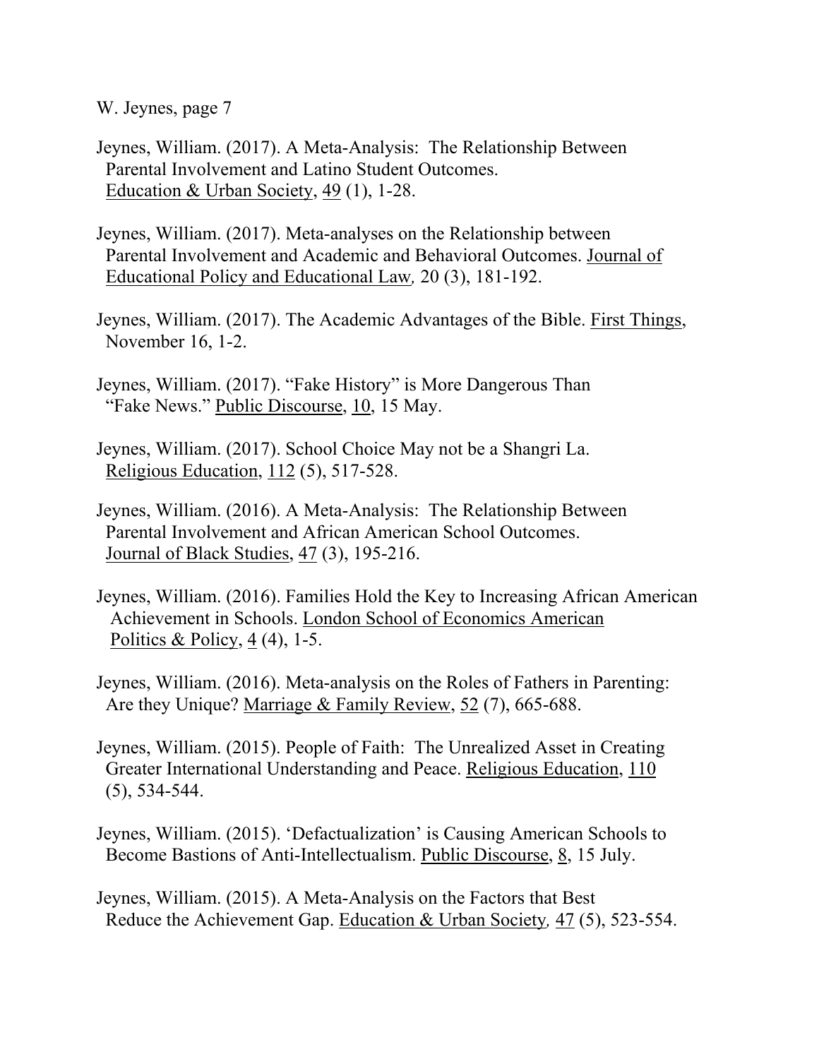Jeynes, William. (2017). A Meta-Analysis: The Relationship Between Parental Involvement and Latino Student Outcomes. Education & Urban Society, 49 (1), 1-28.

Jeynes, William. (2017). Meta-analyses on the Relationship between Parental Involvement and Academic and Behavioral Outcomes. Journal of Educational Policy and Educational Law, 20 (3), 181-192.

Jeynes, William. (2017). The Academic Advantages of the Bible. First Things, November 16, 1-2.

Jeynes, William. (2017). "Fake History" is More Dangerous Than "Fake News." Public Discourse, 10, 15 May.

Jeynes, William. (2017). School Choice May not be a Shangri La. Religious Education, 112 (5), 517-528.

Jeynes, William. (2016). A Meta-Analysis: The Relationship Between Parental Involvement and African American School Outcomes. Journal of Black Studies, 47 (3), 195-216.

Jeynes, William. (2016). Families Hold the Key to Increasing African American Achievement in Schools. London School of Economics American Politics & Policy, 4 (4), 1-5.

Jeynes, William. (2016). Meta-analysis on the Roles of Fathers in Parenting: Are they Unique? Marriage & Family Review, 52 (7), 665-688.

Jeynes, William. (2015). People of Faith: The Unrealized Asset in Creating Greater International Understanding and Peace. Religious Education, 110 (5), 534-544.

Jeynes, William. (2015). 'Defactualization' is Causing American Schools to Become Bastions of Anti-Intellectualism. Public Discourse, 8, 15 July.

Jeynes, William. (2015). A Meta-Analysis on the Factors that Best Reduce the Achievement Gap. Education & Urban Society, 47 (5), 523-554.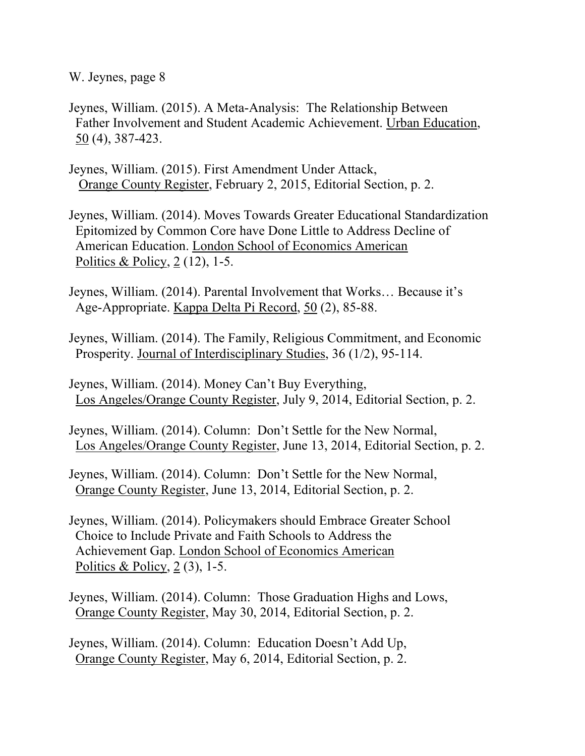Jeynes, William. (2015). A Meta-Analysis: The Relationship Between Father Involvement and Student Academic Achievement. Urban Education, 50 (4), 387-423.

Jeynes, William. (2015). First Amendment Under Attack, Orange County Register, February 2, 2015, Editorial Section, p. 2.

Jeynes, William. (2014). Moves Towards Greater Educational Standardization Epitomized by Common Core have Done Little to Address Decline of American Education. London School of Economics American Politics & Policy, 2 (12), 1-5.

Jeynes, William. (2014). Parental Involvement that Works… Because it's Age-Appropriate. Kappa Delta Pi Record, 50 (2), 85-88.

Jeynes, William. (2014). The Family, Religious Commitment, and Economic Prosperity. Journal of Interdisciplinary Studies, 36 (1/2), 95-114.

Jeynes, William. (2014). Money Can't Buy Everything, Los Angeles/Orange County Register, July 9, 2014, Editorial Section, p. 2.

Jeynes, William. (2014). Column: Don't Settle for the New Normal, Los Angeles/Orange County Register, June 13, 2014, Editorial Section, p. 2.

Jeynes, William. (2014). Column: Don't Settle for the New Normal, Orange County Register, June 13, 2014, Editorial Section, p. 2.

Jeynes, William. (2014). Policymakers should Embrace Greater School Choice to Include Private and Faith Schools to Address the Achievement Gap. London School of Economics American Politics & Policy, 2 (3), 1-5.

Jeynes, William. (2014). Column: Those Graduation Highs and Lows, Orange County Register, May 30, 2014, Editorial Section, p. 2.

Jeynes, William. (2014). Column: Education Doesn't Add Up, Orange County Register, May 6, 2014, Editorial Section, p. 2.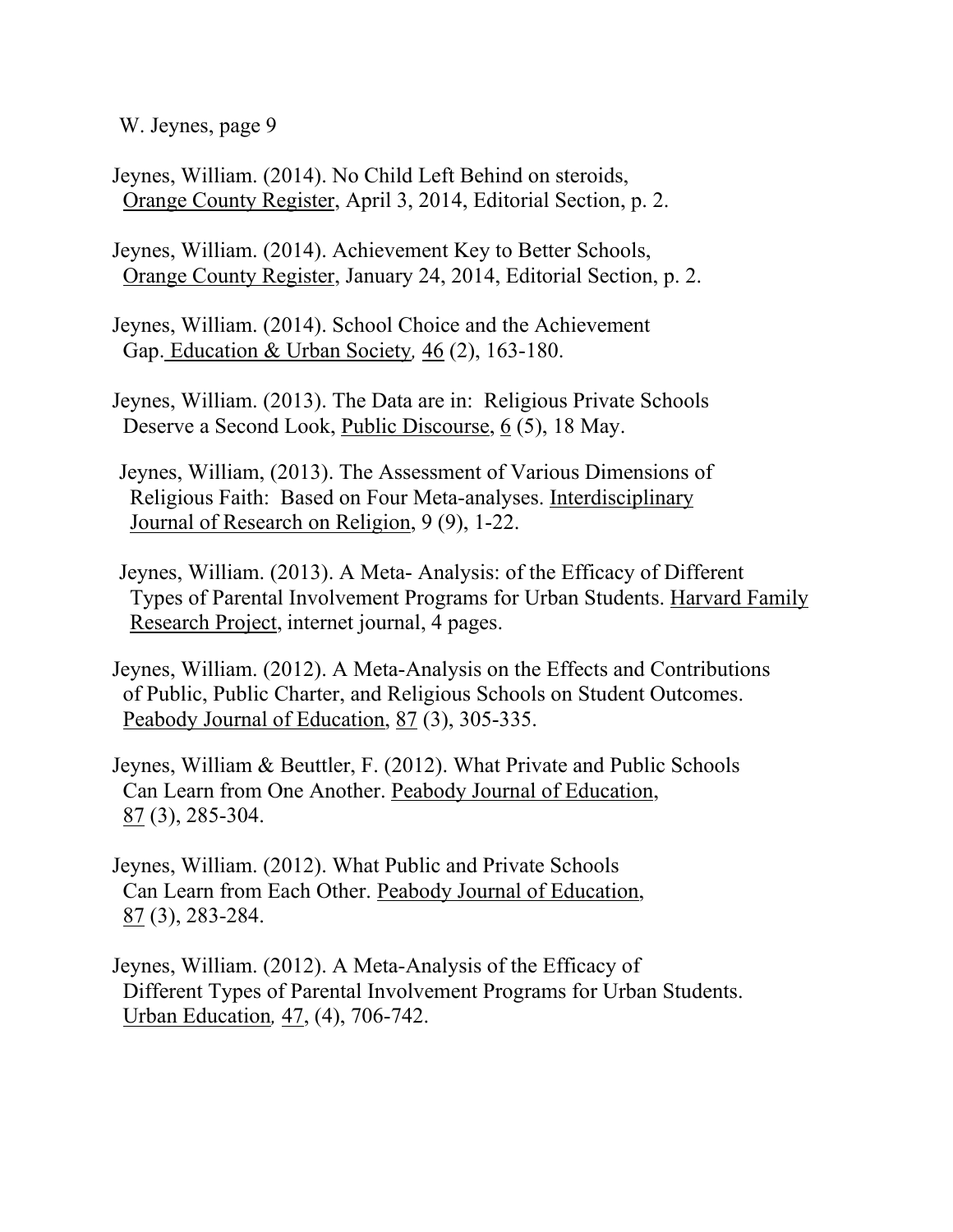Jeynes, William. (2014). No Child Left Behind on steroids, Orange County Register, April 3, 2014, Editorial Section, p. 2.

Jeynes, William. (2014). Achievement Key to Better Schools, Orange County Register, January 24, 2014, Editorial Section, p. 2.

Jeynes, William. (2014). School Choice and the Achievement Gap. *Education & Urban Society,* 46 (2), 163-180.

Jeynes, William. (2013). The Data are in: Religious Private Schools Deserve a Second Look, Public Discourse, 6 (5), 18 May.

Jeynes, William, (2013). The Assessment of Various Dimensions of Religious Faith: Based on Four Meta-analyses. Interdisciplinary Journal of Research on Religion, 9 (9), 1-22.

Jeynes, William. (2013). A Meta- Analysis: of the Efficacy of Different Types of Parental Involvement Programs for Urban Students. Harvard Family Research Project, internet journal, 4 pages.

Jeynes, William. (2012). A Meta-Analysis on the Effects and Contributions of Public, Public Charter, and Religious Schools on Student Outcomes. Peabody Journal of Education, 87 (3), 305-335.

Jeynes, William & Beuttler, F. (2012). What Private and Public Schools Can Learn from One Another. Peabody Journal of Education, 87 (3), 285-304.

Jeynes, William. (2012). What Public and Private Schools Can Learn from Each Other. Peabody Journal of Education, 87 (3), 283-284.

Jeynes, William. (2012). A Meta-Analysis of the Efficacy of Different Types of Parental Involvement Programs for Urban Students. *Urban Education,* 47, (4), 706-742.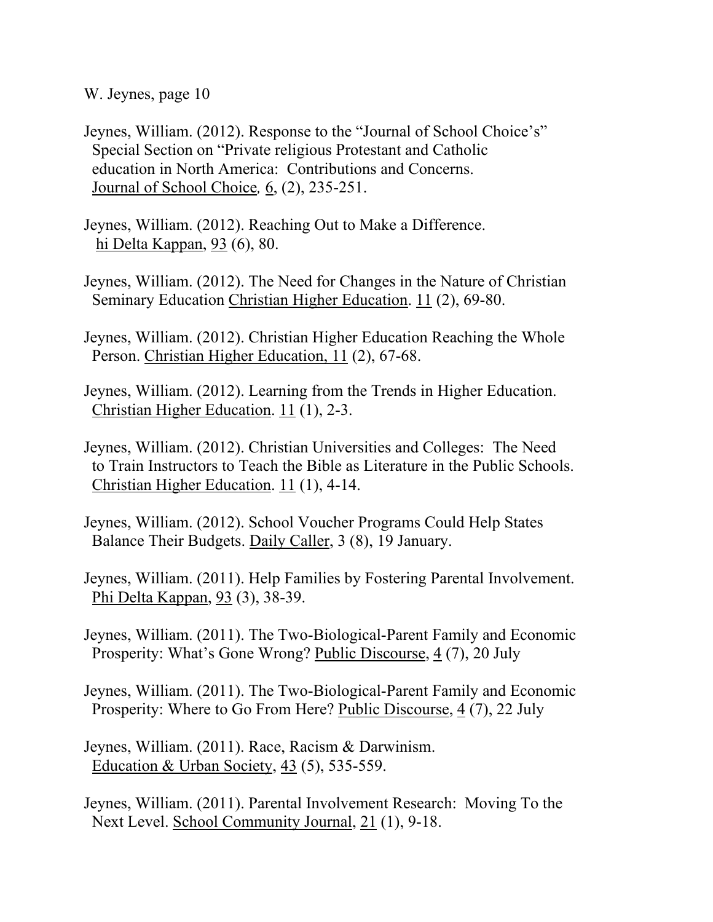Jeynes, William. (2012). Response to the "Journal of School Choice's" Special Section on "Private religious Protestant and Catholic education in North America: Contributions and Concerns. Journal of School Choice, 6, (2), 235-251.

Jeynes, William. (2012). Reaching Out to Make a Difference. hi Delta Kappan, 93 (6), 80.

Jeynes, William. (2012). The Need for Changes in the Nature of Christian Seminary Education Christian Higher Education. 11 (2), 69-80.

Jeynes, William. (2012). Christian Higher Education Reaching the Whole Person. Christian Higher Education, 11 (2), 67-68.

Jeynes, William. (2012). Learning from the Trends in Higher Education. Christian Higher Education. 11 (1), 2-3.

Jeynes, William. (2012). Christian Universities and Colleges: The Need to Train Instructors to Teach the Bible as Literature in the Public Schools. Christian Higher Education. 11 (1), 4-14.

Jeynes, William. (2012). School Voucher Programs Could Help States Balance Their Budgets. Daily Caller, 3 (8), 19 January.

Jeynes, William. (2011). Help Families by Fostering Parental Involvement. Phi Delta Kappan, 93 (3), 38-39.

Jeynes, William. (2011). The Two-Biological-Parent Family and Economic Prosperity: What's Gone Wrong? Public Discourse, 4 (7), 20 July

Jeynes, William. (2011). The Two-Biological-Parent Family and Economic Prosperity: Where to Go From Here? Public Discourse, 4 (7), 22 July

Jeynes, William. (2011). Race, Racism & Darwinism. Education & Urban Society, 43 (5), 535-559.

Jeynes, William. (2011). Parental Involvement Research: Moving To the Next Level. School Community Journal, 21 (1), 9-18.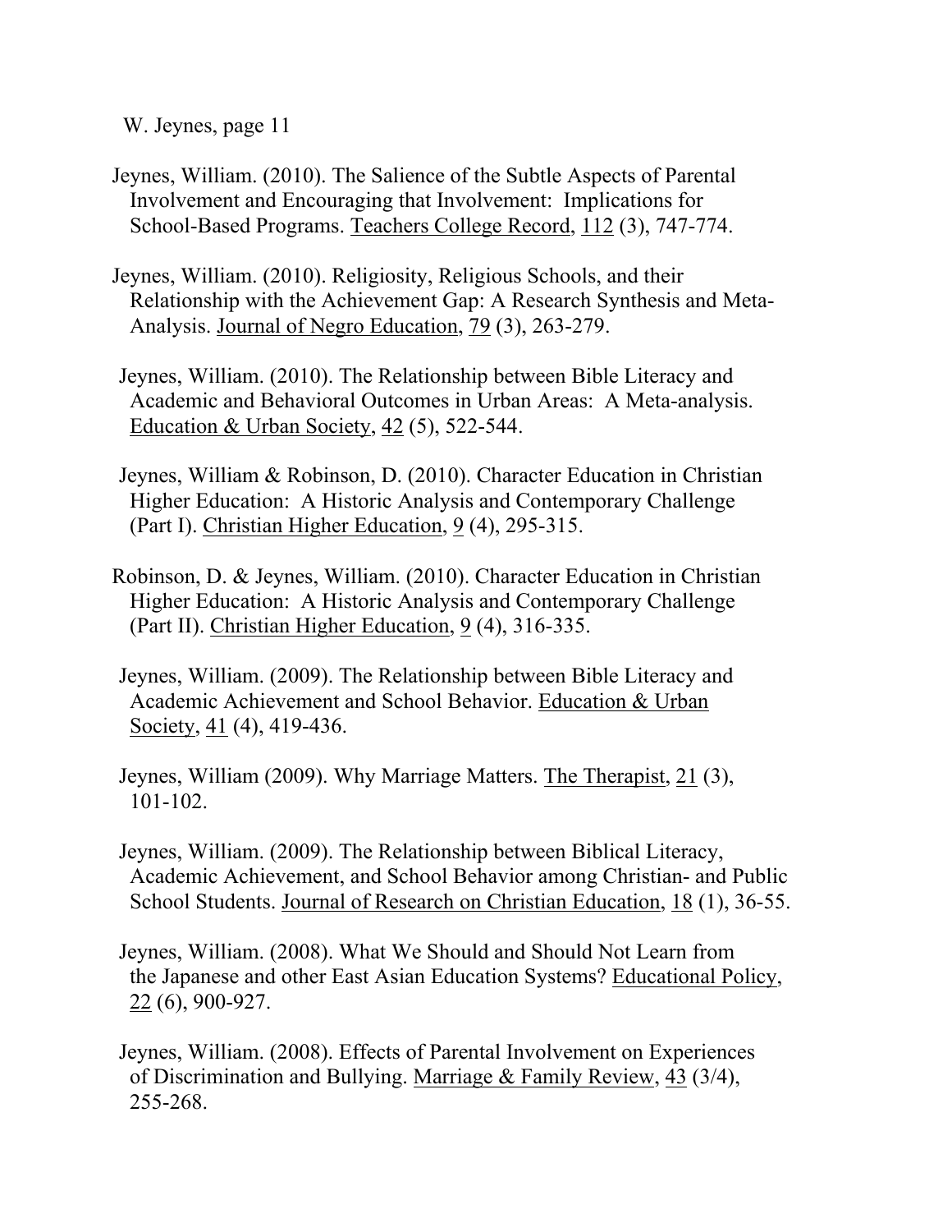Jeynes, William. (2010). The Salience of the Subtle Aspects of Parental Involvement and Encouraging that Involvement: Implications for School-Based Programs. Teachers College Record, 112 (3), 747-774.

Jeynes, William. (2010). Religiosity, Religious Schools, and their Relationship with the Achievement Gap: A Research Synthesis and Meta-Analysis. Journal of Negro Education, 79 (3), 263-279.

Jeynes, William. (2010). The Relationship between Bible Literacy and Academic and Behavioral Outcomes in Urban Areas: A Meta-analysis. Education & Urban Society, 42 (5), 522-544.

Jeynes, William & Robinson, D. (2010). Character Education in Christian Higher Education: A Historic Analysis and Contemporary Challenge (Part I). Christian Higher Education, 9 (4), 295-315.

Robinson, D. & Jeynes, William. (2010). Character Education in Christian Higher Education: A Historic Analysis and Contemporary Challenge (Part II). Christian Higher Education, 9 (4), 316-335.

Jeynes, William. (2009). The Relationship between Bible Literacy and Academic Achievement and School Behavior. Education & Urban Society, 41 (4), 419-436.

Jeynes, William (2009). Why Marriage Matters. The Therapist, 21 (3), 101-102.

Jeynes, William. (2009). The Relationship between Biblical Literacy, Academic Achievement, and School Behavior among Christian- and Public School Students. Journal of Research on Christian Education, 18 (1), 36-55.

Jeynes, William. (2008). What We Should and Should Not Learn from the Japanese and other East Asian Education Systems? Educational Policy, 22 (6), 900-927.

Jeynes, William. (2008). Effects of Parental Involvement on Experiences of Discrimination and Bullying. Marriage & Family Review, 43 (3/4), 255-268.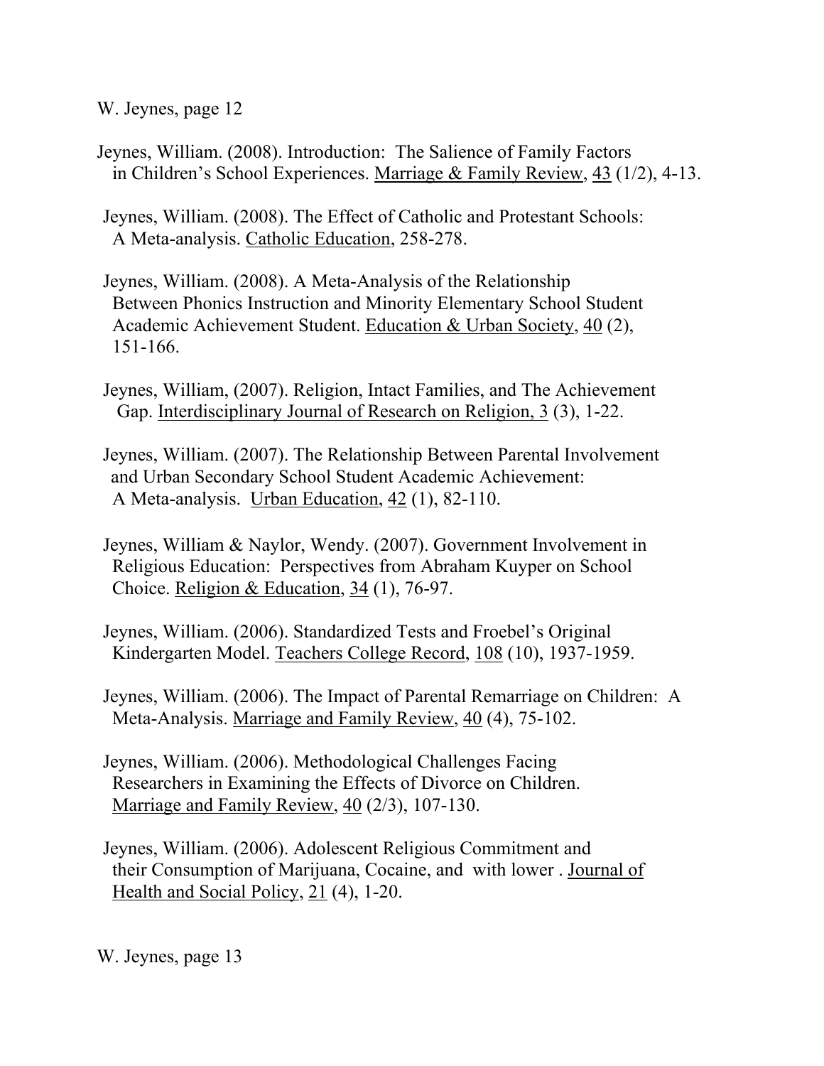Jeynes, William. (2008). Introduction: The Salience of Family Factors in Children's School Experiences. Marriage & Family Review, 43 (1/2), 4-13.

Jeynes, William. (2008). The Effect of Catholic and Protestant Schools: A Meta-analysis. Catholic Education, 258-278.

Jeynes, William. (2008). A Meta-Analysis of the Relationship Between Phonics Instruction and Minority Elementary School Student Academic Achievement Student. Education & Urban Society, 40 (2), 151-166.

Jeynes, William, (2007). Religion, Intact Families, and The Achievement Gap. Interdisciplinary Journal of Research on Religion, 3 (3), 1-22.

Jeynes, William. (2007). The Relationship Between Parental Involvement and Urban Secondary School Student Academic Achievement: A Meta-analysis. Urban Education, 42 (1), 82-110.

Jeynes, William & Naylor, Wendy. (2007). Government Involvement in Religious Education: Perspectives from Abraham Kuyper on School Choice. Religion & Education, 34 (1), 76-97.

Jeynes, William. (2006). Standardized Tests and Froebel's Original Kindergarten Model. Teachers College Record, 108 (10), 1937-1959.

Jeynes, William. (2006). The Impact of Parental Remarriage on Children: A Meta-Analysis. Marriage and Family Review, 40 (4), 75-102.

Jeynes, William. (2006). Methodological Challenges Facing Researchers in Examining the Effects of Divorce on Children. Marriage and Family Review, 40 (2/3), 107-130.

Jeynes, William. (2006). Adolescent Religious Commitment and their Consumption of Marijuana, Cocaine, and with lower . Journal of Health and Social Policy, 21 (4), 1-20.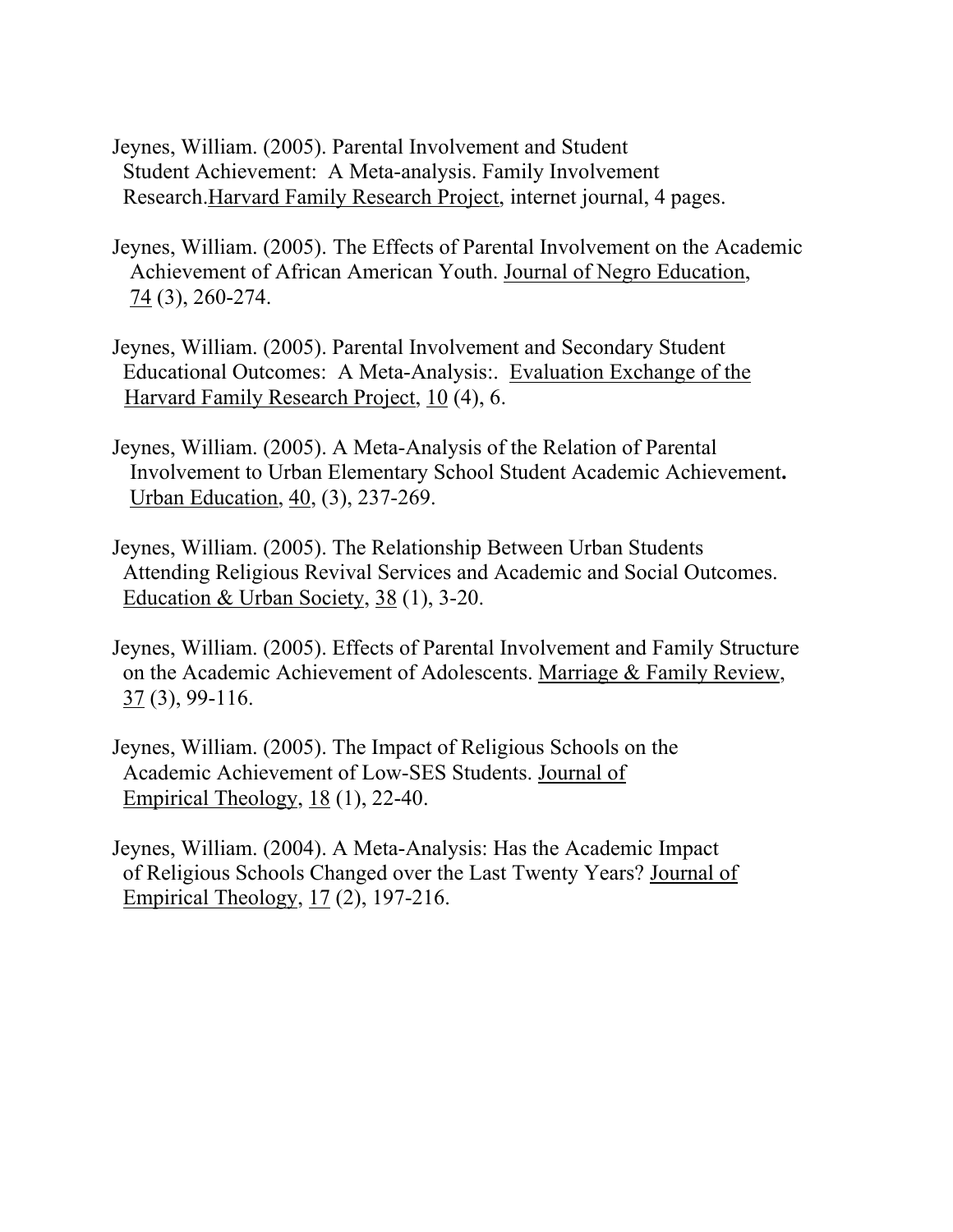Jeynes, William. (2005). Parental Involvement and Student Student Achievement: A Meta-analysis. Family Involvement Research.Harvard Family Research Project, internet journal, 4 pages.

Jeynes, William. (2005). The Effects of Parental Involvement on the Academic Achievement of African American Youth. Journal of Negro Education, 74 (3), 260-274.

Jeynes, William. (2005). Parental Involvement and Secondary Student Educational Outcomes: A Meta-Analysis:. Evaluation Exchange of the Harvard Family Research Project, 10 (4), 6.

Jeynes, William. (2005). A Meta-Analysis of the Relation of Parental Involvement to Urban Elementary School Student Academic Achievement**.** Urban Education, 40, (3), 237-269.

Jeynes, William. (2005). The Relationship Between Urban Students Attending Religious Revival Services and Academic and Social Outcomes. Education & Urban Society, 38 (1), 3-20.

Jeynes, William. (2005). Effects of Parental Involvement and Family Structure on the Academic Achievement of Adolescents. Marriage & Family Review, 37 (3), 99-116.

Jeynes, William. (2005). The Impact of Religious Schools on the Academic Achievement of Low-SES Students. Journal of Empirical Theology, 18 (1), 22-40.

Jeynes, William. (2004). A Meta-Analysis: Has the Academic Impact of Religious Schools Changed over the Last Twenty Years? Journal of Empirical Theology, 17 (2), 197-216.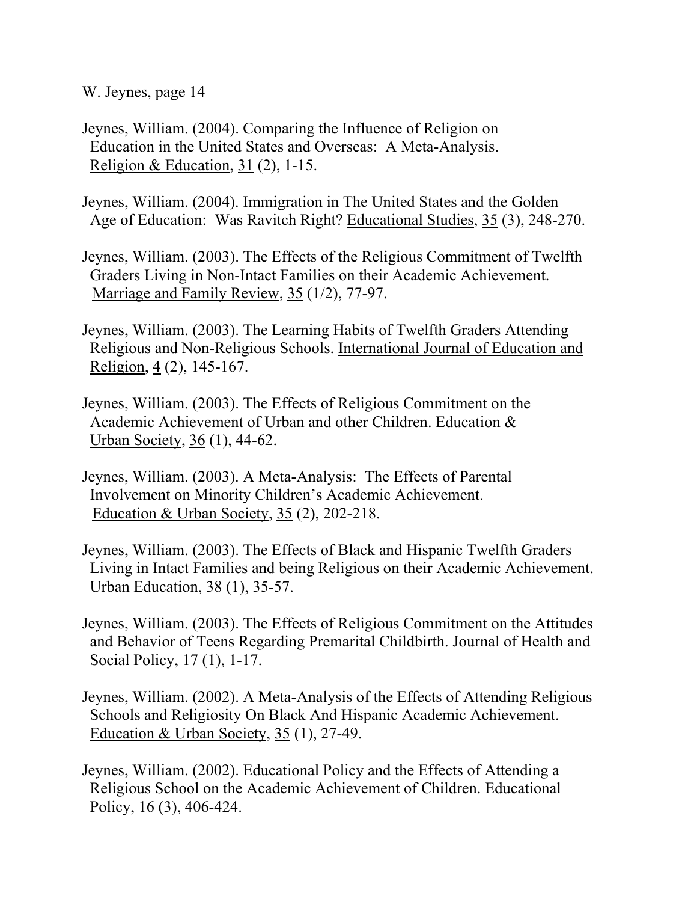Jeynes, William. (2004). Comparing the Influence of Religion on Education in the United States and Overseas: A Meta-Analysis. Religion & Education, 31 (2), 1-15.

Jeynes, William. (2004). Immigration in The United States and the Golden Age of Education: Was Ravitch Right? Educational Studies, 35 (3), 248-270.

Jeynes, William. (2003). The Effects of the Religious Commitment of Twelfth Graders Living in Non-Intact Families on their Academic Achievement. Marriage and Family Review, 35 (1/2), 77-97.

Jeynes, William. (2003). The Learning Habits of Twelfth Graders Attending Religious and Non-Religious Schools. International Journal of Education and Religion, 4 (2), 145-167.

Jeynes, William. (2003). The Effects of Religious Commitment on the Academic Achievement of Urban and other Children. Education & Urban Society, 36 (1), 44-62.

Jeynes, William. (2003). A Meta-Analysis: The Effects of Parental Involvement on Minority Children's Academic Achievement. Education & Urban Society, 35 (2), 202-218.

Jeynes, William. (2003). The Effects of Black and Hispanic Twelfth Graders Living in Intact Families and being Religious on their Academic Achievement. Urban Education, 38 (1), 35-57.

Jeynes, William. (2003). The Effects of Religious Commitment on the Attitudes and Behavior of Teens Regarding Premarital Childbirth. Journal of Health and Social Policy, 17 (1), 1-17.

Jeynes, William. (2002). A Meta-Analysis of the Effects of Attending Religious Schools and Religiosity On Black And Hispanic Academic Achievement. Education & Urban Society, 35 (1), 27-49.

Jeynes, William. (2002). Educational Policy and the Effects of Attending a Religious School on the Academic Achievement of Children. Educational Policy, 16 (3), 406-424.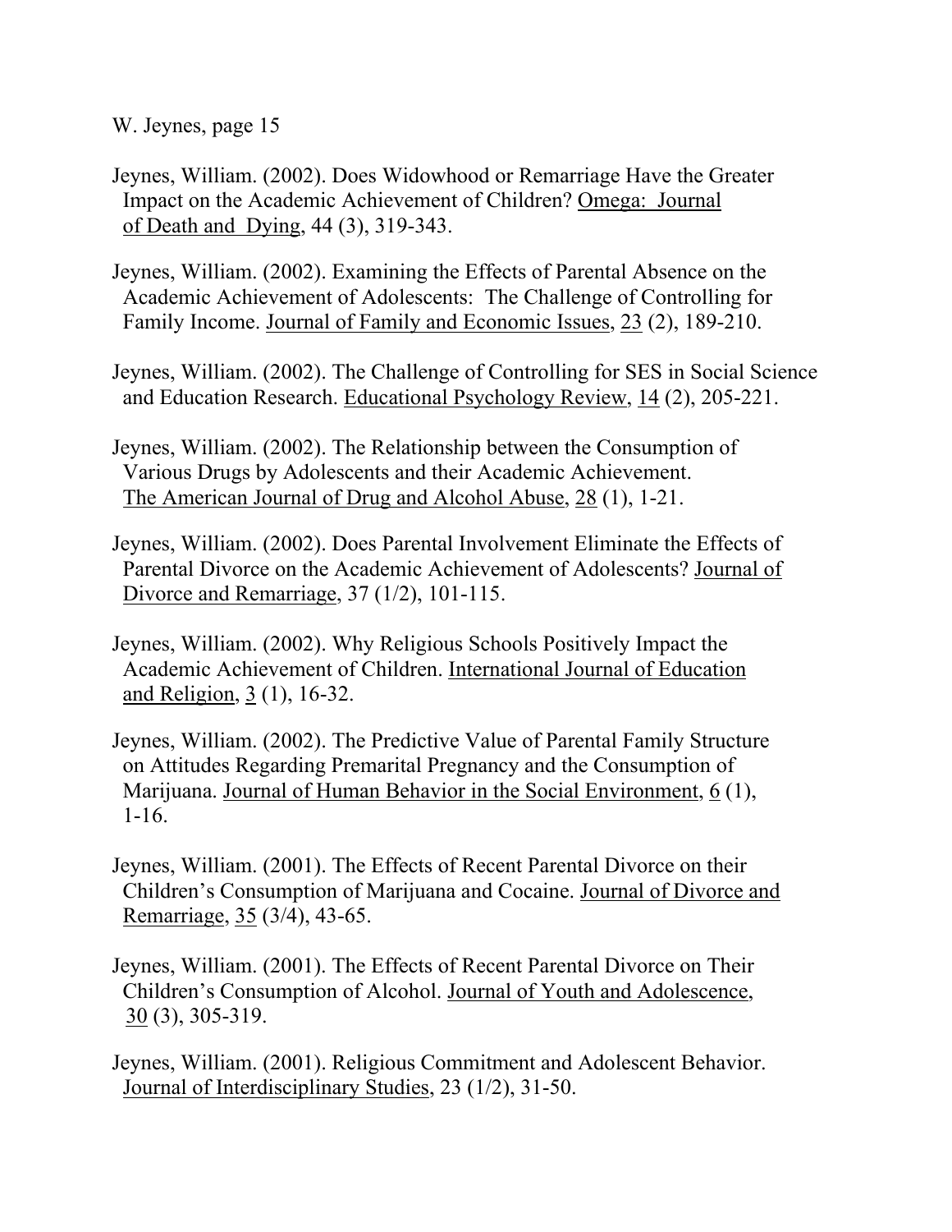Jeynes, William. (2002). Does Widowhood or Remarriage Have the Greater Impact on the Academic Achievement of Children? Omega: Journal of Death and Dying, 44 (3), 319-343.

Jeynes, William. (2002). Examining the Effects of Parental Absence on the Academic Achievement of Adolescents: The Challenge of Controlling for Family Income. Journal of Family and Economic Issues, 23 (2), 189-210.

Jeynes, William. (2002). The Challenge of Controlling for SES in Social Science and Education Research. Educational Psychology Review, 14 (2), 205-221.

Jeynes, William. (2002). The Relationship between the Consumption of Various Drugs by Adolescents and their Academic Achievement. The American Journal of Drug and Alcohol Abuse, 28 (1), 1-21.

Jeynes, William. (2002). Does Parental Involvement Eliminate the Effects of Parental Divorce on the Academic Achievement of Adolescents? Journal of Divorce and Remarriage, 37 (1/2), 101-115.

Jeynes, William. (2002). Why Religious Schools Positively Impact the Academic Achievement of Children. International Journal of Education and Religion, 3 (1), 16-32.

Jeynes, William. (2002). The Predictive Value of Parental Family Structure on Attitudes Regarding Premarital Pregnancy and the Consumption of Marijuana. Journal of Human Behavior in the Social Environment, 6 (1), 1-16.

Jeynes, William. (2001). The Effects of Recent Parental Divorce on their Children's Consumption of Marijuana and Cocaine. Journal of Divorce and Remarriage, 35 (3/4), 43-65.

Jeynes, William. (2001). The Effects of Recent Parental Divorce on Their Children's Consumption of Alcohol. Journal of Youth and Adolescence, 30 (3), 305-319.

Jeynes, William. (2001). Religious Commitment and Adolescent Behavior. Journal of Interdisciplinary Studies, 23 (1/2), 31-50.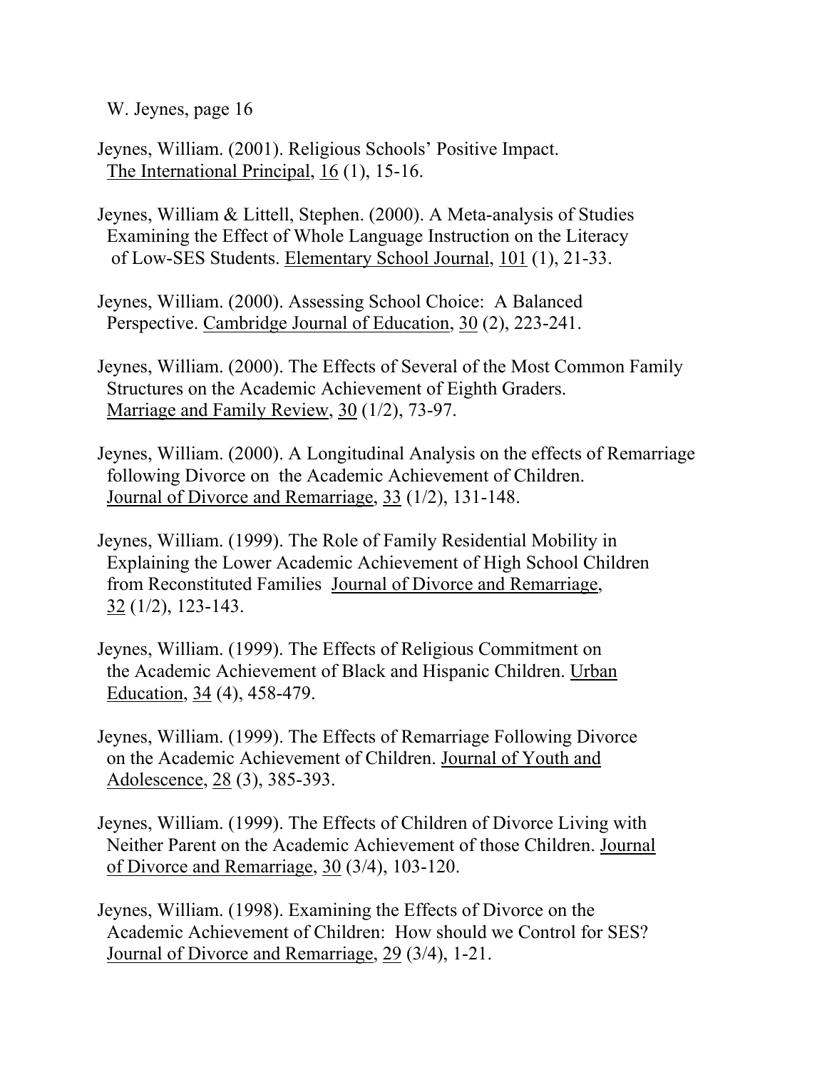Jeynes, William. (2001). Religious Schools' Positive Impact. The International Principal, 16 (1), 15-16.

Jeynes, William & Littell, Stephen. (2000). A Meta-analysis of Studies Examining the Effect of Whole Language Instruction on the Literacy of Low-SES Students. Elementary School Journal, 101 (1), 21-33.

Jeynes, William. (2000). Assessing School Choice: A Balanced Perspective. Cambridge Journal of Education, 30 (2), 223-241.

Jeynes, William. (2000). The Effects of Several of the Most Common Family Structures on the Academic Achievement of Eighth Graders. Marriage and Family Review, 30 (1/2), 73-97.

Jeynes, William. (2000). A Longitudinal Analysis on the effects of Remarriage following Divorce on the Academic Achievement of Children. Journal of Divorce and Remarriage, 33 (1/2), 131-148.

Jeynes, William. (1999). The Role of Family Residential Mobility in Explaining the Lower Academic Achievement of High School Children from Reconstituted Families Journal of Divorce and Remarriage, 32 (1/2), 123-143.

Jeynes, William. (1999). The Effects of Religious Commitment on the Academic Achievement of Black and Hispanic Children. Urban Education, 34 (4), 458-479.

Jeynes, William. (1999). The Effects of Remarriage Following Divorce on the Academic Achievement of Children. Journal of Youth and Adolescence, 28 (3), 385-393.

Jeynes, William. (1999). The Effects of Children of Divorce Living with Neither Parent on the Academic Achievement of those Children. Journal of Divorce and Remarriage, 30 (3/4), 103-120.

Jeynes, William. (1998). Examining the Effects of Divorce on the Academic Achievement of Children: How should we Control for SES? Journal of Divorce and Remarriage, 29 (3/4), 1-21.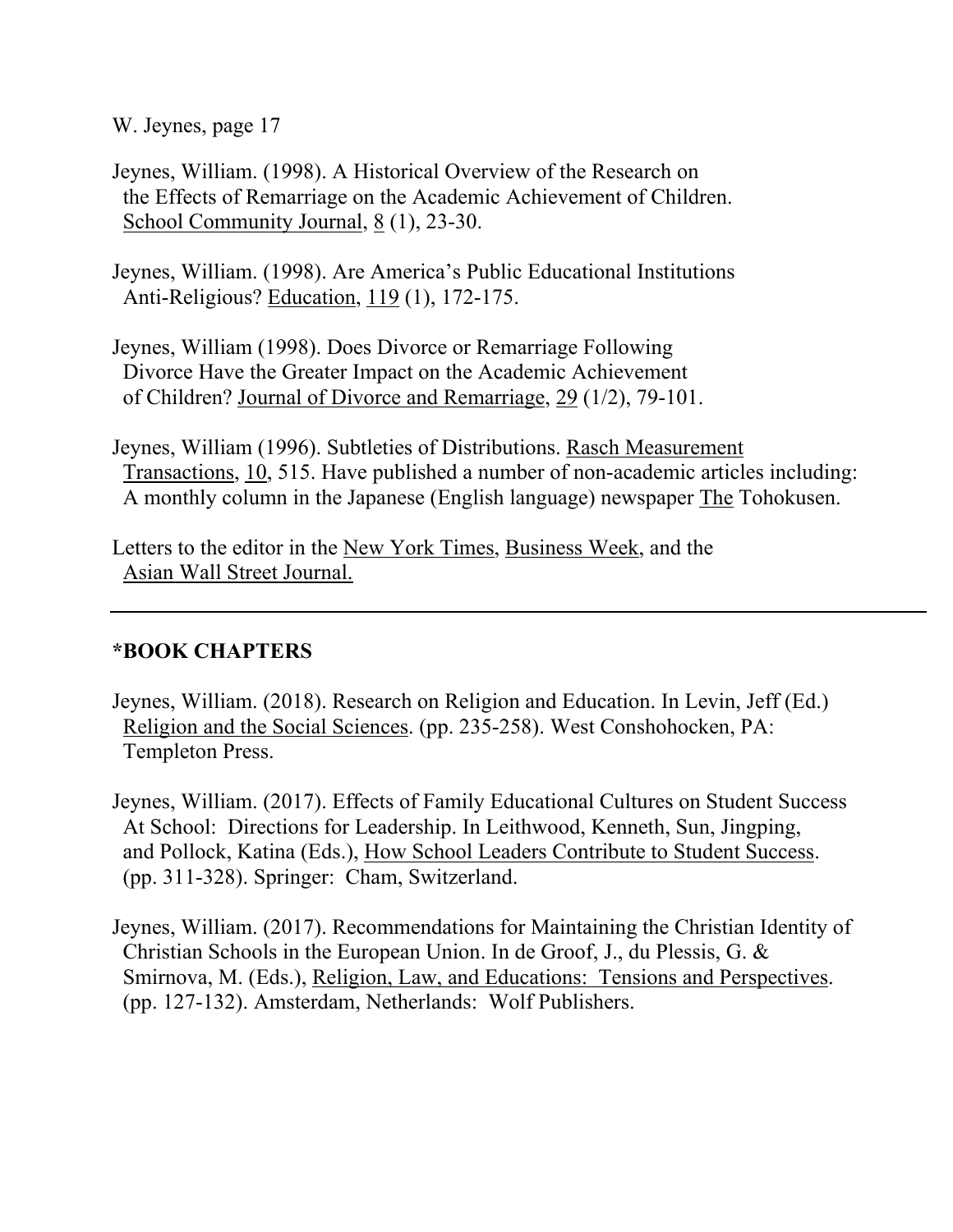Jeynes, William. (1998). A Historical Overview of the Research on the Effects of Remarriage on the Academic Achievement of Children. School Community Journal, 8 (1), 23-30.

Jeynes, William. (1998). Are America's Public Educational Institutions Anti-Religious? Education, 119 (1), 172-175.

Jeynes, William (1998). Does Divorce or Remarriage Following Divorce Have the Greater Impact on the Academic Achievement of Children? Journal of Divorce and Remarriage, 29 (1/2), 79-101.

Jeynes, William (1996). Subtleties of Distributions. Rasch Measurement Transactions, 10, 515. Have published a number of non-academic articles including: A monthly column in the Japanese (English language) newspaper The Tohokusen.

Letters to the editor in the New York Times, Business Week, and the Asian Wall Street Journal.

---

## *BOOK CHAPTERS

Jeynes, William. (2018). Research on Religion and Education. In Levin, Jeff (Ed.) Religion and the Social Sciences. (pp. 235-258). West Conshohocken, PA: Templeton Press.

Jeynes, William. (2017). Effects of Family Educational Cultures on Student Success At School: Directions for Leadership. In Leithwood, Kenneth, Sun, Jingping, and Pollock, Katina (Eds.), How School Leaders Contribute to Student Success. (pp. 311-328). Springer: Cham, Switzerland.

Jeynes, William. (2017). Recommendations for Maintaining the Christian Identity of Christian Schools in the European Union. In de Groof, J., du Plessis, G. & Smirnova, M. (Eds.), Religion, Law, and Educations: Tensions and Perspectives. (pp. 127-132). Amsterdam, Netherlands: Wolf Publishers.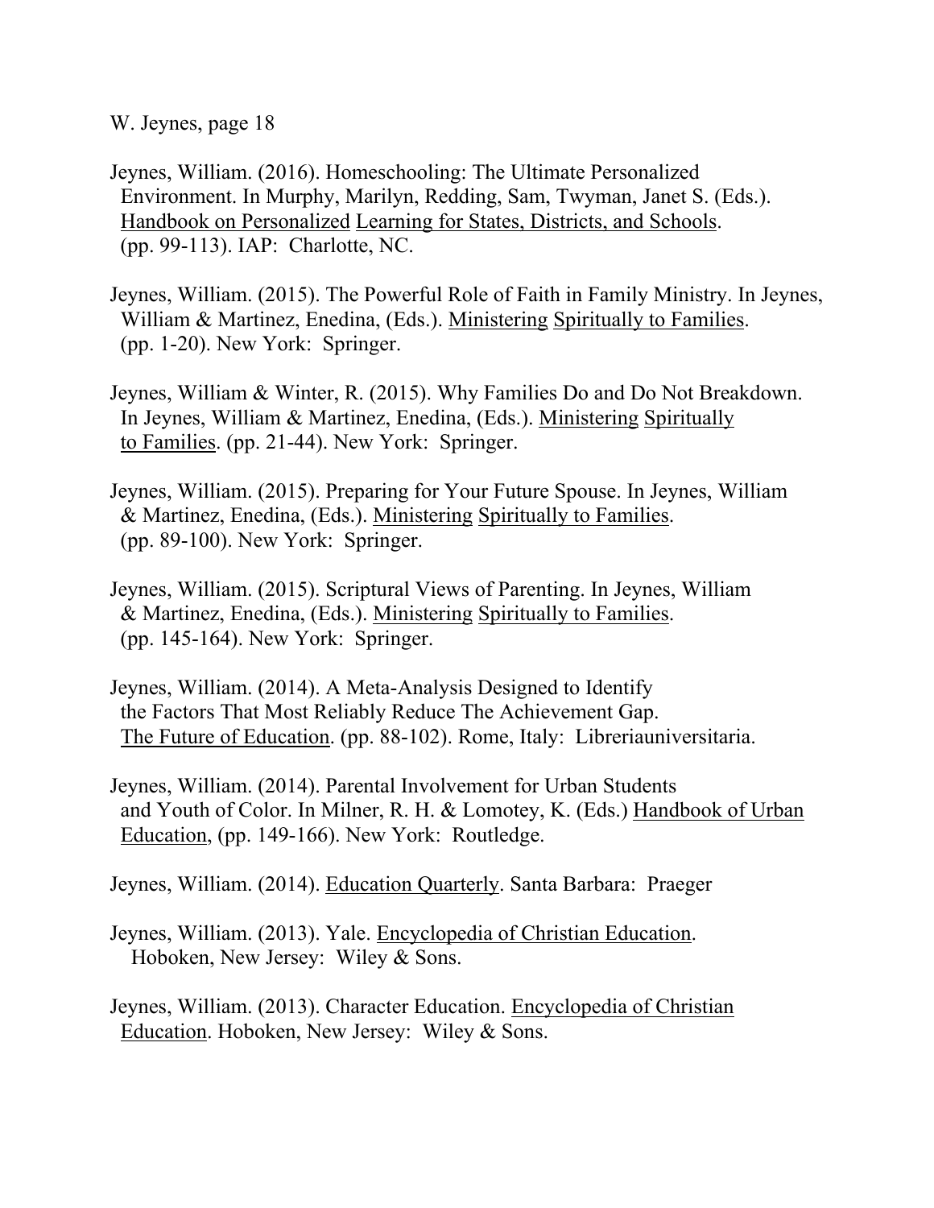Jeynes, William. (2016). Homeschooling: The Ultimate Personalized Environment. In Murphy, Marilyn, Redding, Sam, Twyman, Janet S. (Eds.). Handbook on Personalized Learning for States, Districts, and Schools. (pp. 99-113). IAP: Charlotte, NC.

Jeynes, William. (2015). The Powerful Role of Faith in Family Ministry. In Jeynes, William & Martinez, Enedina, (Eds.). Ministering Spiritually to Families. (pp. 1-20). New York: Springer.

Jeynes, William & Winter, R. (2015). Why Families Do and Do Not Breakdown. In Jeynes, William & Martinez, Enedina, (Eds.). Ministering Spiritually to Families. (pp. 21-44). New York: Springer.

Jeynes, William. (2015). Preparing for Your Future Spouse. In Jeynes, William & Martinez, Enedina, (Eds.). Ministering Spiritually to Families. (pp. 89-100). New York: Springer.

Jeynes, William. (2015). Scriptural Views of Parenting. In Jeynes, William & Martinez, Enedina, (Eds.). Ministering Spiritually to Families. (pp. 145-164). New York: Springer.

Jeynes, William. (2014). A Meta-Analysis Designed to Identify the Factors That Most Reliably Reduce The Achievement Gap. The Future of Education. (pp. 88-102). Rome, Italy: Libreriauniversitaria.

Jeynes, William. (2014). Parental Involvement for Urban Students and Youth of Color. In Milner, R. H. & Lomotey, K. (Eds.) Handbook of Urban Education, (pp. 149-166). New York: Routledge.

Jeynes, William. (2014). Education Quarterly. Santa Barbara: Praeger

Jeynes, William. (2013). Yale. Encyclopedia of Christian Education. Hoboken, New Jersey: Wiley & Sons.

Jeynes, William. (2013). Character Education. Encyclopedia of Christian Education. Hoboken, New Jersey: Wiley & Sons.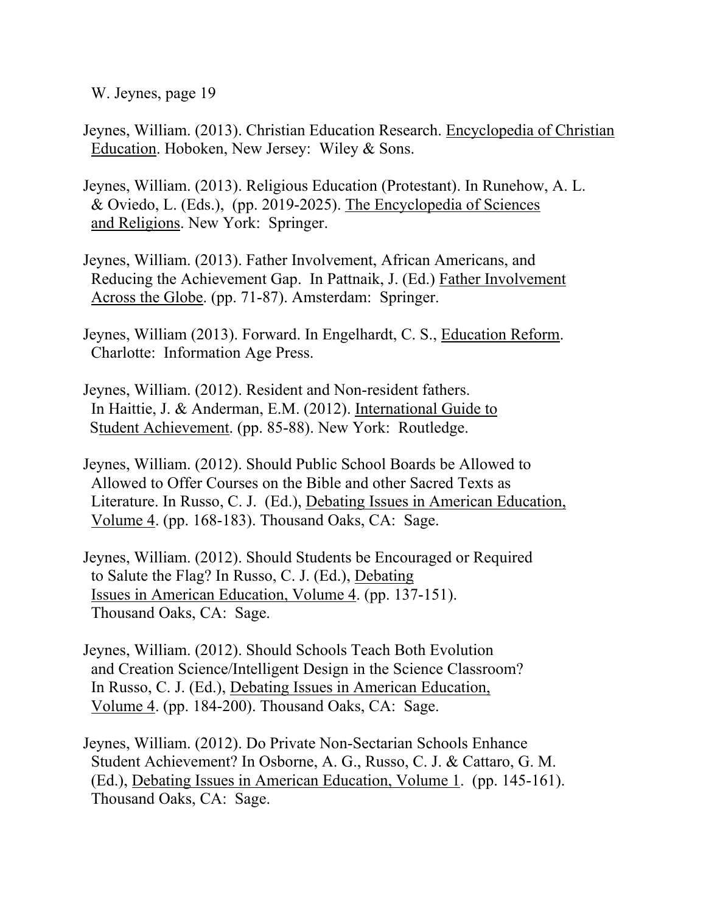Jeynes, William. (2013). Christian Education Research. <u>Encyclopedia of Christian Education</u>. Hoboken, New Jersey: Wiley & Sons.

Jeynes, William. (2013). Religious Education (Protestant). In Runehow, A. L. & Oviedo, L. (Eds.), (pp. 2019-2025). <u>The Encyclopedia of Sciences and Religions</u>. New York: Springer.

Jeynes, William. (2013). Father Involvement, African Americans, and Reducing the Achievement Gap. In Pattnaik, J. (Ed.) <u>Father Involvement Across the Globe</u>. (pp. 71-87). Amsterdam: Springer.

Jeynes, William (2013). Forward. In Engelhardt, C. S., <u>Education Reform</u>. Charlotte: Information Age Press.

Jeynes, William. (2012). Resident and Non-resident fathers. In Haittie, J. & Anderman, E.M. (2012). <u>International Guide to Student Achievement</u>. (pp. 85-88). New York: Routledge.

Jeynes, William. (2012). Should Public School Boards be Allowed to Allowed to Offer Courses on the Bible and other Sacred Texts as Literature. In Russo, C. J. (Ed.), <u>Debating Issues in American Education, Volume 4</u>. (pp. 168-183). Thousand Oaks, CA: Sage.

Jeynes, William. (2012). Should Students be Encouraged or Required to Salute the Flag? In Russo, C. J. (Ed.), <u>Debating Issues in American Education, Volume 4</u>. (pp. 137-151). Thousand Oaks, CA: Sage.

Jeynes, William. (2012). Should Schools Teach Both Evolution and Creation Science/Intelligent Design in the Science Classroom? In Russo, C. J. (Ed.), <u>Debating Issues in American Education, Volume 4</u>. (pp. 184-200). Thousand Oaks, CA: Sage.

Jeynes, William. (2012). Do Private Non-Sectarian Schools Enhance Student Achievement? In Osborne, A. G., Russo, C. J. & Cattaro, G. M. (Ed.), <u>Debating Issues in American Education, Volume 1</u>. (pp. 145-161). Thousand Oaks, CA: Sage.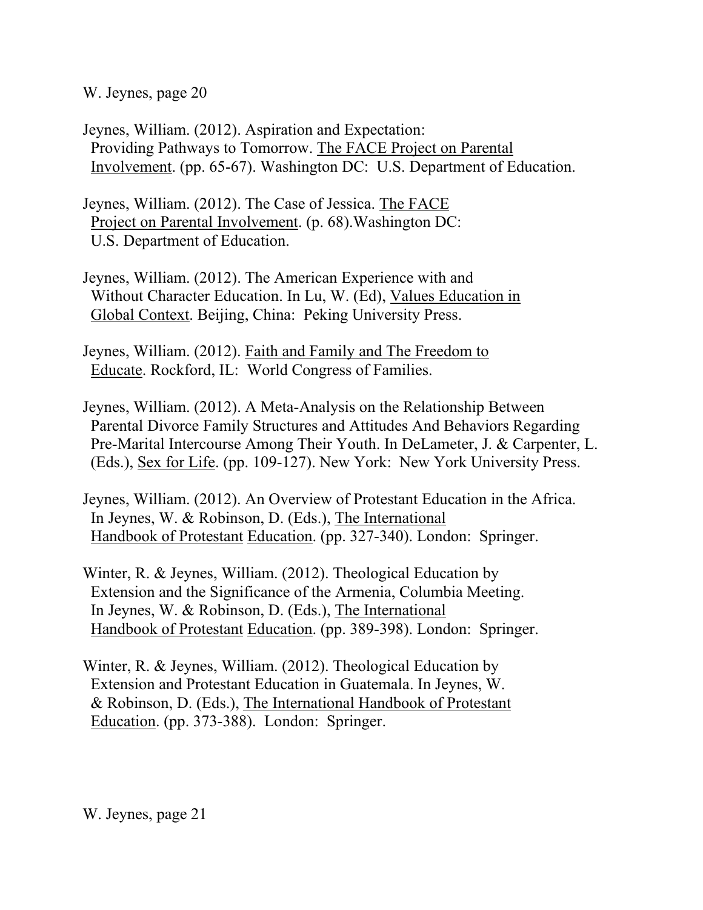Jeynes, William. (2012). Aspiration and Expectation: Providing Pathways to Tomorrow. The FACE Project on Parental Involvement. (pp. 65-67). Washington DC: U.S. Department of Education.

Jeynes, William. (2012). The Case of Jessica. The FACE Project on Parental Involvement. (p. 68).Washington DC: U.S. Department of Education.

Jeynes, William. (2012). The American Experience with and Without Character Education. In Lu, W. (Ed), Values Education in Global Context. Beijing, China: Peking University Press.

Jeynes, William. (2012). Faith and Family and The Freedom to Educate. Rockford, IL: World Congress of Families.

Jeynes, William. (2012). A Meta-Analysis on the Relationship Between Parental Divorce Family Structures and Attitudes And Behaviors Regarding Pre-Marital Intercourse Among Their Youth. In DeLameter, J. & Carpenter, L. (Eds.), Sex for Life. (pp. 109-127). New York: New York University Press.

Jeynes, William. (2012). An Overview of Protestant Education in the Africa. In Jeynes, W. & Robinson, D. (Eds.), The International Handbook of Protestant Education. (pp. 327-340). London: Springer.

Winter, R. & Jeynes, William. (2012). Theological Education by Extension and the Significance of the Armenia, Columbia Meeting. In Jeynes, W. & Robinson, D. (Eds.), The International Handbook of Protestant Education. (pp. 389-398). London: Springer.

Winter, R. & Jeynes, William. (2012). Theological Education by Extension and Protestant Education in Guatemala. In Jeynes, W. & Robinson, D. (Eds.), The International Handbook of Protestant Education. (pp. 373-388). London: Springer.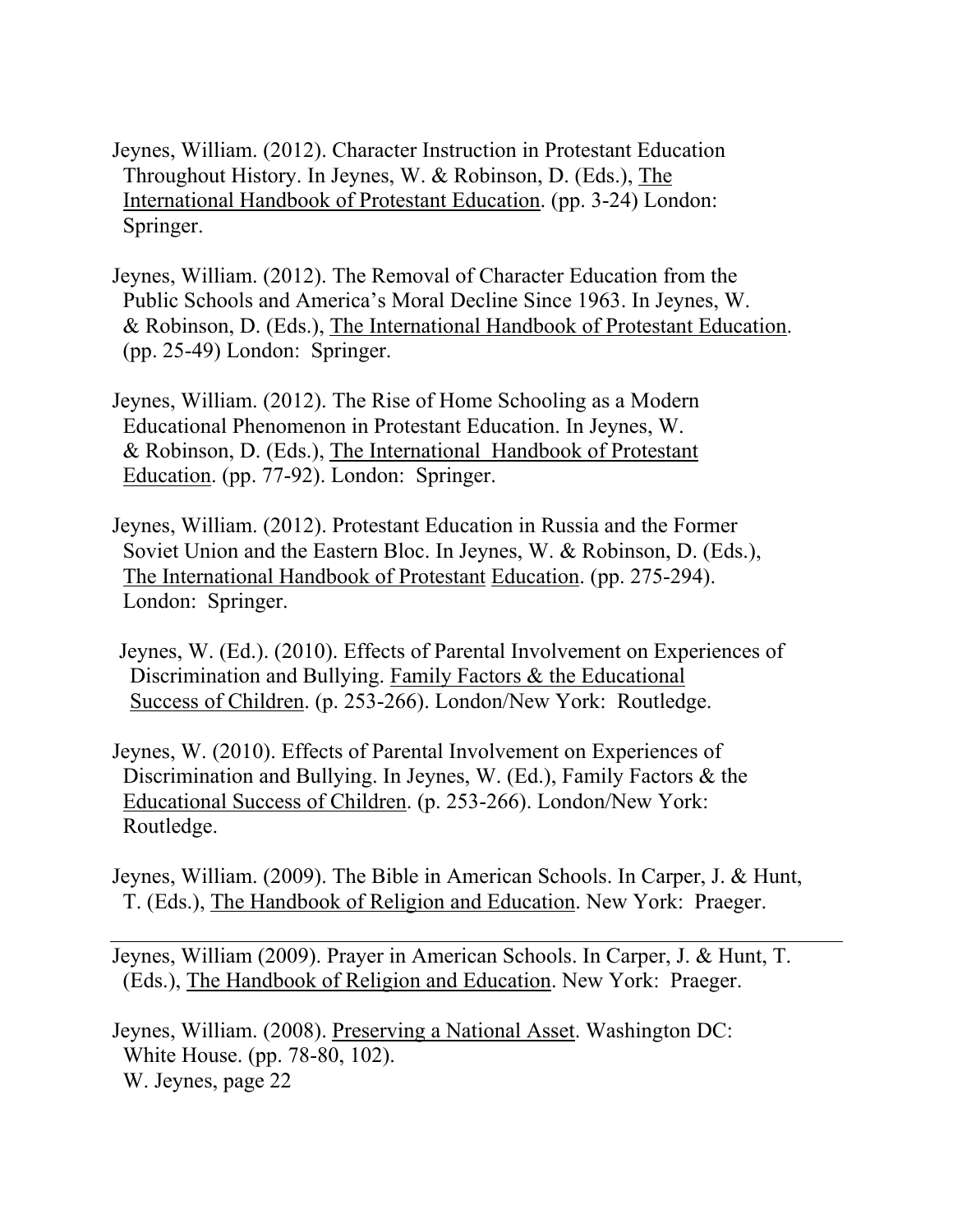Jeynes, William. (2012). Character Instruction in Protestant Education Throughout History. In Jeynes, W. & Robinson, D. (Eds.), The International Handbook of Protestant Education. (pp. 3-24) London: Springer.

Jeynes, William. (2012). The Removal of Character Education from the Public Schools and America's Moral Decline Since 1963. In Jeynes, W. & Robinson, D. (Eds.), The International Handbook of Protestant Education. (pp. 25-49) London: Springer.

Jeynes, William. (2012). The Rise of Home Schooling as a Modern Educational Phenomenon in Protestant Education. In Jeynes, W. & Robinson, D. (Eds.), The International Handbook of Protestant Education. (pp. 77-92). London: Springer.

Jeynes, William. (2012). Protestant Education in Russia and the Former Soviet Union and the Eastern Bloc. In Jeynes, W. & Robinson, D. (Eds.), The International Handbook of Protestant Education. (pp. 275-294). London: Springer.

Jeynes, W. (Ed.). (2010). Effects of Parental Involvement on Experiences of Discrimination and Bullying. Family Factors & the Educational Success of Children. (p. 253-266). London/New York: Routledge.

Jeynes, W. (2010). Effects of Parental Involvement on Experiences of Discrimination and Bullying. In Jeynes, W. (Ed.), Family Factors & the Educational Success of Children. (p. 253-266). London/New York: Routledge.

Jeynes, William. (2009). The Bible in American Schools. In Carper, J. & Hunt, T. (Eds.), The Handbook of Religion and Education. New York: Praeger.

---

Jeynes, William (2009). Prayer in American Schools. In Carper, J. & Hunt, T. (Eds.), The Handbook of Religion and Education. New York: Praeger.

Jeynes, William. (2008). Preserving a National Asset. Washington DC: White House. (pp. 78-80, 102).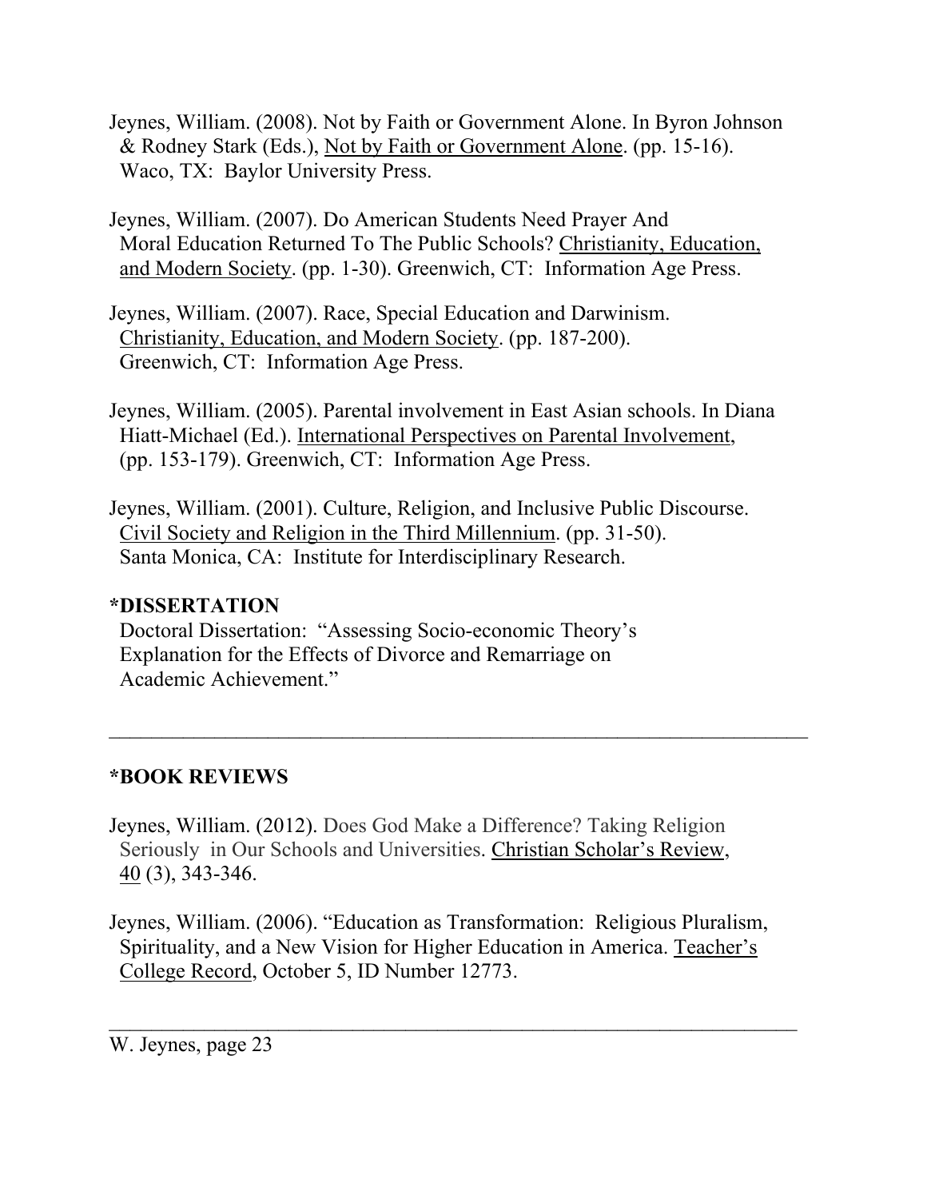Jeynes, William. (2008). Not by Faith or Government Alone. In Byron Johnson & Rodney Stark (Eds.), Not by Faith or Government Alone. (pp. 15-16). Waco, TX: Baylor University Press.

Jeynes, William. (2007). Do American Students Need Prayer And Moral Education Returned To The Public Schools? Christianity, Education, and Modern Society. (pp. 1-30). Greenwich, CT: Information Age Press.

Jeynes, William. (2007). Race, Special Education and Darwinism. Christianity, Education, and Modern Society. (pp. 187-200). Greenwich, CT: Information Age Press.

Jeynes, William. (2005). Parental involvement in East Asian schools. In Diana Hiatt-Michael (Ed.). International Perspectives on Parental Involvement, (pp. 153-179). Greenwich, CT: Information Age Press.

Jeynes, William. (2001). Culture, Religion, and Inclusive Public Discourse. Civil Society and Religion in the Third Millennium. (pp. 31-50). Santa Monica, CA: Institute for Interdisciplinary Research.

**\*DISSERTATION**

Doctoral Dissertation: "Assessing Socio-economic Theory's Explanation for the Effects of Divorce and Remarriage on Academic Achievement."

---

## *BOOK REVIEWS

Jeynes, William. (2012). Does God Make a Difference? Taking Religion Seriously in Our Schools and Universities. Christian Scholar's Review, 40 (3), 343-346.

Jeynes, William. (2006). "Education as Transformation: Religious Pluralism, Spirituality, and a New Vision for Higher Education in America. Teacher's College Record, October 5, ID Number 12773.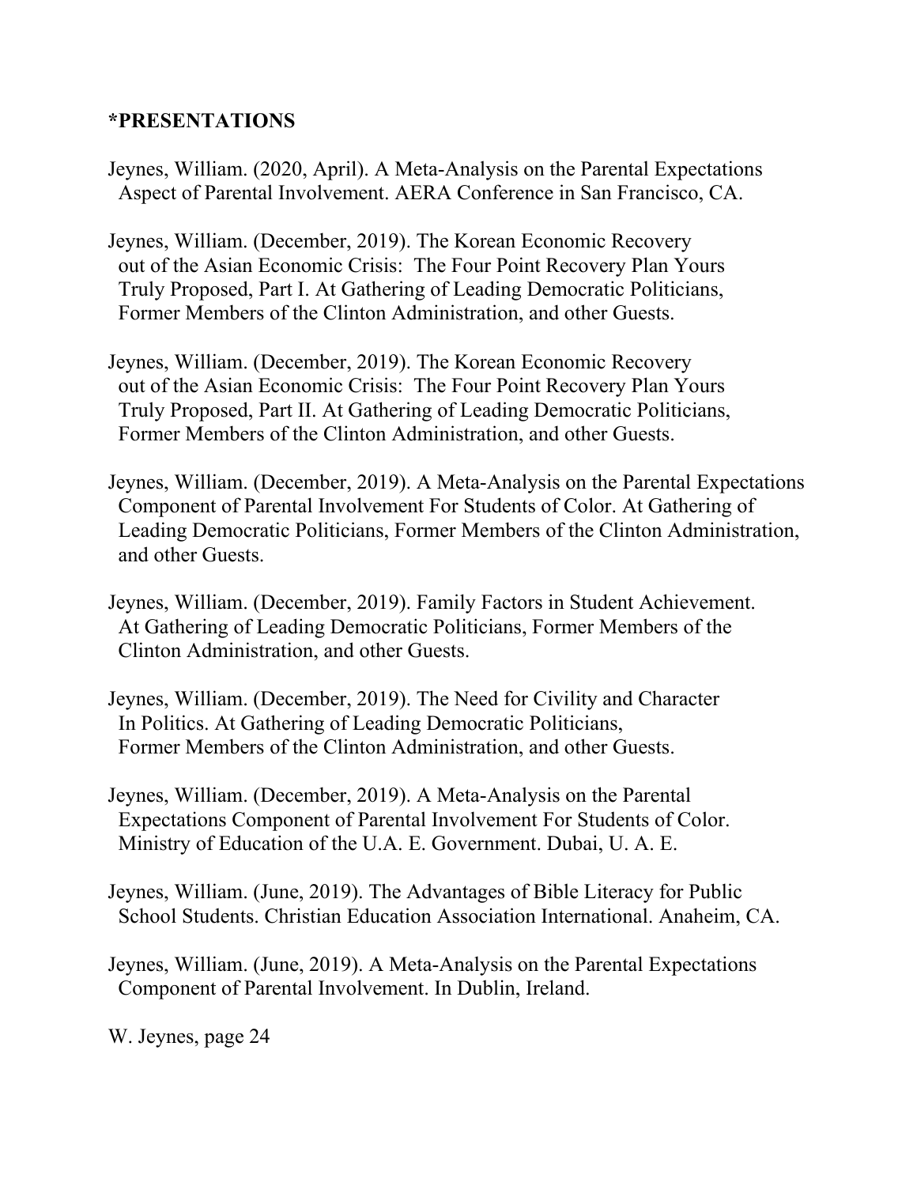## *PRESENTATIONS

Jeynes, William. (2020, April). A Meta-Analysis on the Parental Expectations Aspect of Parental Involvement. AERA Conference in San Francisco, CA.

Jeynes, William. (December, 2019). The Korean Economic Recovery out of the Asian Economic Crisis: The Four Point Recovery Plan Yours Truly Proposed, Part I. At Gathering of Leading Democratic Politicians, Former Members of the Clinton Administration, and other Guests.

Jeynes, William. (December, 2019). The Korean Economic Recovery out of the Asian Economic Crisis: The Four Point Recovery Plan Yours Truly Proposed, Part II. At Gathering of Leading Democratic Politicians, Former Members of the Clinton Administration, and other Guests.

Jeynes, William. (December, 2019). A Meta-Analysis on the Parental Expectations Component of Parental Involvement For Students of Color. At Gathering of Leading Democratic Politicians, Former Members of the Clinton Administration, and other Guests.

Jeynes, William. (December, 2019). Family Factors in Student Achievement. At Gathering of Leading Democratic Politicians, Former Members of the Clinton Administration, and other Guests.

Jeynes, William. (December, 2019). The Need for Civility and Character In Politics. At Gathering of Leading Democratic Politicians, Former Members of the Clinton Administration, and other Guests.

Jeynes, William. (December, 2019). A Meta-Analysis on the Parental Expectations Component of Parental Involvement For Students of Color. Ministry of Education of the U.A. E. Government. Dubai, U. A. E.

Jeynes, William. (June, 2019). The Advantages of Bible Literacy for Public School Students. Christian Education Association International. Anaheim, CA.

Jeynes, William. (June, 2019). A Meta-Analysis on the Parental Expectations Component of Parental Involvement. In Dublin, Ireland.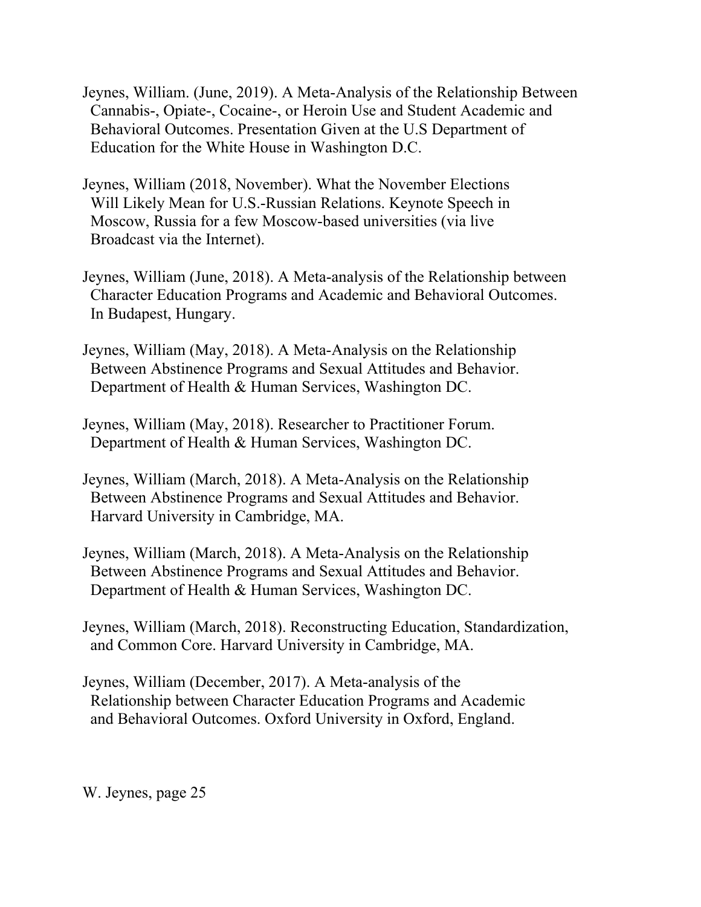Jeynes, William. (June, 2019). A Meta-Analysis of the Relationship Between Cannabis-, Opiate-, Cocaine-, or Heroin Use and Student Academic and Behavioral Outcomes. Presentation Given at the U.S Department of Education for the White House in Washington D.C.

Jeynes, William (2018, November). What the November Elections Will Likely Mean for U.S.-Russian Relations. Keynote Speech in Moscow, Russia for a few Moscow-based universities (via live Broadcast via the Internet).

Jeynes, William (June, 2018). A Meta-analysis of the Relationship between Character Education Programs and Academic and Behavioral Outcomes. In Budapest, Hungary.

Jeynes, William (May, 2018). A Meta-Analysis on the Relationship Between Abstinence Programs and Sexual Attitudes and Behavior. Department of Health & Human Services, Washington DC.

Jeynes, William (May, 2018). Researcher to Practitioner Forum. Department of Health & Human Services, Washington DC.

Jeynes, William (March, 2018). A Meta-Analysis on the Relationship Between Abstinence Programs and Sexual Attitudes and Behavior. Harvard University in Cambridge, MA.

Jeynes, William (March, 2018). A Meta-Analysis on the Relationship Between Abstinence Programs and Sexual Attitudes and Behavior. Department of Health & Human Services, Washington DC.

Jeynes, William (March, 2018). Reconstructing Education, Standardization, and Common Core. Harvard University in Cambridge, MA.

Jeynes, William (December, 2017). A Meta-analysis of the Relationship between Character Education Programs and Academic and Behavioral Outcomes. Oxford University in Oxford, England.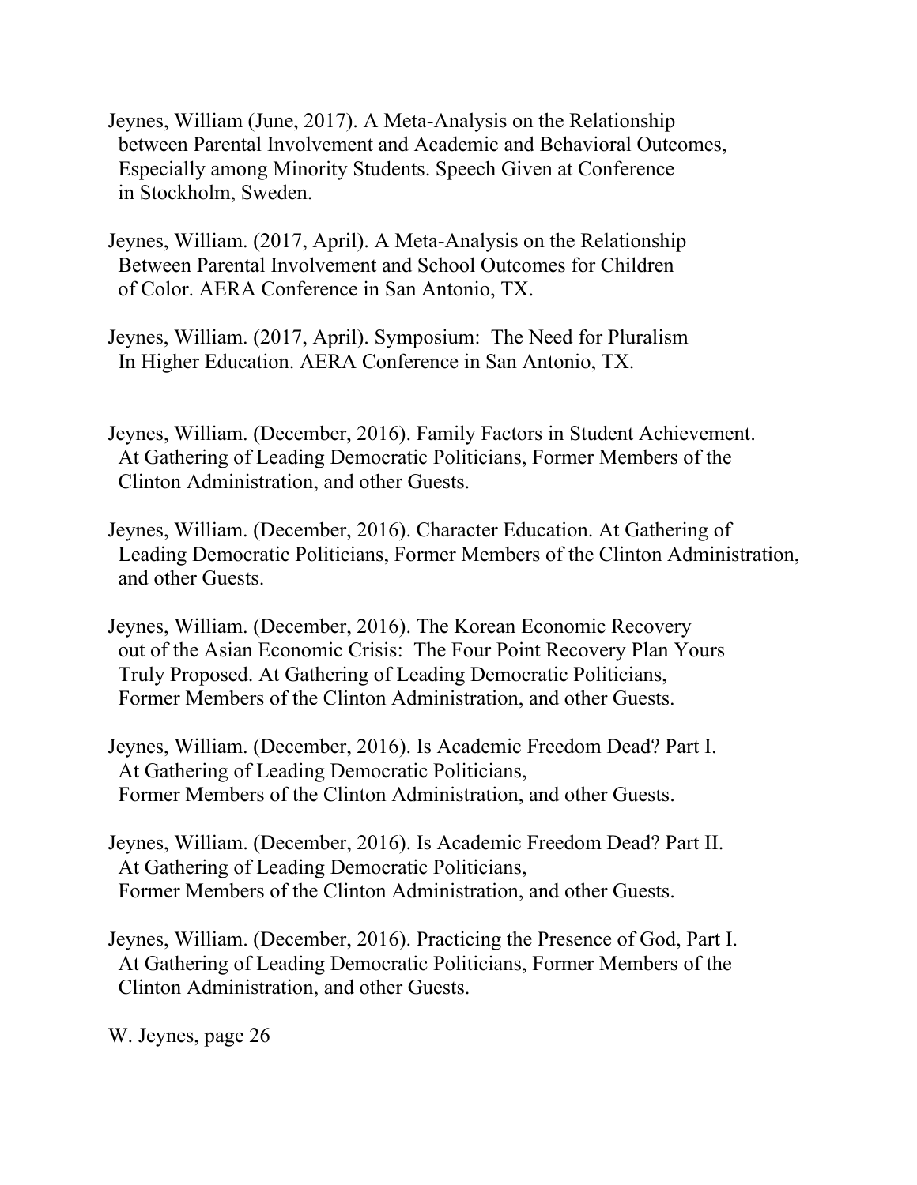Jeynes, William (June, 2017). A Meta-Analysis on the Relationship between Parental Involvement and Academic and Behavioral Outcomes, Especially among Minority Students. Speech Given at Conference in Stockholm, Sweden.

Jeynes, William. (2017, April). A Meta-Analysis on the Relationship Between Parental Involvement and School Outcomes for Children of Color. AERA Conference in San Antonio, TX.

Jeynes, William. (2017, April). Symposium: The Need for Pluralism In Higher Education. AERA Conference in San Antonio, TX.

Jeynes, William. (December, 2016). Family Factors in Student Achievement. At Gathering of Leading Democratic Politicians, Former Members of the Clinton Administration, and other Guests.

Jeynes, William. (December, 2016). Character Education. At Gathering of Leading Democratic Politicians, Former Members of the Clinton Administration, and other Guests.

Jeynes, William. (December, 2016). The Korean Economic Recovery out of the Asian Economic Crisis: The Four Point Recovery Plan Yours Truly Proposed. At Gathering of Leading Democratic Politicians, Former Members of the Clinton Administration, and other Guests.

Jeynes, William. (December, 2016). Is Academic Freedom Dead? Part I. At Gathering of Leading Democratic Politicians, Former Members of the Clinton Administration, and other Guests.

Jeynes, William. (December, 2016). Is Academic Freedom Dead? Part II. At Gathering of Leading Democratic Politicians, Former Members of the Clinton Administration, and other Guests.

Jeynes, William. (December, 2016). Practicing the Presence of God, Part I. At Gathering of Leading Democratic Politicians, Former Members of the Clinton Administration, and other Guests.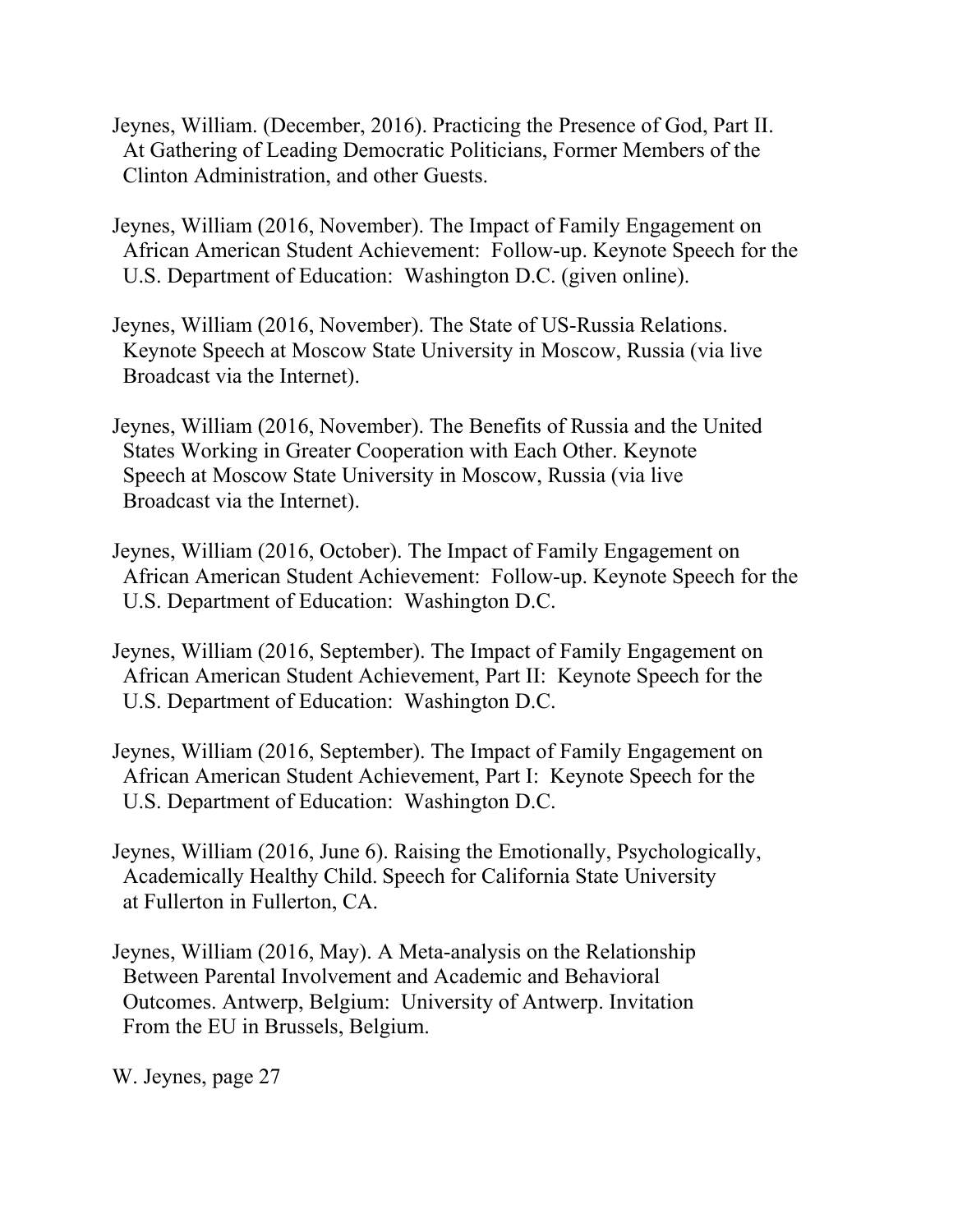Jeynes, William. (December, 2016). Practicing the Presence of God, Part II. At Gathering of Leading Democratic Politicians, Former Members of the Clinton Administration, and other Guests.

Jeynes, William (2016, November). The Impact of Family Engagement on African American Student Achievement: Follow-up. Keynote Speech for the U.S. Department of Education: Washington D.C. (given online).

Jeynes, William (2016, November). The State of US-Russia Relations. Keynote Speech at Moscow State University in Moscow, Russia (via live Broadcast via the Internet).

Jeynes, William (2016, November). The Benefits of Russia and the United States Working in Greater Cooperation with Each Other. Keynote Speech at Moscow State University in Moscow, Russia (via live Broadcast via the Internet).

Jeynes, William (2016, October). The Impact of Family Engagement on African American Student Achievement: Follow-up. Keynote Speech for the U.S. Department of Education: Washington D.C.

Jeynes, William (2016, September). The Impact of Family Engagement on African American Student Achievement, Part II: Keynote Speech for the U.S. Department of Education: Washington D.C.

Jeynes, William (2016, September). The Impact of Family Engagement on African American Student Achievement, Part I: Keynote Speech for the U.S. Department of Education: Washington D.C.

Jeynes, William (2016, June 6). Raising the Emotionally, Psychologically, Academically Healthy Child. Speech for California State University at Fullerton in Fullerton, CA.

Jeynes, William (2016, May). A Meta-analysis on the Relationship Between Parental Involvement and Academic and Behavioral Outcomes. Antwerp, Belgium: University of Antwerp. Invitation From the EU in Brussels, Belgium.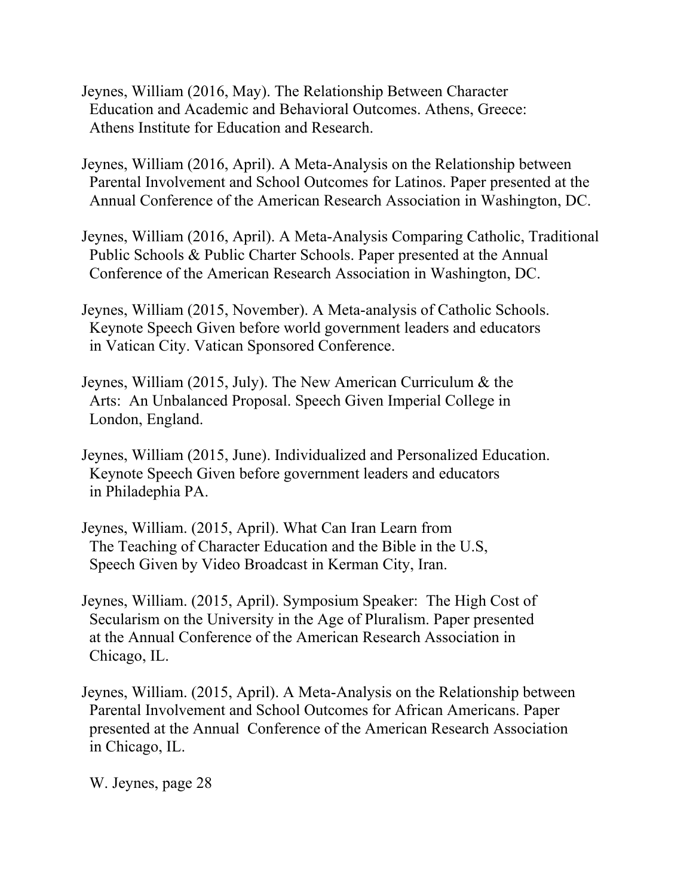Jeynes, William (2016, May). The Relationship Between Character Education and Academic and Behavioral Outcomes. Athens, Greece: Athens Institute for Education and Research.

Jeynes, William (2016, April). A Meta-Analysis on the Relationship between Parental Involvement and School Outcomes for Latinos. Paper presented at the Annual Conference of the American Research Association in Washington, DC.

Jeynes, William (2016, April). A Meta-Analysis Comparing Catholic, Traditional Public Schools & Public Charter Schools. Paper presented at the Annual Conference of the American Research Association in Washington, DC.

Jeynes, William (2015, November). A Meta-analysis of Catholic Schools. Keynote Speech Given before world government leaders and educators in Vatican City. Vatican Sponsored Conference.

Jeynes, William (2015, July). The New American Curriculum & the Arts: An Unbalanced Proposal. Speech Given Imperial College in London, England.

Jeynes, William (2015, June). Individualized and Personalized Education. Keynote Speech Given before government leaders and educators in Philadephia PA.

Jeynes, William. (2015, April). What Can Iran Learn from The Teaching of Character Education and the Bible in the U.S, Speech Given by Video Broadcast in Kerman City, Iran.

Jeynes, William. (2015, April). Symposium Speaker: The High Cost of Secularism on the University in the Age of Pluralism. Paper presented at the Annual Conference of the American Research Association in Chicago, IL.

Jeynes, William. (2015, April). A Meta-Analysis on the Relationship between Parental Involvement and School Outcomes for African Americans. Paper presented at the Annual Conference of the American Research Association in Chicago, IL.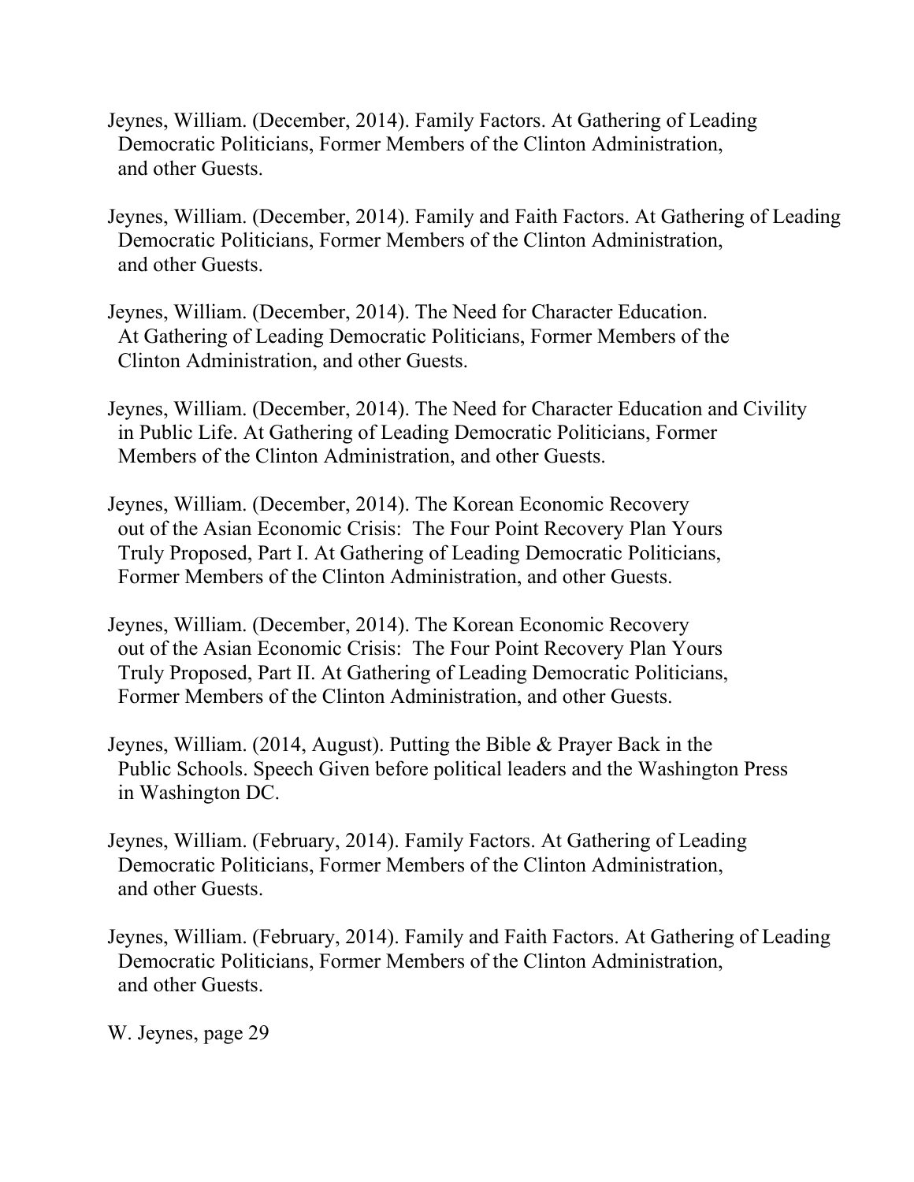Jeynes, William. (December, 2014). Family Factors. At Gathering of Leading Democratic Politicians, Former Members of the Clinton Administration, and other Guests.

Jeynes, William. (December, 2014). Family and Faith Factors. At Gathering of Leading Democratic Politicians, Former Members of the Clinton Administration, and other Guests.

Jeynes, William. (December, 2014). The Need for Character Education. At Gathering of Leading Democratic Politicians, Former Members of the Clinton Administration, and other Guests.

Jeynes, William. (December, 2014). The Need for Character Education and Civility in Public Life. At Gathering of Leading Democratic Politicians, Former Members of the Clinton Administration, and other Guests.

Jeynes, William. (December, 2014). The Korean Economic Recovery out of the Asian Economic Crisis: The Four Point Recovery Plan Yours Truly Proposed, Part I. At Gathering of Leading Democratic Politicians, Former Members of the Clinton Administration, and other Guests.

Jeynes, William. (December, 2014). The Korean Economic Recovery out of the Asian Economic Crisis: The Four Point Recovery Plan Yours Truly Proposed, Part II. At Gathering of Leading Democratic Politicians, Former Members of the Clinton Administration, and other Guests.

Jeynes, William. (2014, August). Putting the Bible & Prayer Back in the Public Schools. Speech Given before political leaders and the Washington Press in Washington DC.

Jeynes, William. (February, 2014). Family Factors. At Gathering of Leading Democratic Politicians, Former Members of the Clinton Administration, and other Guests.

Jeynes, William. (February, 2014). Family and Faith Factors. At Gathering of Leading Democratic Politicians, Former Members of the Clinton Administration, and other Guests.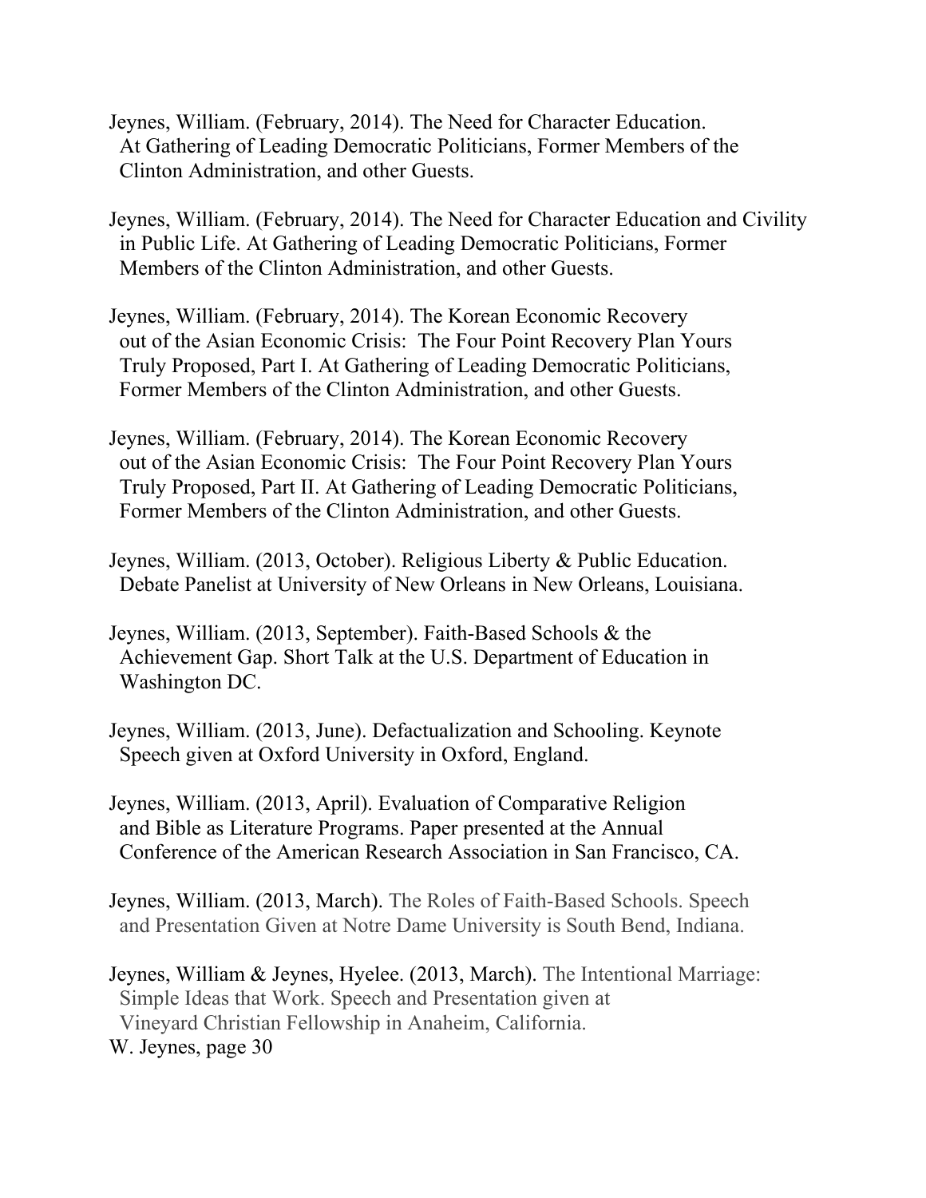Jeynes, William. (February, 2014). The Need for Character Education. At Gathering of Leading Democratic Politicians, Former Members of the Clinton Administration, and other Guests.

Jeynes, William. (February, 2014). The Need for Character Education and Civility in Public Life. At Gathering of Leading Democratic Politicians, Former Members of the Clinton Administration, and other Guests.

Jeynes, William. (February, 2014). The Korean Economic Recovery out of the Asian Economic Crisis: The Four Point Recovery Plan Yours Truly Proposed, Part I. At Gathering of Leading Democratic Politicians, Former Members of the Clinton Administration, and other Guests.

Jeynes, William. (February, 2014). The Korean Economic Recovery out of the Asian Economic Crisis: The Four Point Recovery Plan Yours Truly Proposed, Part II. At Gathering of Leading Democratic Politicians, Former Members of the Clinton Administration, and other Guests.

Jeynes, William. (2013, October). Religious Liberty & Public Education. Debate Panelist at University of New Orleans in New Orleans, Louisiana.

Jeynes, William. (2013, September). Faith-Based Schools & the Achievement Gap. Short Talk at the U.S. Department of Education in Washington DC.

Jeynes, William. (2013, June). Defactualization and Schooling. Keynote Speech given at Oxford University in Oxford, England.

Jeynes, William. (2013, April). Evaluation of Comparative Religion and Bible as Literature Programs. Paper presented at the Annual Conference of the American Research Association in San Francisco, CA.

Jeynes, William. (2013, March). The Roles of Faith-Based Schools. Speech and Presentation Given at Notre Dame University is South Bend, Indiana.

Jeynes, William & Jeynes, Hyelee. (2013, March). The Intentional Marriage: Simple Ideas that Work. Speech and Presentation given at Vineyard Christian Fellowship in Anaheim, California.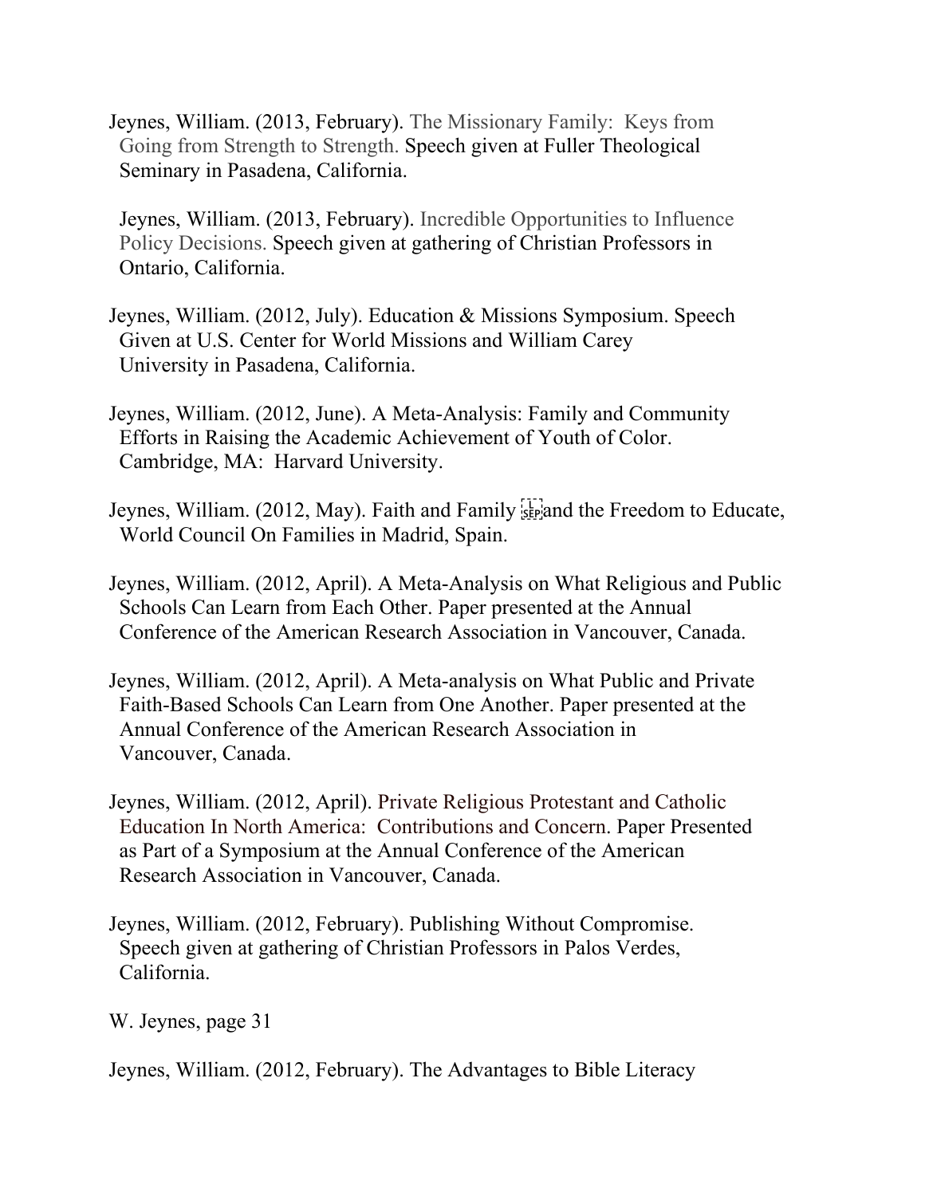Jeynes, William. (2013, February). The Missionary Family: Keys from Going from Strength to Strength. Speech given at Fuller Theological Seminary in Pasadena, California.

Jeynes, William. (2013, February). Incredible Opportunities to Influence Policy Decisions. Speech given at gathering of Christian Professors in Ontario, California.

Jeynes, William. (2012, July). Education & Missions Symposium. Speech Given at U.S. Center for World Missions and William Carey University in Pasadena, California.

Jeynes, William. (2012, June). A Meta-Analysis: Family and Community Efforts in Raising the Academic Achievement of Youth of Color. Cambridge, MA: Harvard University.

Jeynes, William. (2012, May). Faith and Family and the Freedom to Educate, World Council On Families in Madrid, Spain.

Jeynes, William. (2012, April). A Meta-Analysis on What Religious and Public Schools Can Learn from Each Other. Paper presented at the Annual Conference of the American Research Association in Vancouver, Canada.

Jeynes, William. (2012, April). A Meta-analysis on What Public and Private Faith-Based Schools Can Learn from One Another. Paper presented at the Annual Conference of the American Research Association in Vancouver, Canada.

Jeynes, William. (2012, April). Private Religious Protestant and Catholic Education In North America: Contributions and Concern. Paper Presented as Part of a Symposium at the Annual Conference of the American Research Association in Vancouver, Canada.

Jeynes, William. (2012, February). Publishing Without Compromise. Speech given at gathering of Christian Professors in Palos Verdes, California.

Jeynes, William. (2012, February). The Advantages to Bible Literacy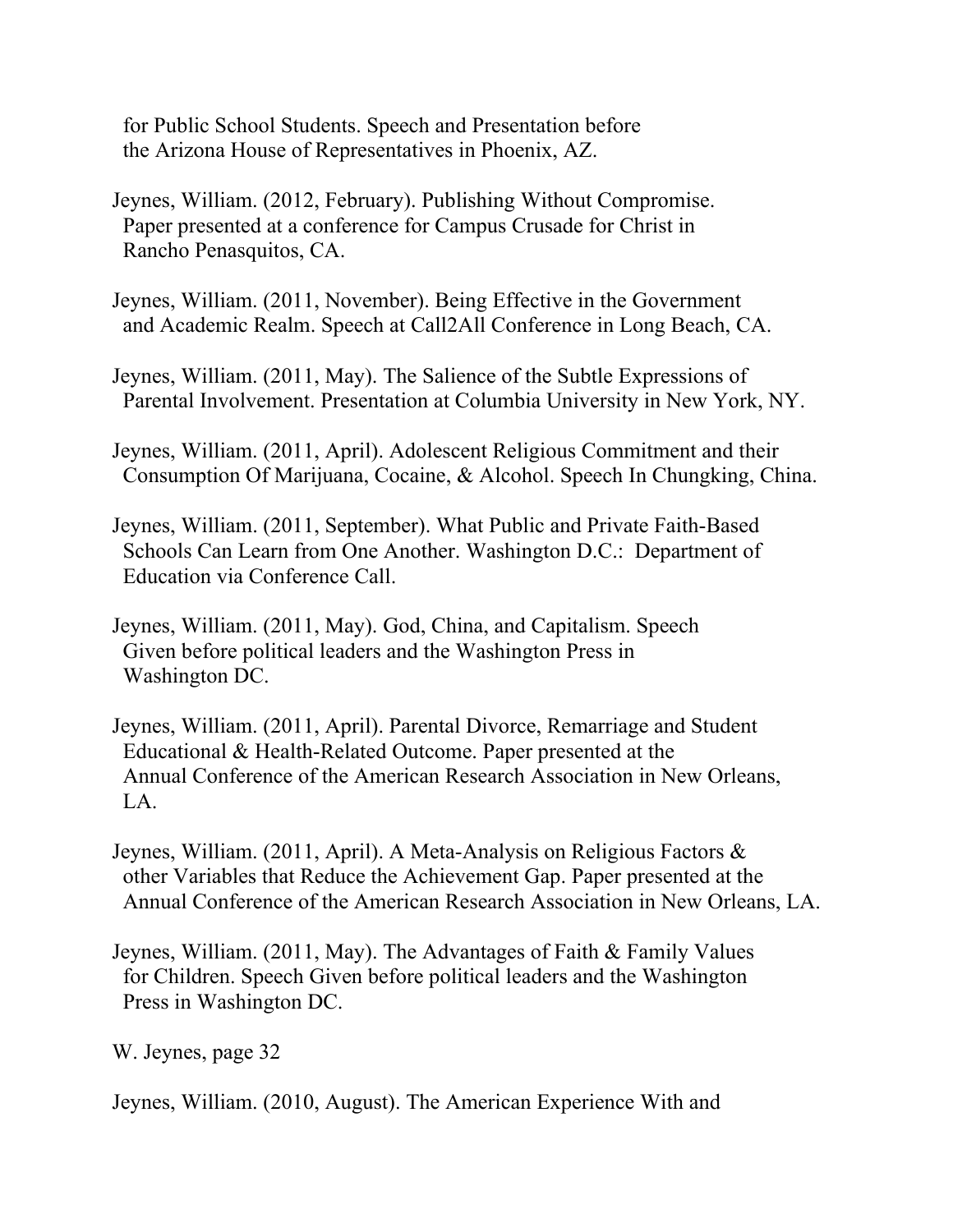for Public School Students. Speech and Presentation before the Arizona House of Representatives in Phoenix, AZ.

Jeynes, William. (2012, February). Publishing Without Compromise. Paper presented at a conference for Campus Crusade for Christ in Rancho Penasquitos, CA.

Jeynes, William. (2011, November). Being Effective in the Government and Academic Realm. Speech at Call2All Conference in Long Beach, CA.

Jeynes, William. (2011, May). The Salience of the Subtle Expressions of Parental Involvement. Presentation at Columbia University in New York, NY.

Jeynes, William. (2011, April). Adolescent Religious Commitment and their Consumption Of Marijuana, Cocaine, & Alcohol. Speech In Chungking, China.

Jeynes, William. (2011, September). What Public and Private Faith-Based Schools Can Learn from One Another. Washington D.C.: Department of Education via Conference Call.

Jeynes, William. (2011, May). God, China, and Capitalism. Speech Given before political leaders and the Washington Press in Washington DC.

Jeynes, William. (2011, April). Parental Divorce, Remarriage and Student Educational & Health-Related Outcome. Paper presented at the Annual Conference of the American Research Association in New Orleans, LA.

Jeynes, William. (2011, April). A Meta-Analysis on Religious Factors & other Variables that Reduce the Achievement Gap. Paper presented at the Annual Conference of the American Research Association in New Orleans, LA.

Jeynes, William. (2011, May). The Advantages of Faith & Family Values for Children. Speech Given before political leaders and the Washington Press in Washington DC.

Jeynes, William. (2010, August). The American Experience With and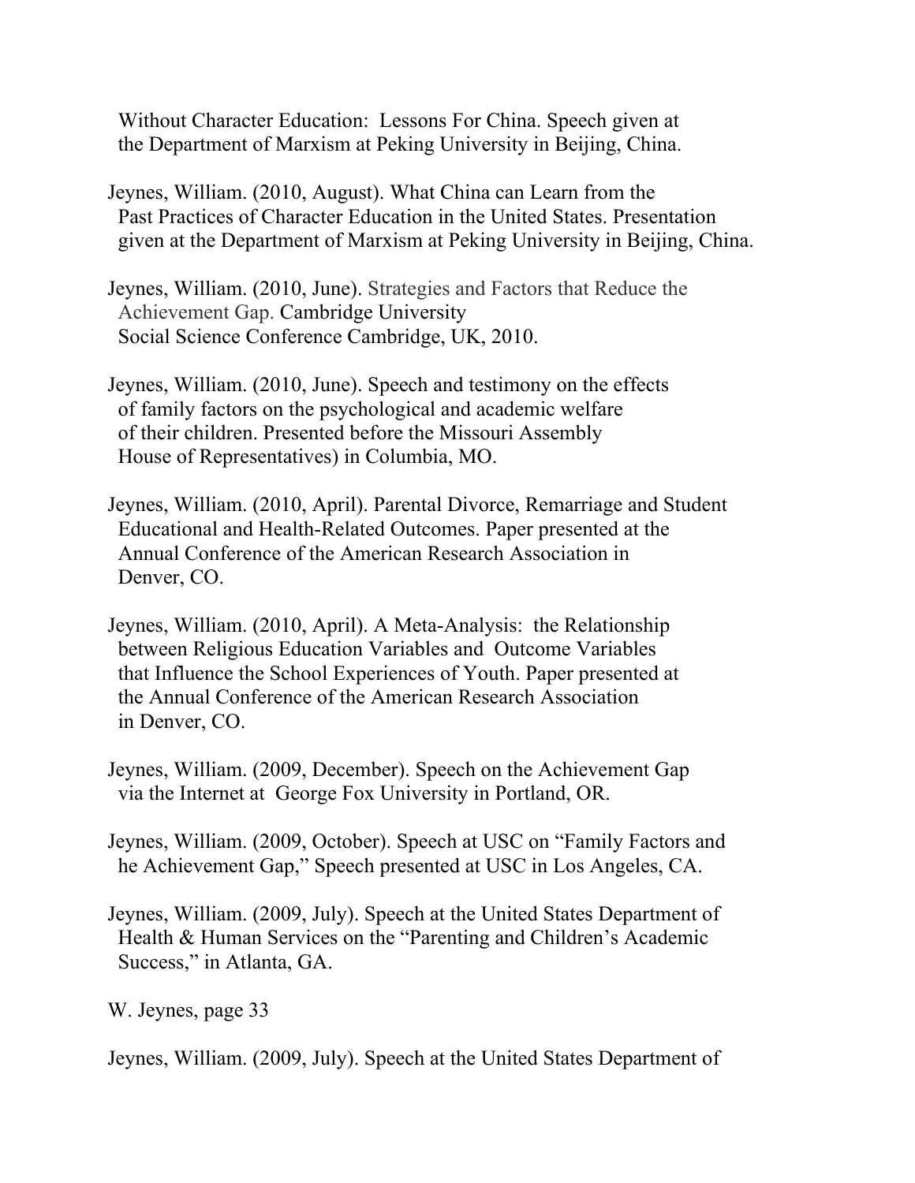Without Character Education: Lessons For China. Speech given at the Department of Marxism at Peking University in Beijing, China.

Jeynes, William. (2010, August). What China can Learn from the Past Practices of Character Education in the United States. Presentation given at the Department of Marxism at Peking University in Beijing, China.

Jeynes, William. (2010, June). Strategies and Factors that Reduce the Achievement Gap. Cambridge University Social Science Conference Cambridge, UK, 2010.

Jeynes, William. (2010, June). Speech and testimony on the effects of family factors on the psychological and academic welfare of their children. Presented before the Missouri Assembly House of Representatives) in Columbia, MO.

Jeynes, William. (2010, April). Parental Divorce, Remarriage and Student Educational and Health-Related Outcomes. Paper presented at the Annual Conference of the American Research Association in Denver, CO.

Jeynes, William. (2010, April). A Meta-Analysis: the Relationship between Religious Education Variables and Outcome Variables that Influence the School Experiences of Youth. Paper presented at the Annual Conference of the American Research Association in Denver, CO.

Jeynes, William. (2009, December). Speech on the Achievement Gap via the Internet at George Fox University in Portland, OR.

Jeynes, William. (2009, October). Speech at USC on "Family Factors and he Achievement Gap," Speech presented at USC in Los Angeles, CA.

Jeynes, William. (2009, July). Speech at the United States Department of Health & Human Services on the "Parenting and Children's Academic Success," in Atlanta, GA.

Jeynes, William. (2009, July). Speech at the United States Department of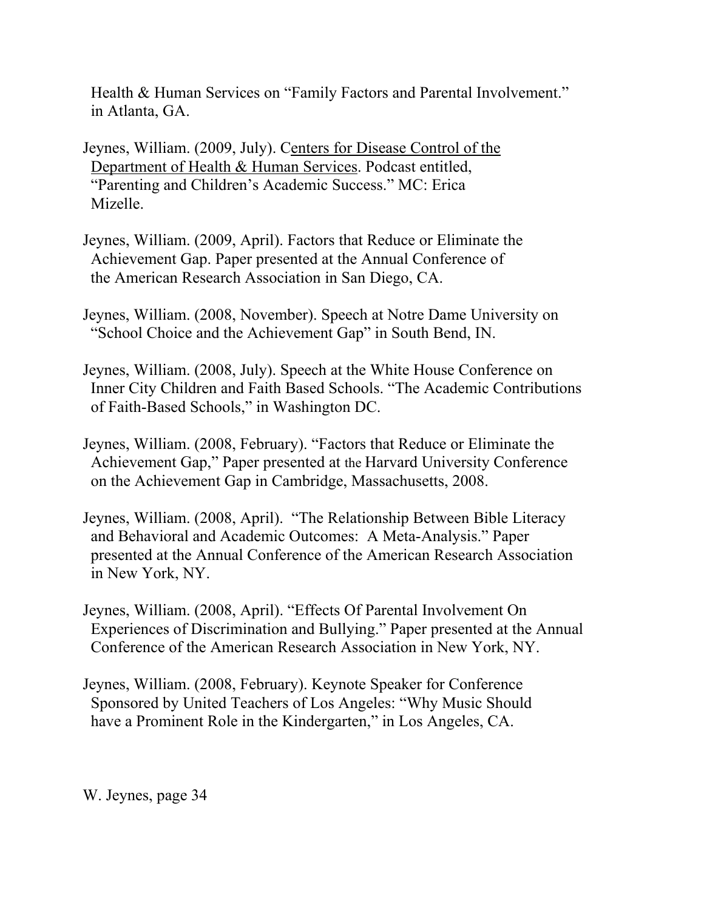Health & Human Services on “Family Factors and Parental Involvement.” in Atlanta, GA.

Jeynes, William. (2009, July). Centers for Disease Control of the Department of Health & Human Services. Podcast entitled, “Parenting and Children’s Academic Success.” MC: Erica Mizelle.

Jeynes, William. (2009, April). Factors that Reduce or Eliminate the Achievement Gap. Paper presented at the Annual Conference of the American Research Association in San Diego, CA.

Jeynes, William. (2008, November). Speech at Notre Dame University on “School Choice and the Achievement Gap” in South Bend, IN.

Jeynes, William. (2008, July). Speech at the White House Conference on Inner City Children and Faith Based Schools. “The Academic Contributions of Faith-Based Schools,” in Washington DC.

Jeynes, William. (2008, February). “Factors that Reduce or Eliminate the Achievement Gap,” Paper presented at the Harvard University Conference on the Achievement Gap in Cambridge, Massachusetts, 2008.

Jeynes, William. (2008, April). “The Relationship Between Bible Literacy and Behavioral and Academic Outcomes: A Meta-Analysis.” Paper presented at the Annual Conference of the American Research Association in New York, NY.

Jeynes, William. (2008, April). “Effects Of Parental Involvement On Experiences of Discrimination and Bullying.” Paper presented at the Annual Conference of the American Research Association in New York, NY.

Jeynes, William. (2008, February). Keynote Speaker for Conference Sponsored by United Teachers of Los Angeles: “Why Music Should have a Prominent Role in the Kindergarten,” in Los Angeles, CA.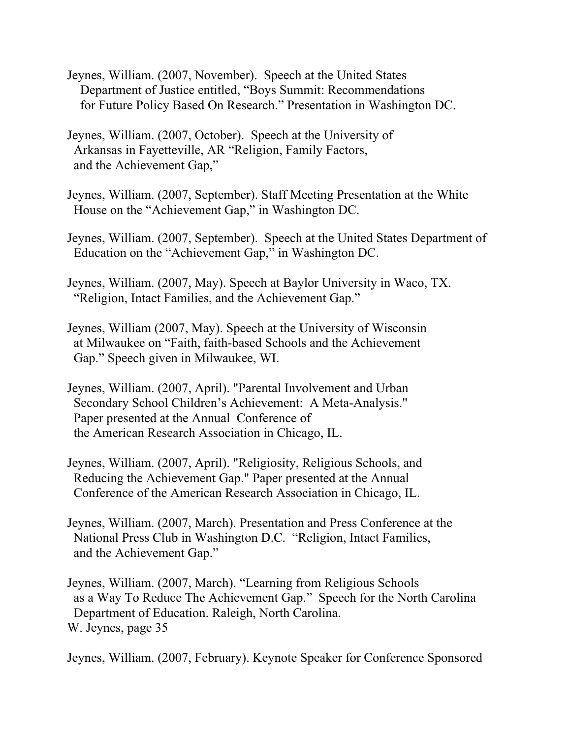Jeynes, William. (2007, November). Speech at the United States Department of Justice entitled, "Boys Summit: Recommendations for Future Policy Based On Research." Presentation in Washington DC.

Jeynes, William. (2007, October). Speech at the University of Arkansas in Fayetteville, AR "Religion, Family Factors, and the Achievement Gap,"

Jeynes, William. (2007, September). Staff Meeting Presentation at the White House on the "Achievement Gap," in Washington DC.

Jeynes, William. (2007, September). Speech at the United States Department of Education on the "Achievement Gap," in Washington DC.

Jeynes, William. (2007, May). Speech at Baylor University in Waco, TX. "Religion, Intact Families, and the Achievement Gap."

Jeynes, William (2007, May). Speech at the University of Wisconsin at Milwaukee on "Faith, faith-based Schools and the Achievement Gap." Speech given in Milwaukee, WI.

Jeynes, William. (2007, April). "Parental Involvement and Urban Secondary School Children's Achievement: A Meta-Analysis." Paper presented at the Annual Conference of the American Research Association in Chicago, IL.

Jeynes, William. (2007, April). "Religiosity, Religious Schools, and Reducing the Achievement Gap." Paper presented at the Annual Conference of the American Research Association in Chicago, IL.

Jeynes, William. (2007, March). Presentation and Press Conference at the National Press Club in Washington D.C. "Religion, Intact Families, and the Achievement Gap."

Jeynes, William. (2007, March). "Learning from Religious Schools as a Way To Reduce The Achievement Gap." Speech for the North Carolina Department of Education. Raleigh, North Carolina.

Jeynes, William. (2007, February). Keynote Speaker for Conference Sponsored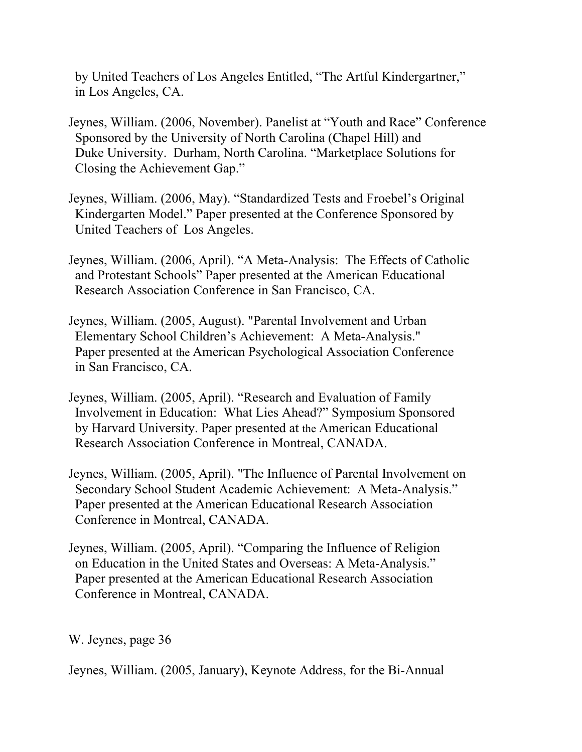by United Teachers of Los Angeles Entitled, "The Artful Kindergartner," in Los Angeles, CA.

Jeynes, William. (2006, November). Panelist at "Youth and Race" Conference Sponsored by the University of North Carolina (Chapel Hill) and Duke University. Durham, North Carolina. "Marketplace Solutions for Closing the Achievement Gap."

Jeynes, William. (2006, May). "Standardized Tests and Froebel's Original Kindergarten Model." Paper presented at the Conference Sponsored by United Teachers of Los Angeles.

Jeynes, William. (2006, April). "A Meta-Analysis: The Effects of Catholic and Protestant Schools" Paper presented at the American Educational Research Association Conference in San Francisco, CA.

Jeynes, William. (2005, August). "Parental Involvement and Urban Elementary School Children's Achievement: A Meta-Analysis." Paper presented at the American Psychological Association Conference in San Francisco, CA.

Jeynes, William. (2005, April). "Research and Evaluation of Family Involvement in Education: What Lies Ahead?" Symposium Sponsored by Harvard University. Paper presented at the American Educational Research Association Conference in Montreal, CANADA.

Jeynes, William. (2005, April). "The Influence of Parental Involvement on Secondary School Student Academic Achievement: A Meta-Analysis." Paper presented at the American Educational Research Association Conference in Montreal, CANADA.

Jeynes, William. (2005, April). "Comparing the Influence of Religion on Education in the United States and Overseas: A Meta-Analysis." Paper presented at the American Educational Research Association Conference in Montreal, CANADA.

Jeynes, William. (2005, January), Keynote Address, for the Bi-Annual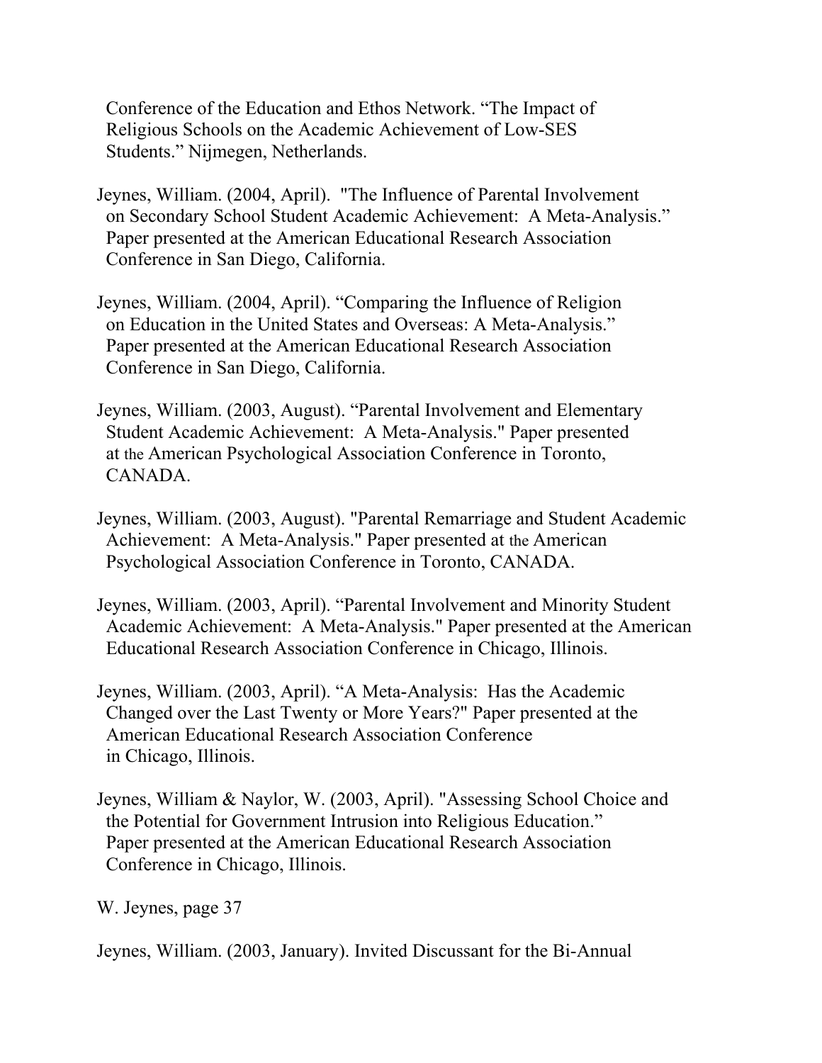Conference of the Education and Ethos Network. “The Impact of Religious Schools on the Academic Achievement of Low-SES Students.” Nijmegen, Netherlands.

Jeynes, William. (2004, April). "The Influence of Parental Involvement on Secondary School Student Academic Achievement: A Meta-Analysis.” Paper presented at the American Educational Research Association Conference in San Diego, California.

Jeynes, William. (2004, April). “Comparing the Influence of Religion on Education in the United States and Overseas: A Meta-Analysis.” Paper presented at the American Educational Research Association Conference in San Diego, California.

Jeynes, William. (2003, August). “Parental Involvement and Elementary Student Academic Achievement: A Meta-Analysis." Paper presented at the American Psychological Association Conference in Toronto, CANADA.

Jeynes, William. (2003, August). "Parental Remarriage and Student Academic Achievement: A Meta-Analysis." Paper presented at the American Psychological Association Conference in Toronto, CANADA.

Jeynes, William. (2003, April). “Parental Involvement and Minority Student Academic Achievement: A Meta-Analysis." Paper presented at the American Educational Research Association Conference in Chicago, Illinois.

Jeynes, William. (2003, April). “A Meta-Analysis: Has the Academic Changed over the Last Twenty or More Years?" Paper presented at the American Educational Research Association Conference in Chicago, Illinois.

Jeynes, William & Naylor, W. (2003, April). "Assessing School Choice and the Potential for Government Intrusion into Religious Education.” Paper presented at the American Educational Research Association Conference in Chicago, Illinois.

Jeynes, William. (2003, January). Invited Discussant for the Bi-Annual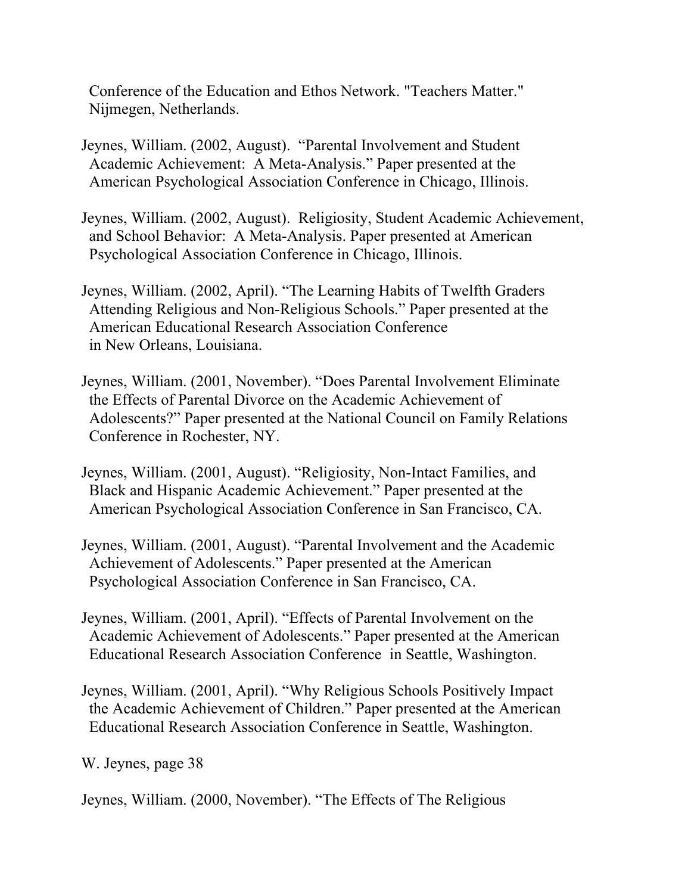Conference of the Education and Ethos Network. "Teachers Matter." Nijmegen, Netherlands.

Jeynes, William. (2002, August). "Parental Involvement and Student Academic Achievement: A Meta-Analysis." Paper presented at the American Psychological Association Conference in Chicago, Illinois.

Jeynes, William. (2002, August). Religiosity, Student Academic Achievement, and School Behavior: A Meta-Analysis. Paper presented at American Psychological Association Conference in Chicago, Illinois.

Jeynes, William. (2002, April). "The Learning Habits of Twelfth Graders Attending Religious and Non-Religious Schools." Paper presented at the American Educational Research Association Conference in New Orleans, Louisiana.

Jeynes, William. (2001, November). "Does Parental Involvement Eliminate the Effects of Parental Divorce on the Academic Achievement of Adolescents?" Paper presented at the National Council on Family Relations Conference in Rochester, NY.

Jeynes, William. (2001, August). "Religiosity, Non-Intact Families, and Black and Hispanic Academic Achievement." Paper presented at the American Psychological Association Conference in San Francisco, CA.

Jeynes, William. (2001, August). "Parental Involvement and the Academic Achievement of Adolescents." Paper presented at the American Psychological Association Conference in San Francisco, CA.

Jeynes, William. (2001, April). "Effects of Parental Involvement on the Academic Achievement of Adolescents." Paper presented at the American Educational Research Association Conference in Seattle, Washington.

Jeynes, William. (2001, April). "Why Religious Schools Positively Impact the Academic Achievement of Children." Paper presented at the American Educational Research Association Conference in Seattle, Washington.

Jeynes, William. (2000, November). "The Effects of The Religious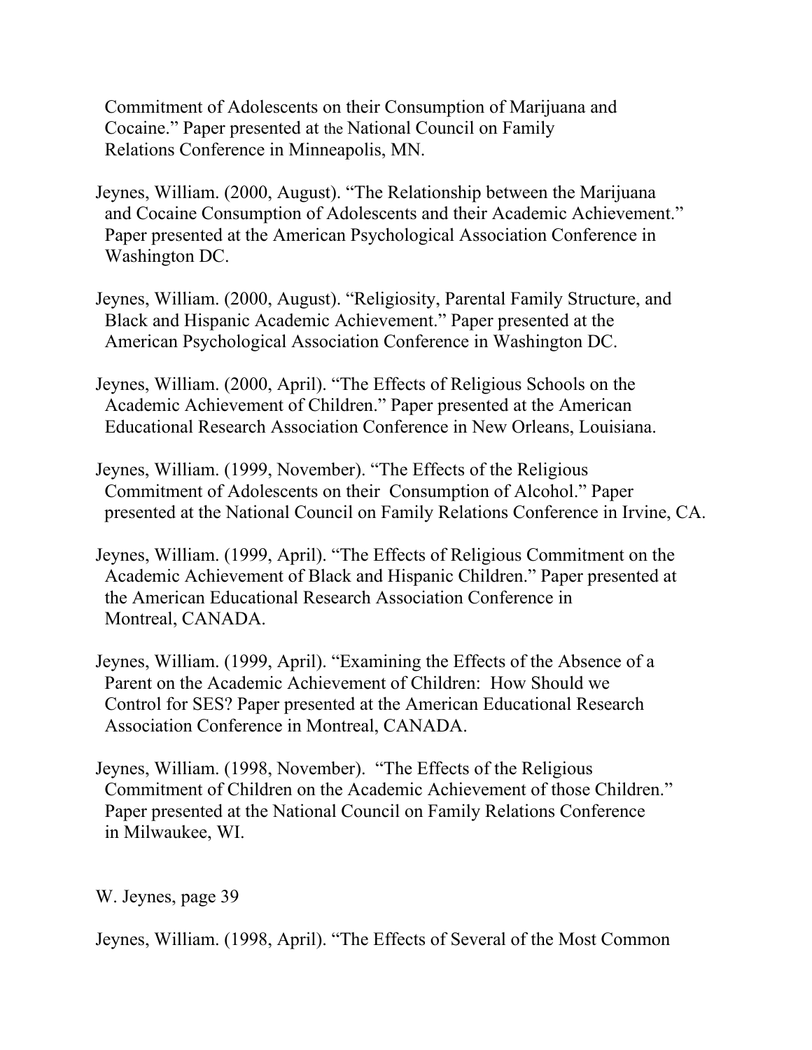Commitment of Adolescents on their Consumption of Marijuana and Cocaine." Paper presented at the National Council on Family Relations Conference in Minneapolis, MN.

Jeynes, William. (2000, August). "The Relationship between the Marijuana and Cocaine Consumption of Adolescents and their Academic Achievement." Paper presented at the American Psychological Association Conference in Washington DC.

Jeynes, William. (2000, August). "Religiosity, Parental Family Structure, and Black and Hispanic Academic Achievement." Paper presented at the American Psychological Association Conference in Washington DC.

Jeynes, William. (2000, April). "The Effects of Religious Schools on the Academic Achievement of Children." Paper presented at the American Educational Research Association Conference in New Orleans, Louisiana.

Jeynes, William. (1999, November). "The Effects of the Religious Commitment of Adolescents on their Consumption of Alcohol." Paper presented at the National Council on Family Relations Conference in Irvine, CA.

Jeynes, William. (1999, April). "The Effects of Religious Commitment on the Academic Achievement of Black and Hispanic Children." Paper presented at the American Educational Research Association Conference in Montreal, CANADA.

Jeynes, William. (1999, April). "Examining the Effects of the Absence of a Parent on the Academic Achievement of Children: How Should we Control for SES? Paper presented at the American Educational Research Association Conference in Montreal, CANADA.

Jeynes, William. (1998, November). "The Effects of the Religious Commitment of Children on the Academic Achievement of those Children." Paper presented at the National Council on Family Relations Conference in Milwaukee, WI.

Jeynes, William. (1998, April). "The Effects of Several of the Most Common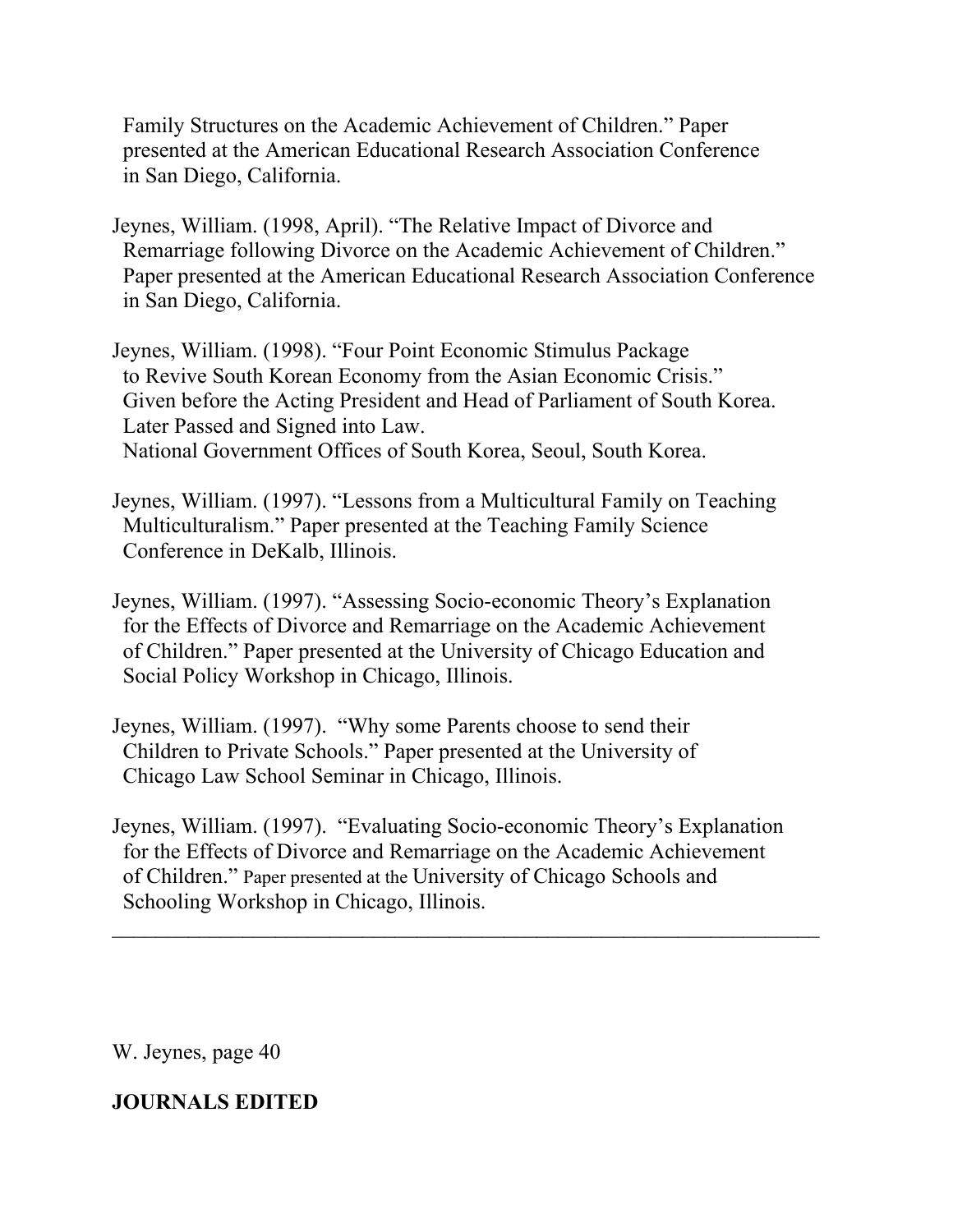Family Structures on the Academic Achievement of Children." Paper presented at the American Educational Research Association Conference in San Diego, California.

Jeynes, William. (1998, April). "The Relative Impact of Divorce and Remarriage following Divorce on the Academic Achievement of Children." Paper presented at the American Educational Research Association Conference in San Diego, California.

Jeynes, William. (1998). "Four Point Economic Stimulus Package to Revive South Korean Economy from the Asian Economic Crisis." Given before the Acting President and Head of Parliament of South Korea. Later Passed and Signed into Law. National Government Offices of South Korea, Seoul, South Korea.

Jeynes, William. (1997). "Lessons from a Multicultural Family on Teaching Multiculturalism." Paper presented at the Teaching Family Science Conference in DeKalb, Illinois.

Jeynes, William. (1997). "Assessing Socio-economic Theory's Explanation for the Effects of Divorce and Remarriage on the Academic Achievement of Children." Paper presented at the University of Chicago Education and Social Policy Workshop in Chicago, Illinois.

Jeynes, William. (1997). "Why some Parents choose to send their Children to Private Schools." Paper presented at the University of Chicago Law School Seminar in Chicago, Illinois.

Jeynes, William. (1997). "Evaluating Socio-economic Theory's Explanation for the Effects of Divorce and Remarriage on the Academic Achievement of Children." Paper presented at the University of Chicago Schools and Schooling Workshop in Chicago, Illinois.

---

**JOURNALS EDITED**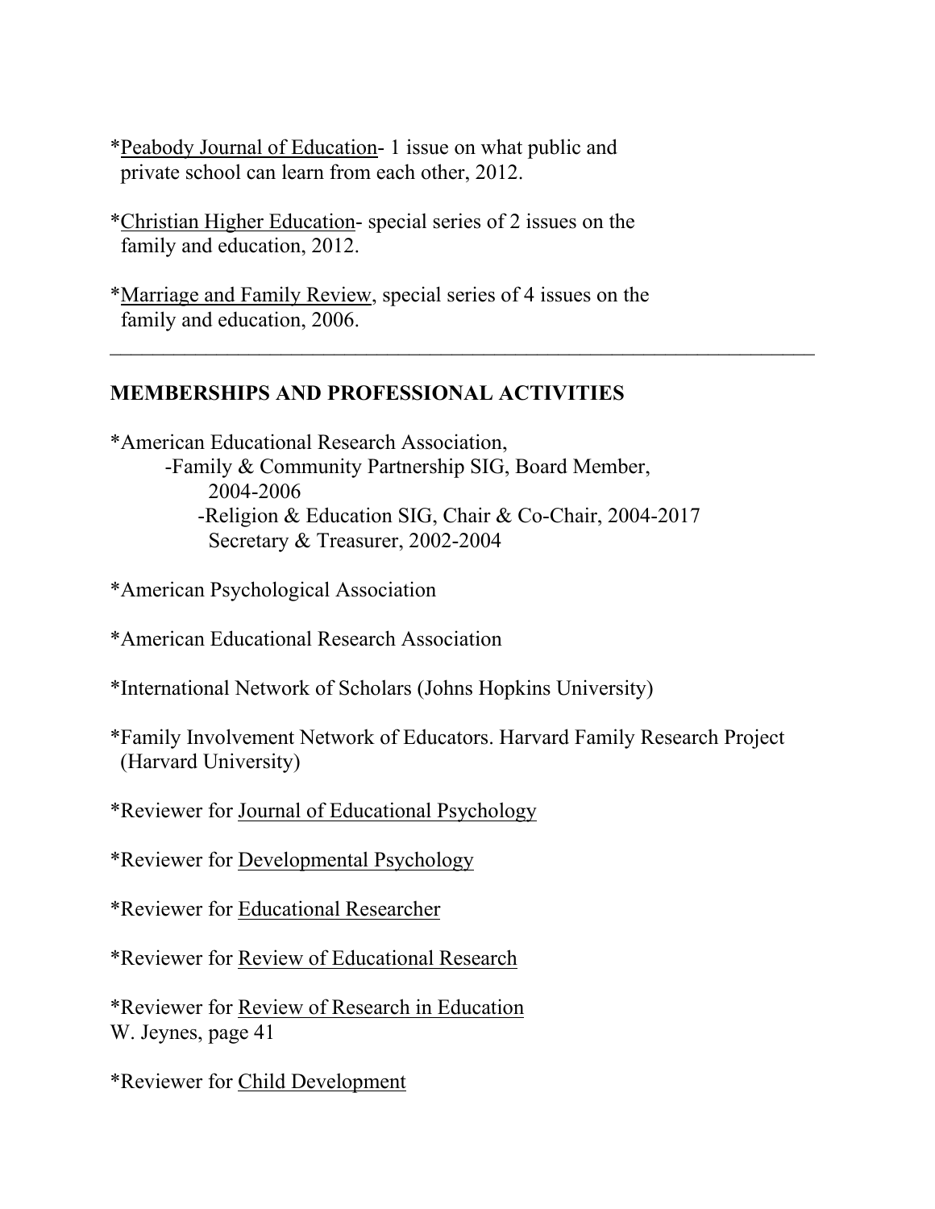*Peabody Journal of Education- 1 issue on what public and private school can learn from each other, 2012.

*Christian Higher Education- special series of 2 issues on the family and education, 2012.

*Marriage and Family Review, special series of 4 issues on the family and education, 2006.

---

## MEMBERSHIPS AND PROFESSIONAL ACTIVITIES

*American Educational Research Association,
  - Family & Community Partnership SIG, Board Member, 2004-2006
  - Religion & Education SIG, Chair & Co-Chair, 2004-2017
    Secretary & Treasurer, 2002-2004

*American Psychological Association

*American Educational Research Association

*International Network of Scholars (Johns Hopkins University)

*Family Involvement Network of Educators. Harvard Family Research Project (Harvard University)

*Reviewer for Journal of Educational Psychology

*Reviewer for Developmental Psychology

*Reviewer for Educational Researcher

*Reviewer for Review of Educational Research

*Reviewer for Review of Research in Education

*Reviewer for Child Development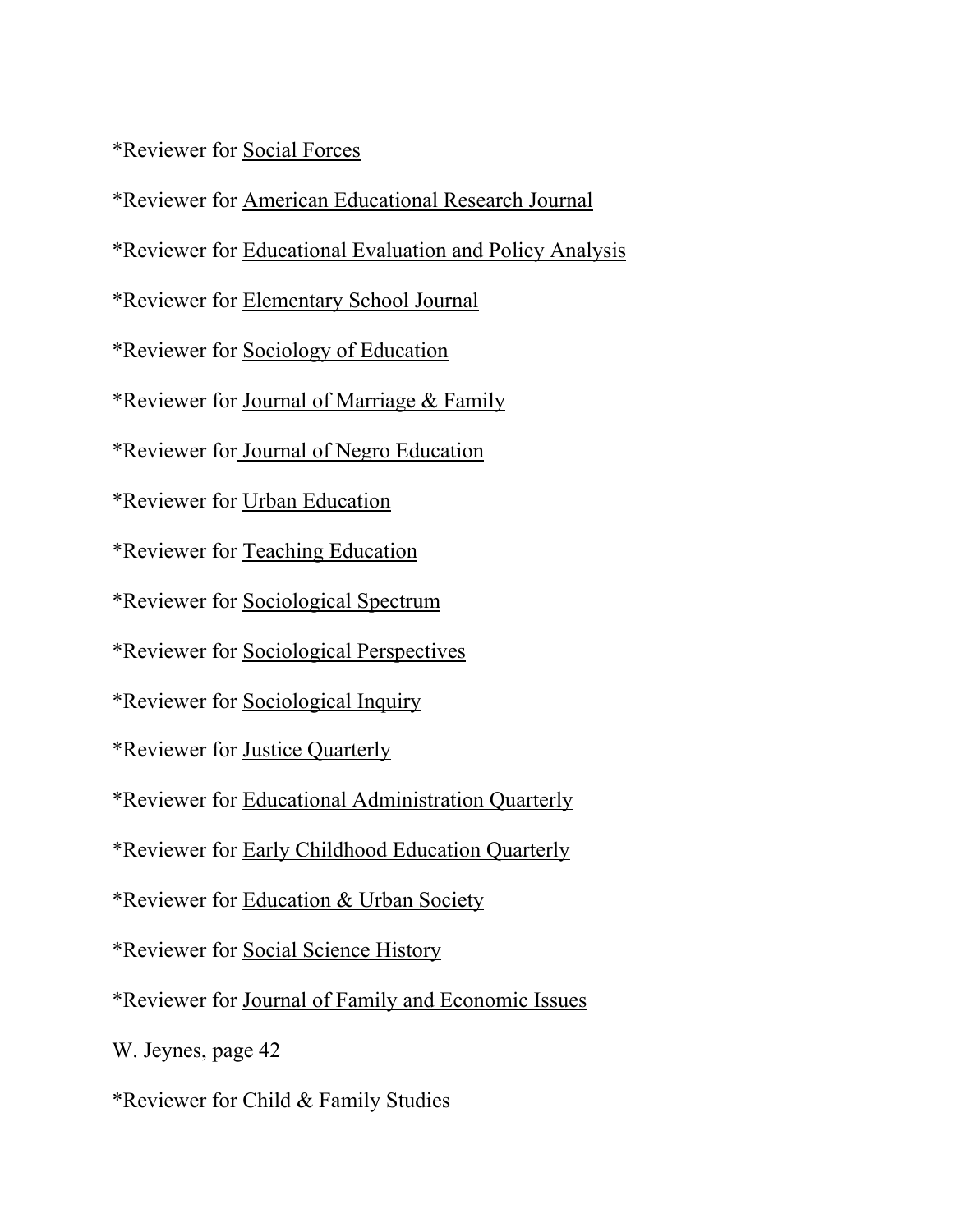*Reviewer for Social Forces

*Reviewer for American Educational Research Journal

*Reviewer for Educational Evaluation and Policy Analysis

*Reviewer for Elementary School Journal

*Reviewer for Sociology of Education

*Reviewer for Journal of Marriage & Family

*Reviewer for Journal of Negro Education

*Reviewer for Urban Education

*Reviewer for Teaching Education

*Reviewer for Sociological Spectrum

*Reviewer for Sociological Perspectives

*Reviewer for Sociological Inquiry

*Reviewer for Justice Quarterly

*Reviewer for Educational Administration Quarterly

*Reviewer for Early Childhood Education Quarterly

*Reviewer for Education & Urban Society

*Reviewer for Social Science History

*Reviewer for Journal of Family and Economic Issues

*Reviewer for Child & Family Studies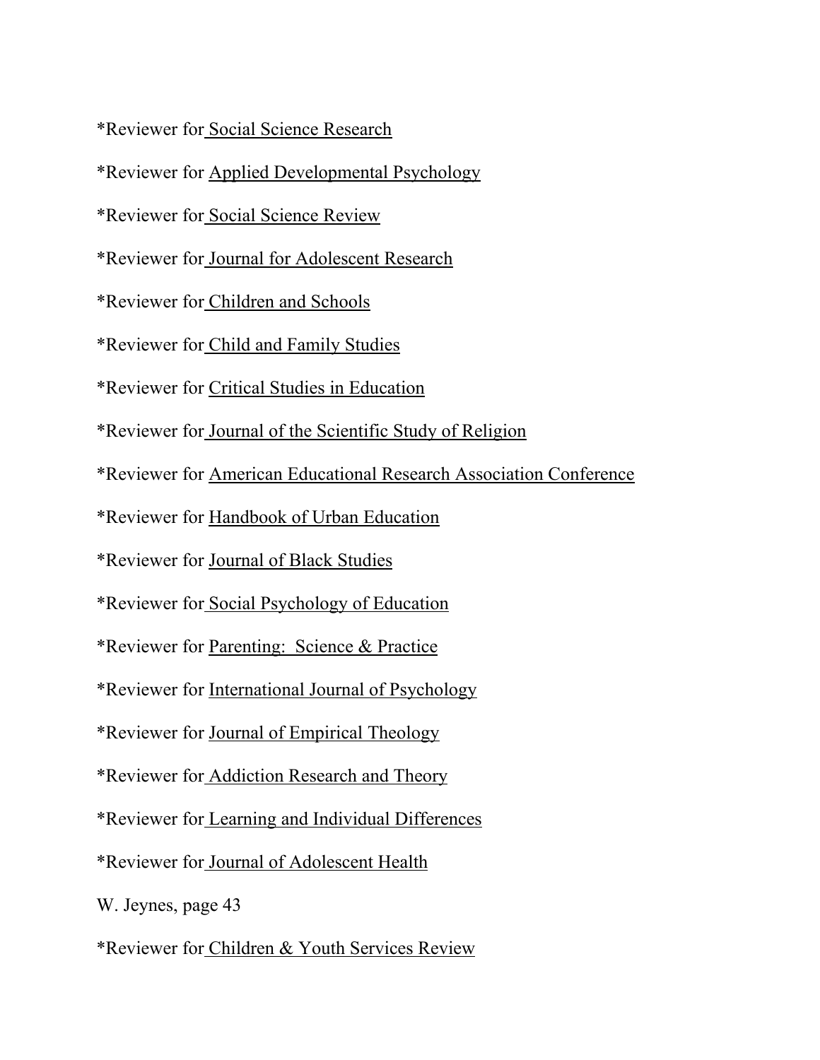*Reviewer for Social Science Research

*Reviewer for Applied Developmental Psychology

*Reviewer for Social Science Review

*Reviewer for Journal for Adolescent Research

*Reviewer for Children and Schools

*Reviewer for Child and Family Studies

*Reviewer for Critical Studies in Education

*Reviewer for Journal of the Scientific Study of Religion

*Reviewer for American Educational Research Association Conference

*Reviewer for Handbook of Urban Education

*Reviewer for Journal of Black Studies

*Reviewer for Social Psychology of Education

*Reviewer for Parenting:  Science & Practice

*Reviewer for International Journal of Psychology

*Reviewer for Journal of Empirical Theology

*Reviewer for Addiction Research and Theory

*Reviewer for Learning and Individual Differences

*Reviewer for Journal of Adolescent Health

*Reviewer for Children & Youth Services Review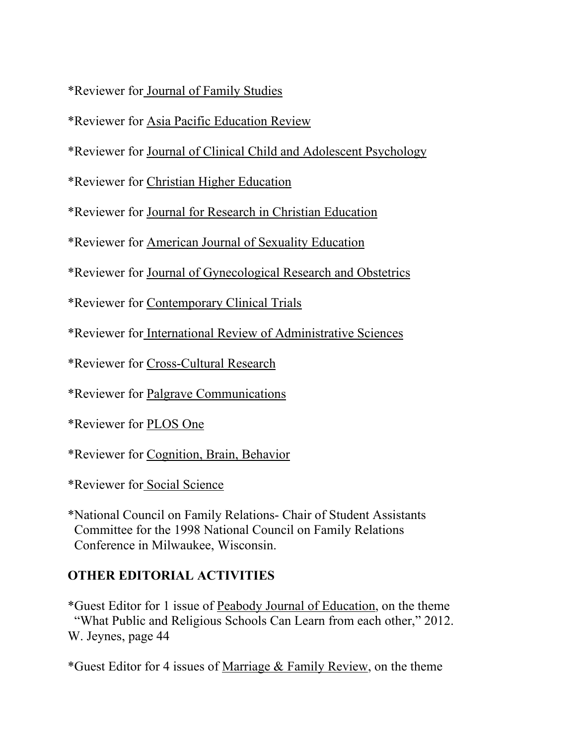*Reviewer for Journal of Family Studies

*Reviewer for Asia Pacific Education Review

*Reviewer for Journal of Clinical Child and Adolescent Psychology

*Reviewer for Christian Higher Education

*Reviewer for Journal for Research in Christian Education

*Reviewer for American Journal of Sexuality Education

*Reviewer for Journal of Gynecological Research and Obstetrics

*Reviewer for Contemporary Clinical Trials

*Reviewer for International Review of Administrative Sciences

*Reviewer for Cross-Cultural Research

*Reviewer for Palgrave Communications

*Reviewer for PLOS One

*Reviewer for Cognition, Brain, Behavior

*Reviewer for Social Science

*National Council on Family Relations- Chair of Student Assistants Committee for the 1998 National Council on Family Relations Conference in Milwaukee, Wisconsin.

## OTHER EDITORIAL ACTIVITIES

*Guest Editor for 1 issue of Peabody Journal of Education, on the theme "What Public and Religious Schools Can Learn from each other," 2012.

*Guest Editor for 4 issues of Marriage & Family Review, on the theme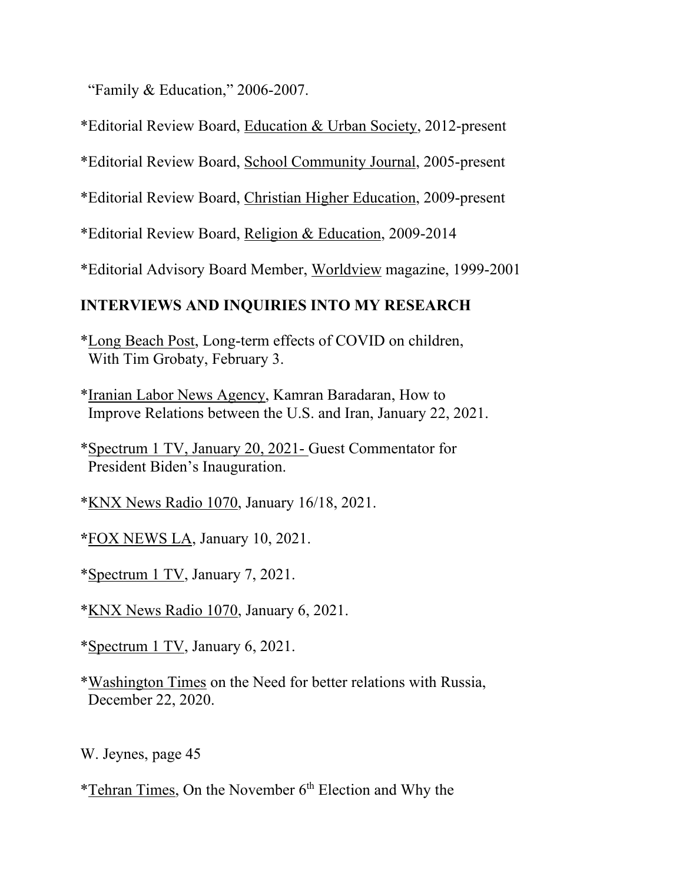"Family & Education," 2006-2007.

*Editorial Review Board, Education & Urban Society, 2012-present

*Editorial Review Board, School Community Journal, 2005-present

*Editorial Review Board, Christian Higher Education, 2009-present

*Editorial Review Board, Religion & Education, 2009-2014

*Editorial Advisory Board Member, Worldview magazine, 1999-2001

## INTERVIEWS AND INQUIRIES INTO MY RESEARCH

*Long Beach Post, Long-term effects of COVID on children, With Tim Grobaty, February 3.

*Iranian Labor News Agency, Kamran Baradaran, How to Improve Relations between the U.S. and Iran, January 22, 2021.

*Spectrum 1 TV, January 20, 2021- Guest Commentator for President Biden's Inauguration.

*KNX News Radio 1070, January 16/18, 2021.

*FOX NEWS LA, January 10, 2021.

*Spectrum 1 TV, January 7, 2021.

*KNX News Radio 1070, January 6, 2021.

*Spectrum 1 TV, January 6, 2021.

*Washington Times on the Need for better relations with Russia, December 22, 2020.

*Tehran Times, On the November 6th Election and Why the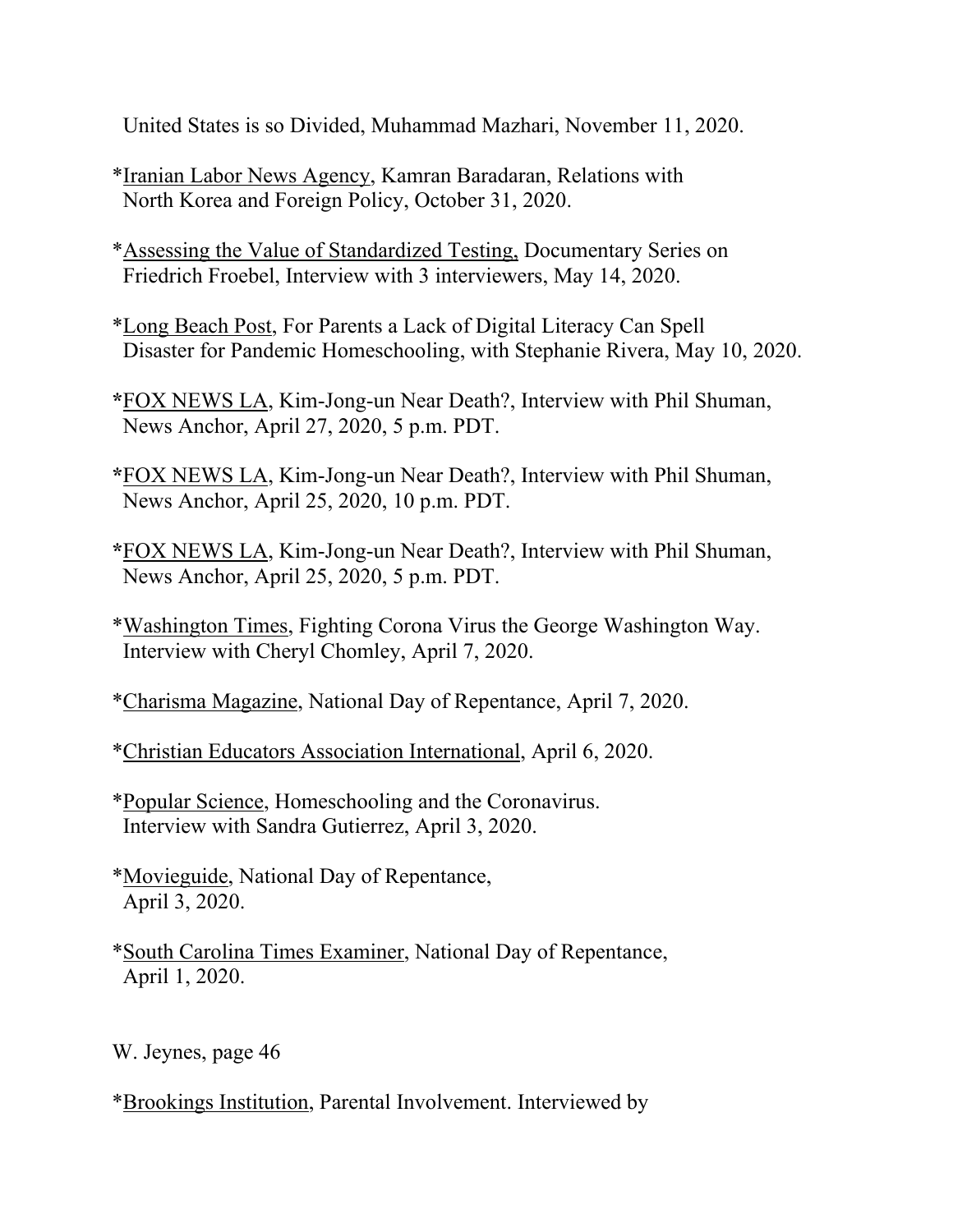United States is so Divided, Muhammad Mazhari, November 11, 2020.

*Iranian Labor News Agency, Kamran Baradaran, Relations with North Korea and Foreign Policy, October 31, 2020.

*Assessing the Value of Standardized Testing, Documentary Series on Friedrich Froebel, Interview with 3 interviewers, May 14, 2020.

*Long Beach Post, For Parents a Lack of Digital Literacy Can Spell Disaster for Pandemic Homeschooling, with Stephanie Rivera, May 10, 2020.

*FOX NEWS LA, Kim-Jong-un Near Death?, Interview with Phil Shuman, News Anchor, April 27, 2020, 5 p.m. PDT.

*FOX NEWS LA, Kim-Jong-un Near Death?, Interview with Phil Shuman, News Anchor, April 25, 2020, 10 p.m. PDT.

*FOX NEWS LA, Kim-Jong-un Near Death?, Interview with Phil Shuman, News Anchor, April 25, 2020, 5 p.m. PDT.

*Washington Times, Fighting Corona Virus the George Washington Way. Interview with Cheryl Chomley, April 7, 2020.

*Charisma Magazine, National Day of Repentance, April 7, 2020.

*Christian Educators Association International, April 6, 2020.

*Popular Science, Homeschooling and the Coronavirus. Interview with Sandra Gutierrez, April 3, 2020.

*Movieguide, National Day of Repentance, April 3, 2020.

*South Carolina Times Examiner, National Day of Repentance, April 1, 2020.

*Brookings Institution, Parental Involvement. Interviewed by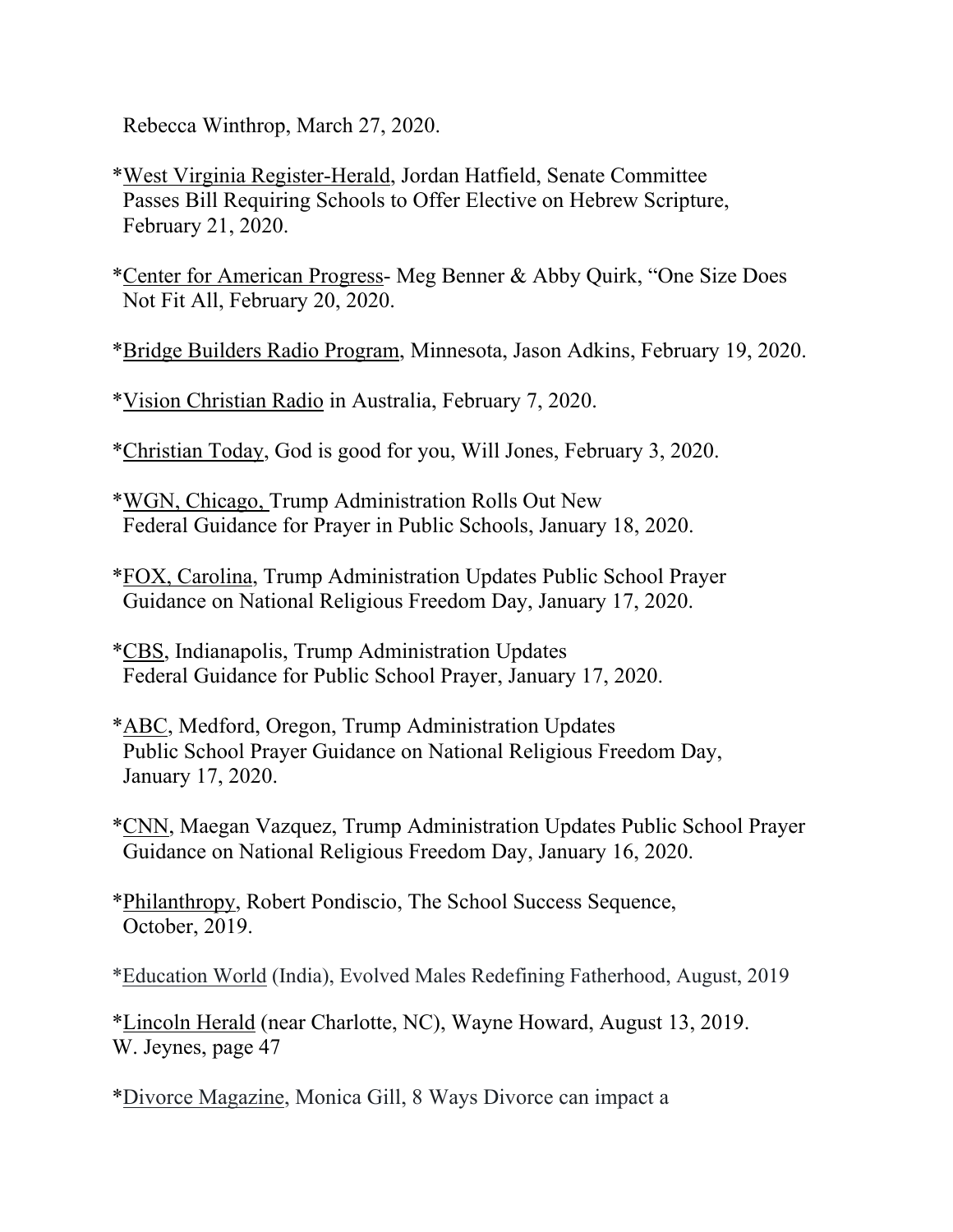Rebecca Winthrop, March 27, 2020.

*West Virginia Register-Herald, Jordan Hatfield, Senate Committee Passes Bill Requiring Schools to Offer Elective on Hebrew Scripture, February 21, 2020.

*Center for American Progress- Meg Benner & Abby Quirk, "One Size Does Not Fit All, February 20, 2020.

*Bridge Builders Radio Program, Minnesota, Jason Adkins, February 19, 2020.

*Vision Christian Radio in Australia, February 7, 2020.

*Christian Today, God is good for you, Will Jones, February 3, 2020.

*WGN, Chicago, Trump Administration Rolls Out New Federal Guidance for Prayer in Public Schools, January 18, 2020.

*FOX, Carolina, Trump Administration Updates Public School Prayer Guidance on National Religious Freedom Day, January 17, 2020.

*CBS, Indianapolis, Trump Administration Updates Federal Guidance for Public School Prayer, January 17, 2020.

*ABC, Medford, Oregon, Trump Administration Updates Public School Prayer Guidance on National Religious Freedom Day, January 17, 2020.

*CNN, Maegan Vazquez, Trump Administration Updates Public School Prayer Guidance on National Religious Freedom Day, January 16, 2020.

*Philanthropy, Robert Pondiscio, The School Success Sequence, October, 2019.

*Education World (India), Evolved Males Redefining Fatherhood, August, 2019

*Lincoln Herald (near Charlotte, NC), Wayne Howard, August 13, 2019.

*Divorce Magazine, Monica Gill, 8 Ways Divorce can impact a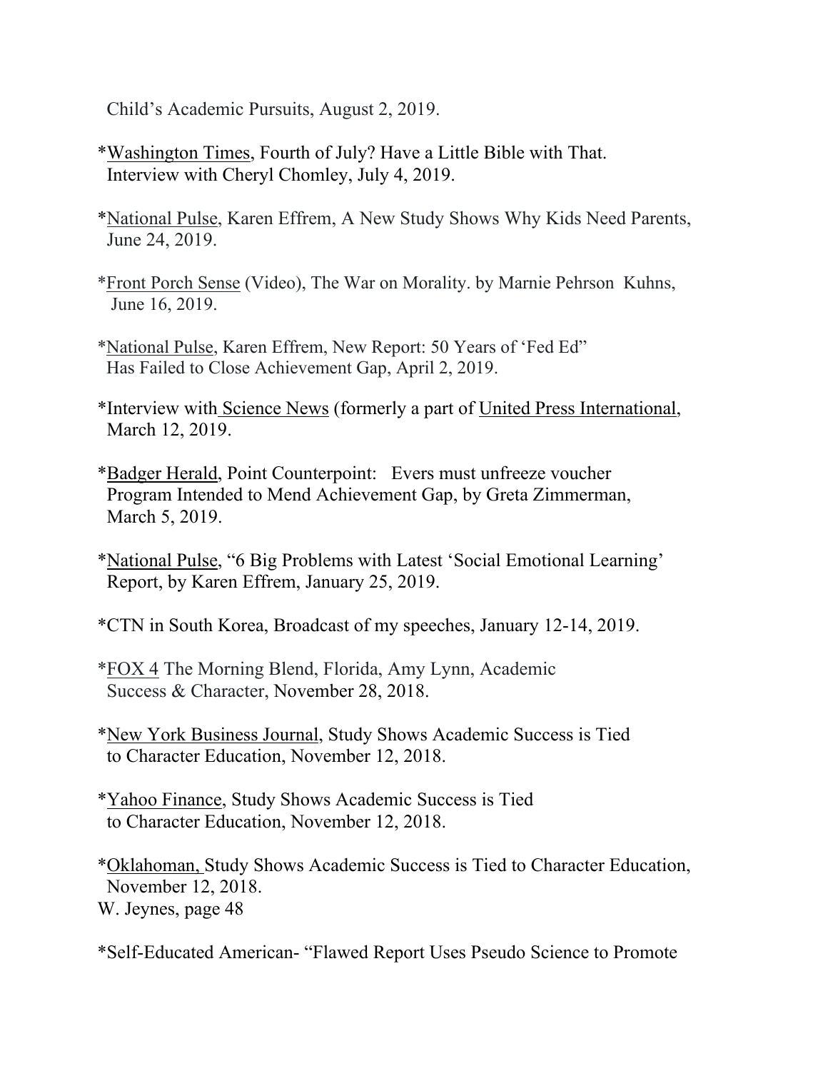Child's Academic Pursuits, August 2, 2019.

*<u>Washington Times</u>, Fourth of July? Have a Little Bible with That. Interview with Cheryl Chomley, July 4, 2019.

*<u>National Pulse</u>, Karen Effrem, A New Study Shows Why Kids Need Parents, June 24, 2019.

*<u>Front Porch Sense</u> (Video), The War on Morality. by Marnie Pehrson Kuhns, June 16, 2019.

*<u>National Pulse</u>, Karen Effrem, New Report: 50 Years of 'Fed Ed" Has Failed to Close Achievement Gap, April 2, 2019.

*Interview with <u>Science News</u> (formerly a part of <u>United Press International</u>, March 12, 2019.

*<u>Badger Herald</u>, Point Counterpoint: Evers must unfreeze voucher Program Intended to Mend Achievement Gap, by Greta Zimmerman, March 5, 2019.

*<u>National Pulse</u>, "6 Big Problems with Latest 'Social Emotional Learning' Report, by Karen Effrem, January 25, 2019.

*CTN in South Korea, Broadcast of my speeches, January 12-14, 2019.

*<u>FOX 4</u> The Morning Blend, Florida, Amy Lynn, Academic Success & Character, November 28, 2018.

*<u>New York Business Journal</u>, Study Shows Academic Success is Tied to Character Education, November 12, 2018.

*<u>Yahoo Finance</u>, Study Shows Academic Success is Tied to Character Education, November 12, 2018.

*<u>Oklahoman,</u> Study Shows Academic Success is Tied to Character Education, November 12, 2018.

*Self-Educated American- "Flawed Report Uses Pseudo Science to Promote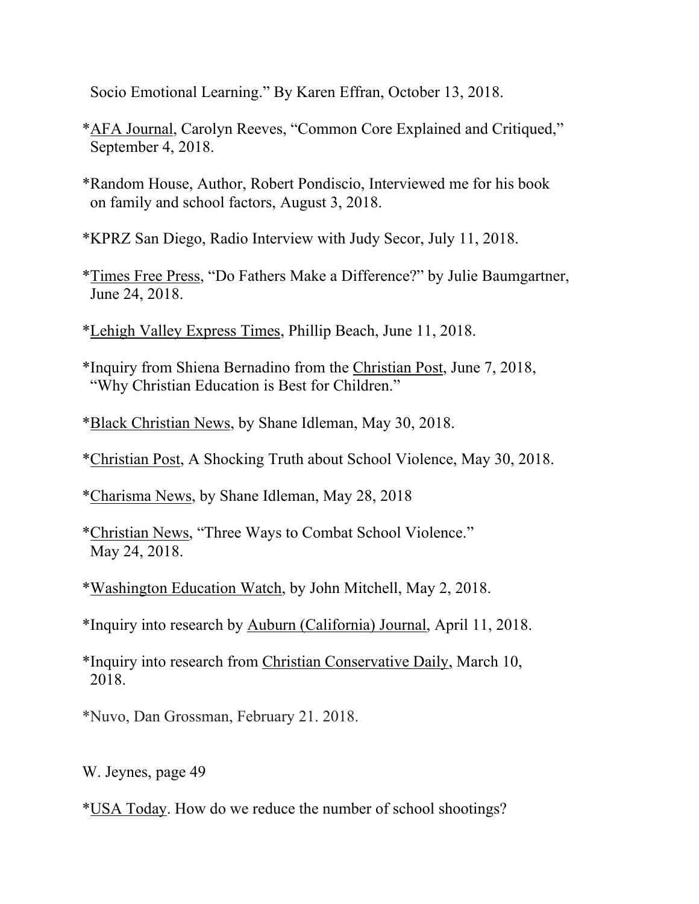Socio Emotional Learning." By Karen Effran, October 13, 2018.

*AFA Journal, Carolyn Reeves, "Common Core Explained and Critiqued," September 4, 2018.

*Random House, Author, Robert Pondiscio, Interviewed me for his book on family and school factors, August 3, 2018.

*KPRZ San Diego, Radio Interview with Judy Secor, July 11, 2018.

*Times Free Press, "Do Fathers Make a Difference?" by Julie Baumgartner, June 24, 2018.

*Lehigh Valley Express Times, Phillip Beach, June 11, 2018.

*Inquiry from Shiena Bernadino from the Christian Post, June 7, 2018, "Why Christian Education is Best for Children."

*Black Christian News, by Shane Idleman, May 30, 2018.

*Christian Post, A Shocking Truth about School Violence, May 30, 2018.

*Charisma News, by Shane Idleman, May 28, 2018

*Christian News, "Three Ways to Combat School Violence." May 24, 2018.

*Washington Education Watch, by John Mitchell, May 2, 2018.

*Inquiry into research by Auburn (California) Journal, April 11, 2018.

*Inquiry into research from Christian Conservative Daily, March 10, 2018.

*Nuvo, Dan Grossman, February 21. 2018.

*USA Today. How do we reduce the number of school shootings?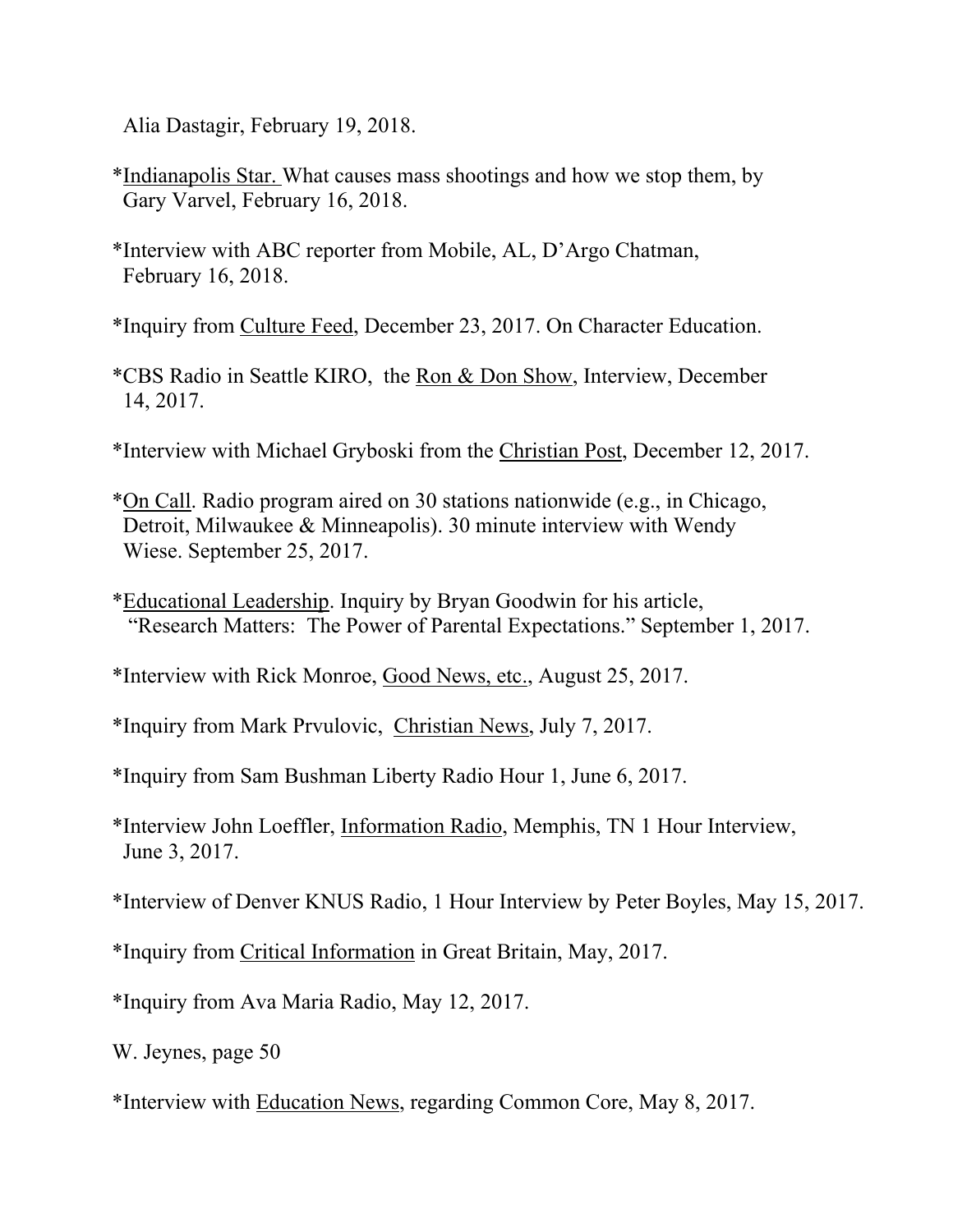Alia Dastagir, February 19, 2018.

*Indianapolis Star. What causes mass shootings and how we stop them, by Gary Varvel, February 16, 2018.

*Interview with ABC reporter from Mobile, AL, D'Argo Chatman, February 16, 2018.

*Inquiry from Culture Feed, December 23, 2017. On Character Education.

*CBS Radio in Seattle KIRO, the Ron & Don Show, Interview, December 14, 2017.

*Interview with Michael Gryboski from the Christian Post, December 12, 2017.

*On Call. Radio program aired on 30 stations nationwide (e.g., in Chicago, Detroit, Milwaukee & Minneapolis). 30 minute interview with Wendy Wiese. September 25, 2017.

*Educational Leadership. Inquiry by Bryan Goodwin for his article, "Research Matters: The Power of Parental Expectations." September 1, 2017.

*Interview with Rick Monroe, Good News, etc., August 25, 2017.

*Inquiry from Mark Prvulovic, Christian News, July 7, 2017.

*Inquiry from Sam Bushman Liberty Radio Hour 1, June 6, 2017.

*Interview John Loeffler, Information Radio, Memphis, TN 1 Hour Interview, June 3, 2017.

*Interview of Denver KNUS Radio, 1 Hour Interview by Peter Boyles, May 15, 2017.

*Inquiry from Critical Information in Great Britain, May, 2017.

*Inquiry from Ava Maria Radio, May 12, 2017.

*Interview with Education News, regarding Common Core, May 8, 2017.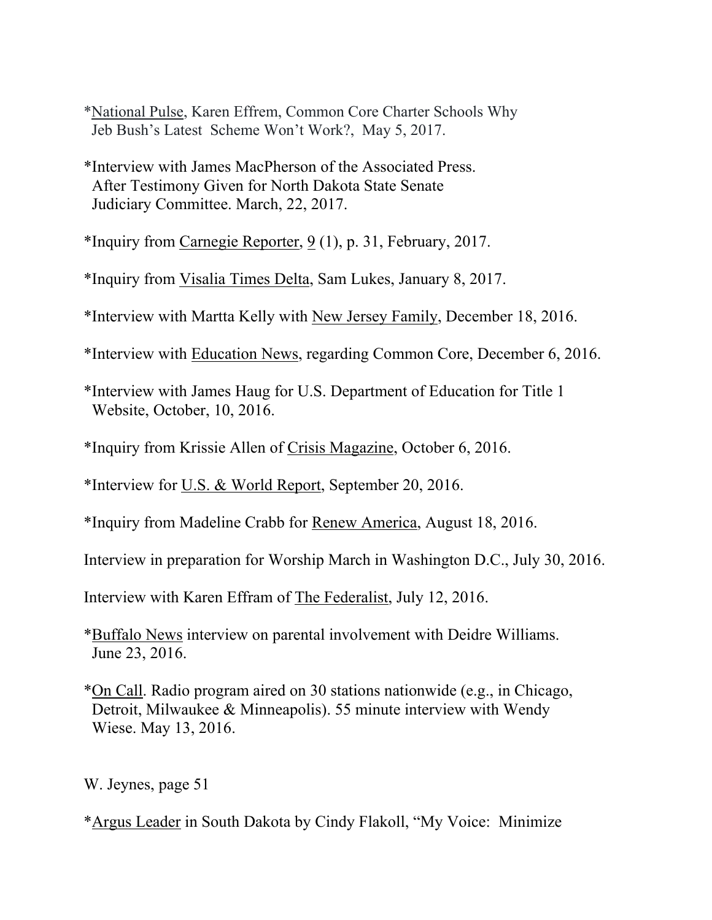*National Pulse, Karen Effrem, Common Core Charter Schools Why Jeb Bush's Latest Scheme Won't Work?, May 5, 2017.

*Interview with James MacPherson of the Associated Press. After Testimony Given for North Dakota State Senate Judiciary Committee. March, 22, 2017.

*Inquiry from Carnegie Reporter, 9 (1), p. 31, February, 2017.

*Inquiry from Visalia Times Delta, Sam Lukes, January 8, 2017.

*Interview with Martta Kelly with New Jersey Family, December 18, 2016.

*Interview with Education News, regarding Common Core, December 6, 2016.

*Interview with James Haug for U.S. Department of Education for Title 1 Website, October, 10, 2016.

*Inquiry from Krissie Allen of Crisis Magazine, October 6, 2016.

*Interview for U.S. & World Report, September 20, 2016.

*Inquiry from Madeline Crabb for Renew America, August 18, 2016.

Interview in preparation for Worship March in Washington D.C., July 30, 2016.

Interview with Karen Effram of The Federalist, July 12, 2016.

*Buffalo News interview on parental involvement with Deidre Williams. June 23, 2016.

*On Call. Radio program aired on 30 stations nationwide (e.g., in Chicago, Detroit, Milwaukee & Minneapolis). 55 minute interview with Wendy Wiese. May 13, 2016.

*Argus Leader in South Dakota by Cindy Flakoll, "My Voice: Minimize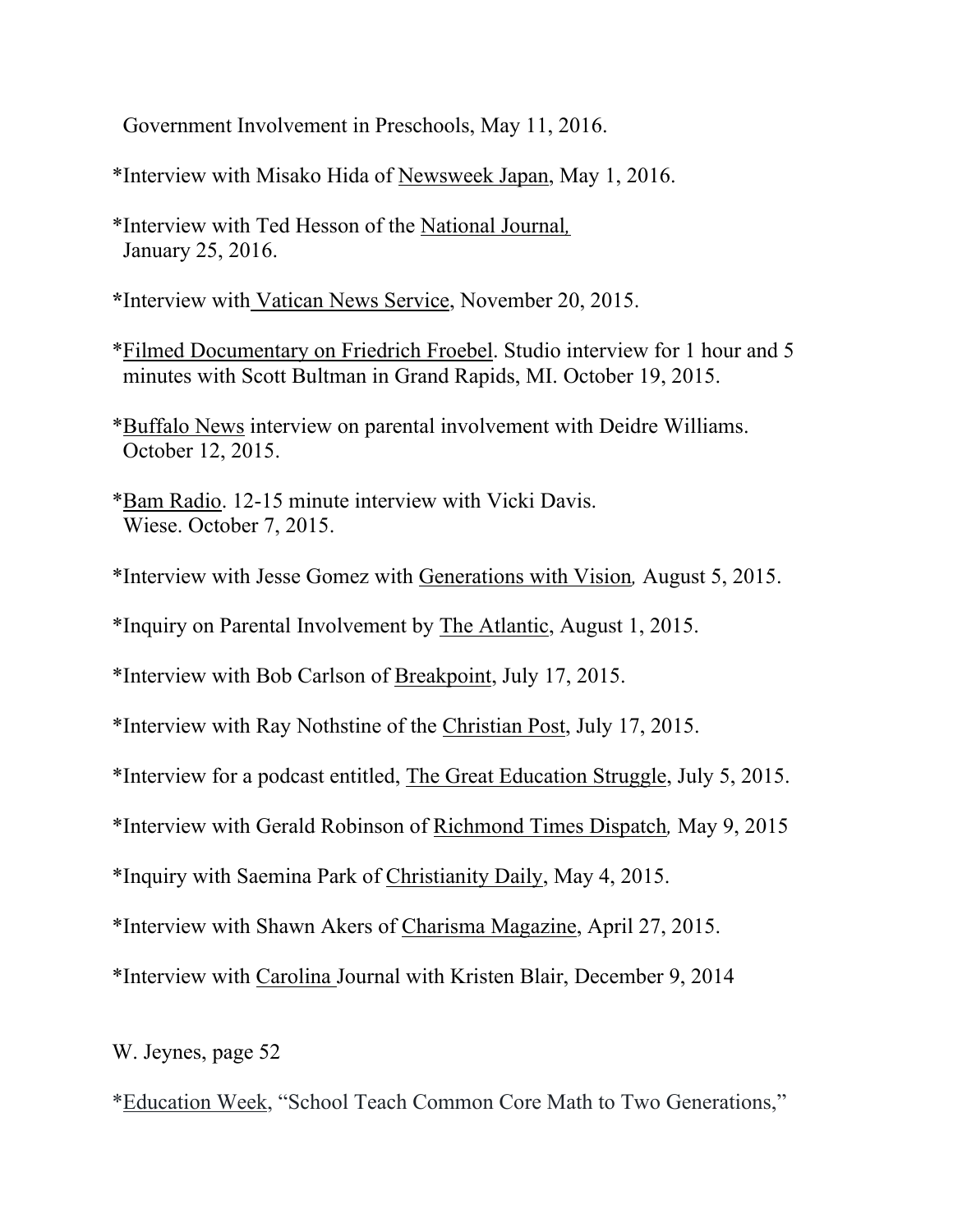Government Involvement in Preschools, May 11, 2016.

*Interview with Misako Hida of Newsweek Japan, May 1, 2016.

*Interview with Ted Hesson of the National Journal, January 25, 2016.

*Interview with Vatican News Service, November 20, 2015.

*Filmed Documentary on Friedrich Froebel. Studio interview for 1 hour and 5 minutes with Scott Bultman in Grand Rapids, MI. October 19, 2015.

*Buffalo News interview on parental involvement with Deidre Williams. October 12, 2015.

*Bam Radio. 12-15 minute interview with Vicki Davis. Wiese. October 7, 2015.

*Interview with Jesse Gomez with Generations with Vision, August 5, 2015.

*Inquiry on Parental Involvement by The Atlantic, August 1, 2015.

*Interview with Bob Carlson of Breakpoint, July 17, 2015.

*Interview with Ray Nothstine of the Christian Post, July 17, 2015.

*Interview for a podcast entitled, The Great Education Struggle, July 5, 2015.

*Interview with Gerald Robinson of Richmond Times Dispatch, May 9, 2015

*Inquiry with Saemina Park of Christianity Daily, May 4, 2015.

*Interview with Shawn Akers of Charisma Magazine, April 27, 2015.

*Interview with Carolina Journal with Kristen Blair, December 9, 2014

*Education Week, "School Teach Common Core Math to Two Generations,"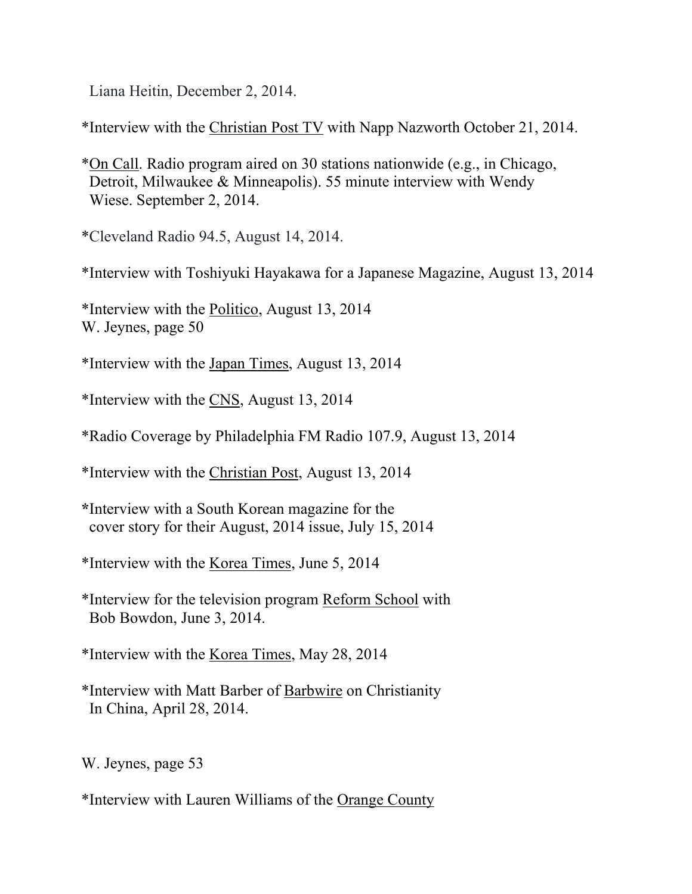Liana Heitin, December 2, 2014.

*Interview with the Christian Post TV with Napp Nazworth October 21, 2014.

*On Call. Radio program aired on 30 stations nationwide (e.g., in Chicago, Detroit, Milwaukee & Minneapolis). 55 minute interview with Wendy Wiese. September 2, 2014.

*Cleveland Radio 94.5, August 14, 2014.

*Interview with Toshiyuki Hayakawa for a Japanese Magazine, August 13, 2014

*Interview with the Politico, August 13, 2014

*Interview with the Japan Times, August 13, 2014

*Interview with the CNS, August 13, 2014

*Radio Coverage by Philadelphia FM Radio 107.9, August 13, 2014

*Interview with the Christian Post, August 13, 2014

*Interview with a South Korean magazine for the cover story for their August, 2014 issue, July 15, 2014

*Interview with the Korea Times, June 5, 2014

*Interview for the television program Reform School with Bob Bowdon, June 3, 2014.

*Interview with the Korea Times, May 28, 2014

*Interview with Matt Barber of Barbwire on Christianity In China, April 28, 2014.

*Interview with Lauren Williams of the Orange County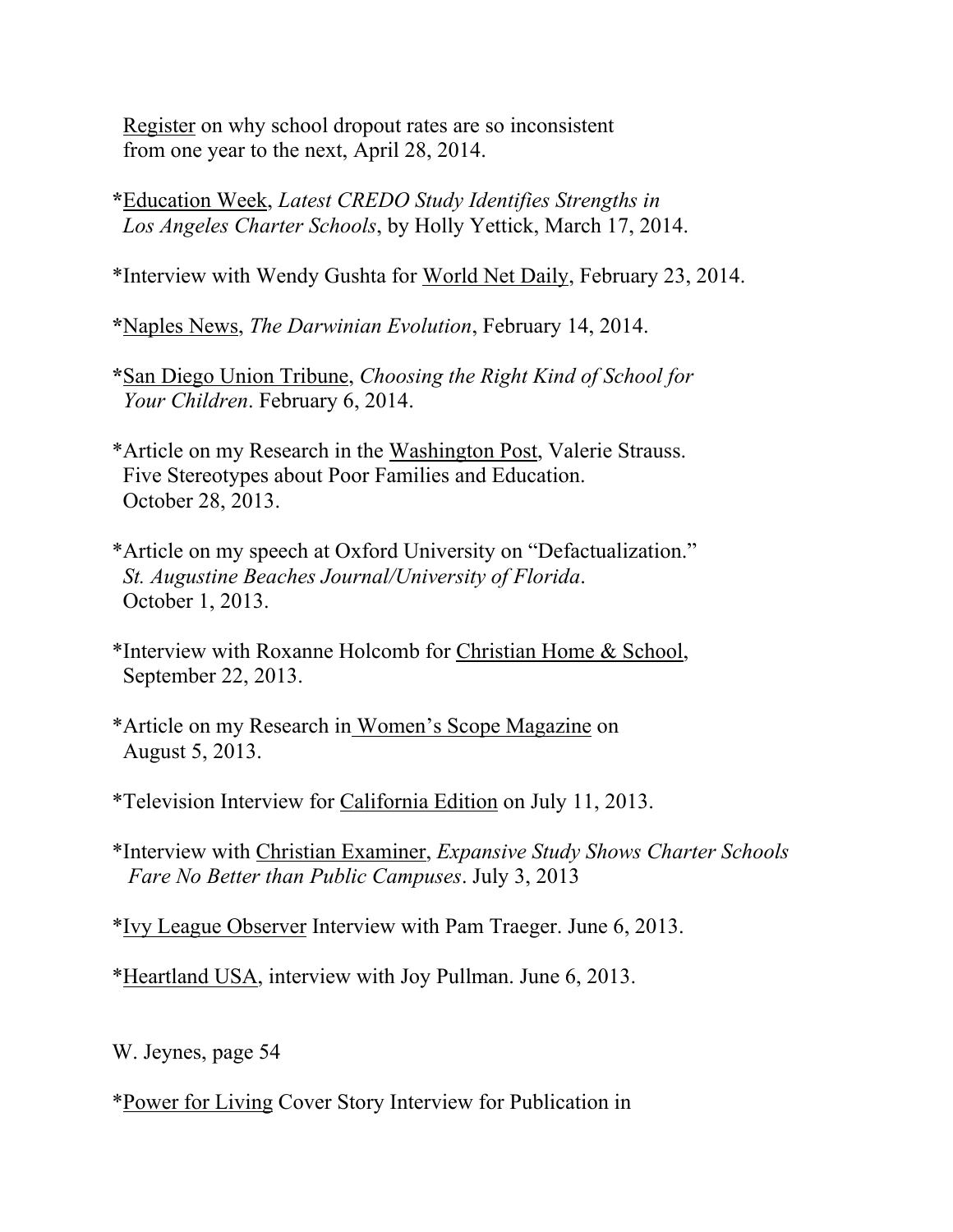Register on why school dropout rates are so inconsistent from one year to the next, April 28, 2014.

*Education Week, *Latest CREDO Study Identifies Strengths in Los Angeles Charter Schools*, by Holly Yettick, March 17, 2014.

*Interview with Wendy Gushta for World Net Daily, February 23, 2014.

*Naples News, *The Darwinian Evolution*, February 14, 2014.

*San Diego Union Tribune, *Choosing the Right Kind of School for Your Children*. February 6, 2014.

*Article on my Research in the Washington Post, Valerie Strauss. Five Stereotypes about Poor Families and Education. October 28, 2013.

*Article on my speech at Oxford University on "Defactualization." *St. Augustine Beaches Journal/University of Florida*. October 1, 2013.

*Interview with Roxanne Holcomb for Christian Home & School, September 22, 2013.

*Article on my Research in Women's Scope Magazine on August 5, 2013.

*Television Interview for California Edition on July 11, 2013.

*Interview with Christian Examiner, *Expansive Study Shows Charter Schools Fare No Better than Public Campuses*. July 3, 2013

*Ivy League Observer Interview with Pam Traeger. June 6, 2013.

*Heartland USA, interview with Joy Pullman. June 6, 2013.

*Power for Living Cover Story Interview for Publication in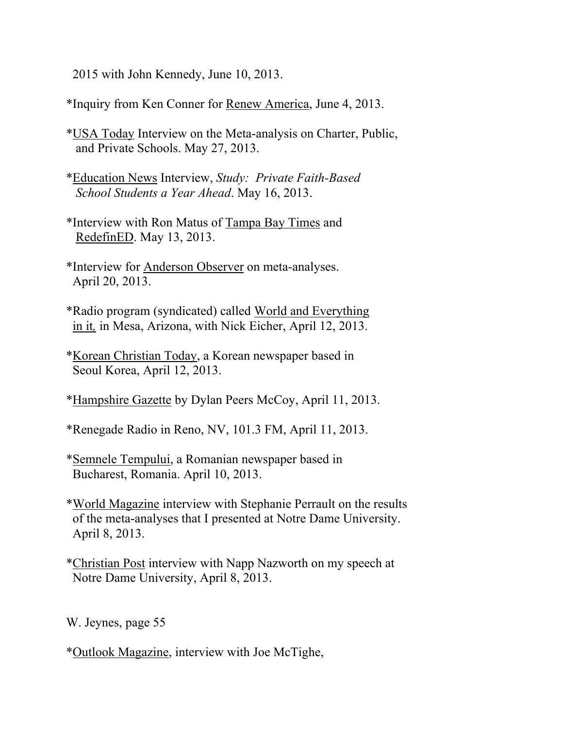2015 with John Kennedy, June 10, 2013.

*Inquiry from Ken Conner for Renew America, June 4, 2013.

*USA Today Interview on the Meta-analysis on Charter, Public, and Private Schools. May 27, 2013.

*Education News Interview, *Study: Private Faith-Based School Students a Year Ahead*. May 16, 2013.

*Interview with Ron Matus of Tampa Bay Times and RedefinED. May 13, 2013.

*Interview for Anderson Observer on meta-analyses. April 20, 2013.

*Radio program (syndicated) called World and Everything in it, in Mesa, Arizona, with Nick Eicher, April 12, 2013.

*Korean Christian Today, a Korean newspaper based in Seoul Korea, April 12, 2013.

*Hampshire Gazette by Dylan Peers McCoy, April 11, 2013.

*Renegade Radio in Reno, NV, 101.3 FM, April 11, 2013.

*Semnele Tempului, a Romanian newspaper based in Bucharest, Romania. April 10, 2013.

*World Magazine interview with Stephanie Perrault on the results of the meta-analyses that I presented at Notre Dame University. April 8, 2013.

*Christian Post interview with Napp Nazworth on my speech at Notre Dame University, April 8, 2013.

*Outlook Magazine, interview with Joe McTighe,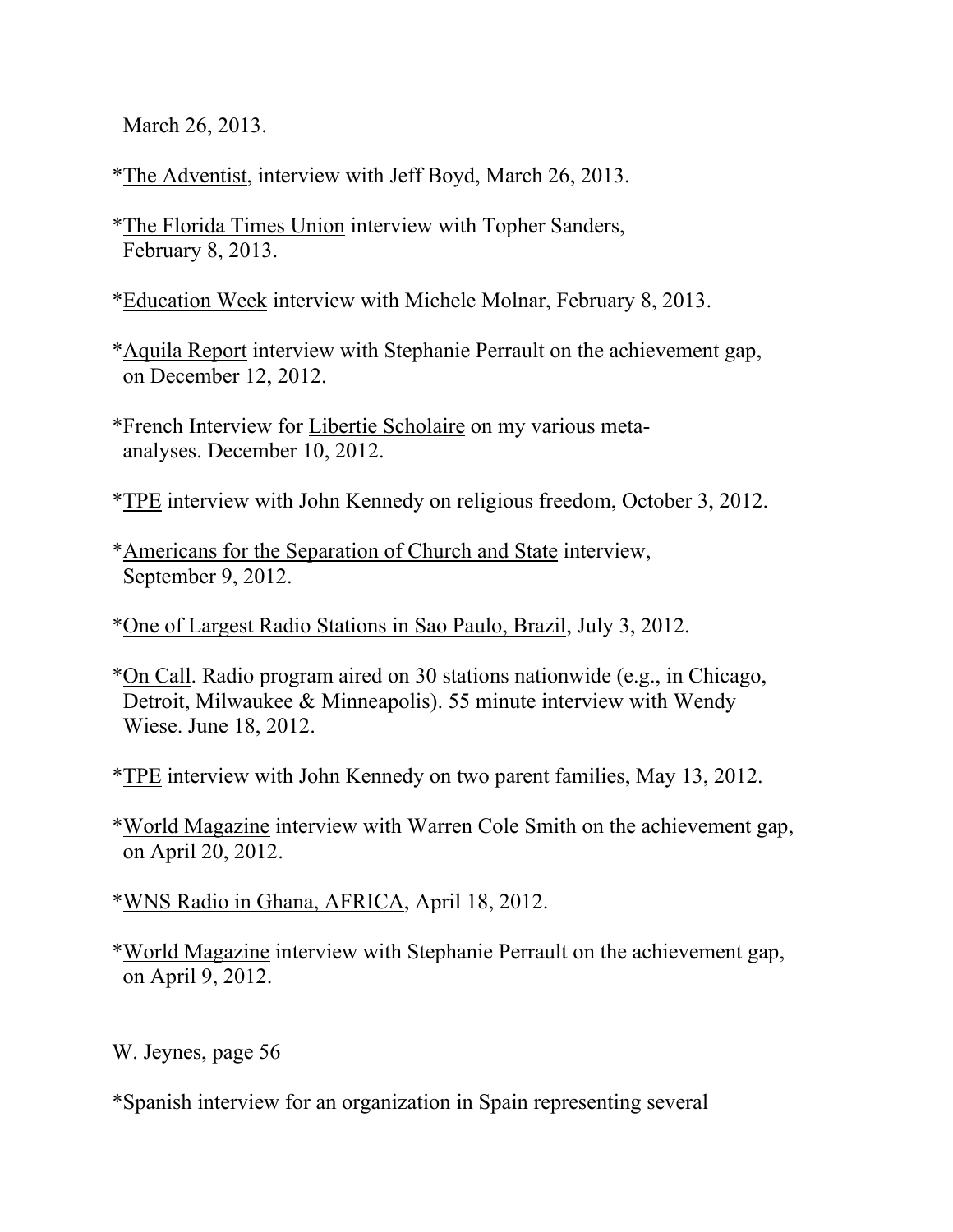March 26, 2013.

*The Adventist, interview with Jeff Boyd, March 26, 2013.

*The Florida Times Union interview with Topher Sanders, February 8, 2013.

*Education Week interview with Michele Molnar, February 8, 2013.

*Aquila Report interview with Stephanie Perrault on the achievement gap, on December 12, 2012.

*French Interview for Libertie Scholaire on my various meta-analyses. December 10, 2012.

*TPE interview with John Kennedy on religious freedom, October 3, 2012.

*Americans for the Separation of Church and State interview, September 9, 2012.

*One of Largest Radio Stations in Sao Paulo, Brazil, July 3, 2012.

*On Call. Radio program aired on 30 stations nationwide (e.g., in Chicago, Detroit, Milwaukee & Minneapolis). 55 minute interview with Wendy Wiese. June 18, 2012.

*TPE interview with John Kennedy on two parent families, May 13, 2012.

*World Magazine interview with Warren Cole Smith on the achievement gap, on April 20, 2012.

*WNS Radio in Ghana, AFRICA, April 18, 2012.

*World Magazine interview with Stephanie Perrault on the achievement gap, on April 9, 2012.

*Spanish interview for an organization in Spain representing several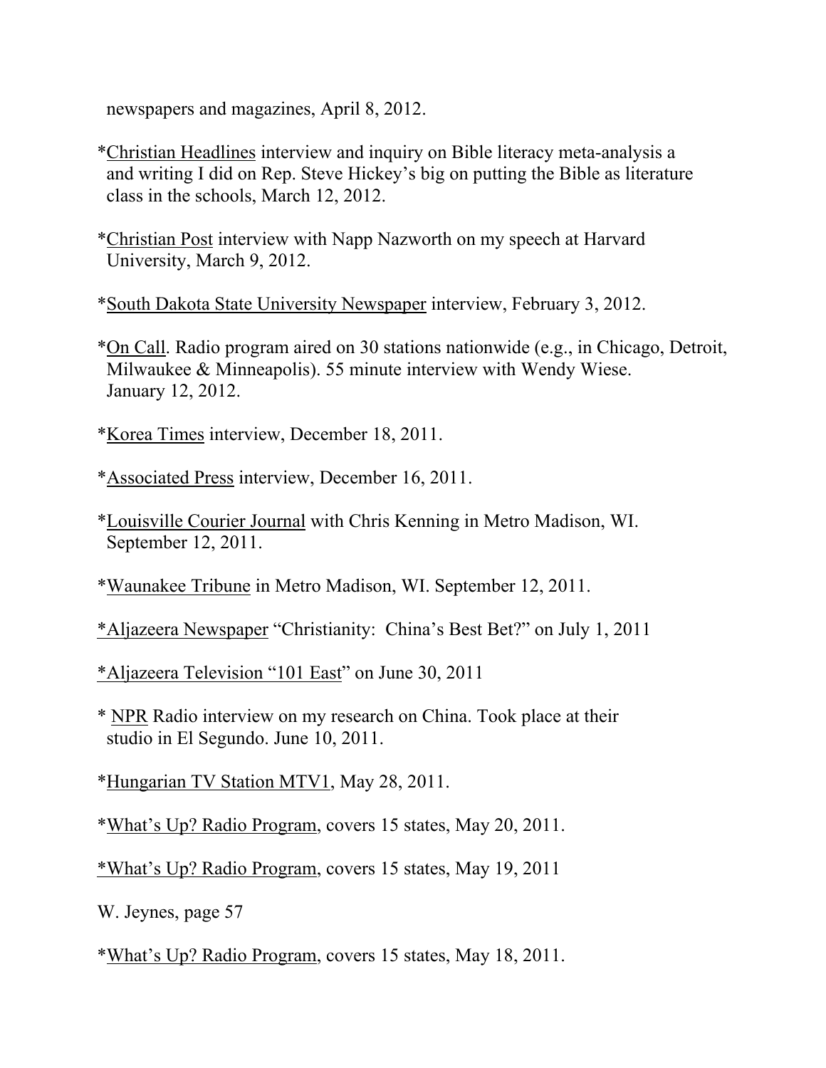newspapers and magazines, April 8, 2012.

*<u>Christian Headlines</u> interview and inquiry on Bible literacy meta-analysis a and writing I did on Rep. Steve Hickey's big on putting the Bible as literature class in the schools, March 12, 2012.

*<u>Christian Post</u> interview with Napp Nazworth on my speech at Harvard University, March 9, 2012.

*<u>South Dakota State University Newspaper</u> interview, February 3, 2012.

*<u>On Call</u>. Radio program aired on 30 stations nationwide (e.g., in Chicago, Detroit, Milwaukee & Minneapolis). 55 minute interview with Wendy Wiese. January 12, 2012.

*<u>Korea Times</u> interview, December 18, 2011.

*<u>Associated Press</u> interview, December 16, 2011.

*<u>Louisville Courier Journal</u> with Chris Kenning in Metro Madison, WI. September 12, 2011.

*<u>Waunakee Tribune</u> in Metro Madison, WI. September 12, 2011.

<u>*Aljazeera Newspaper</u> "Christianity: China's Best Bet?" on July 1, 2011

<u>*Aljazeera Television "101 East</u>" on June 30, 2011

* <u>NPR</u> Radio interview on my research on China. Took place at their studio in El Segundo. June 10, 2011.

*<u>Hungarian TV Station MTV1</u>, May 28, 2011.

*<u>What's Up? Radio Program</u>, covers 15 states, May 20, 2011.

<u>*What's Up? Radio Program</u>, covers 15 states, May 19, 2011

*<u>What's Up? Radio Program</u>, covers 15 states, May 18, 2011.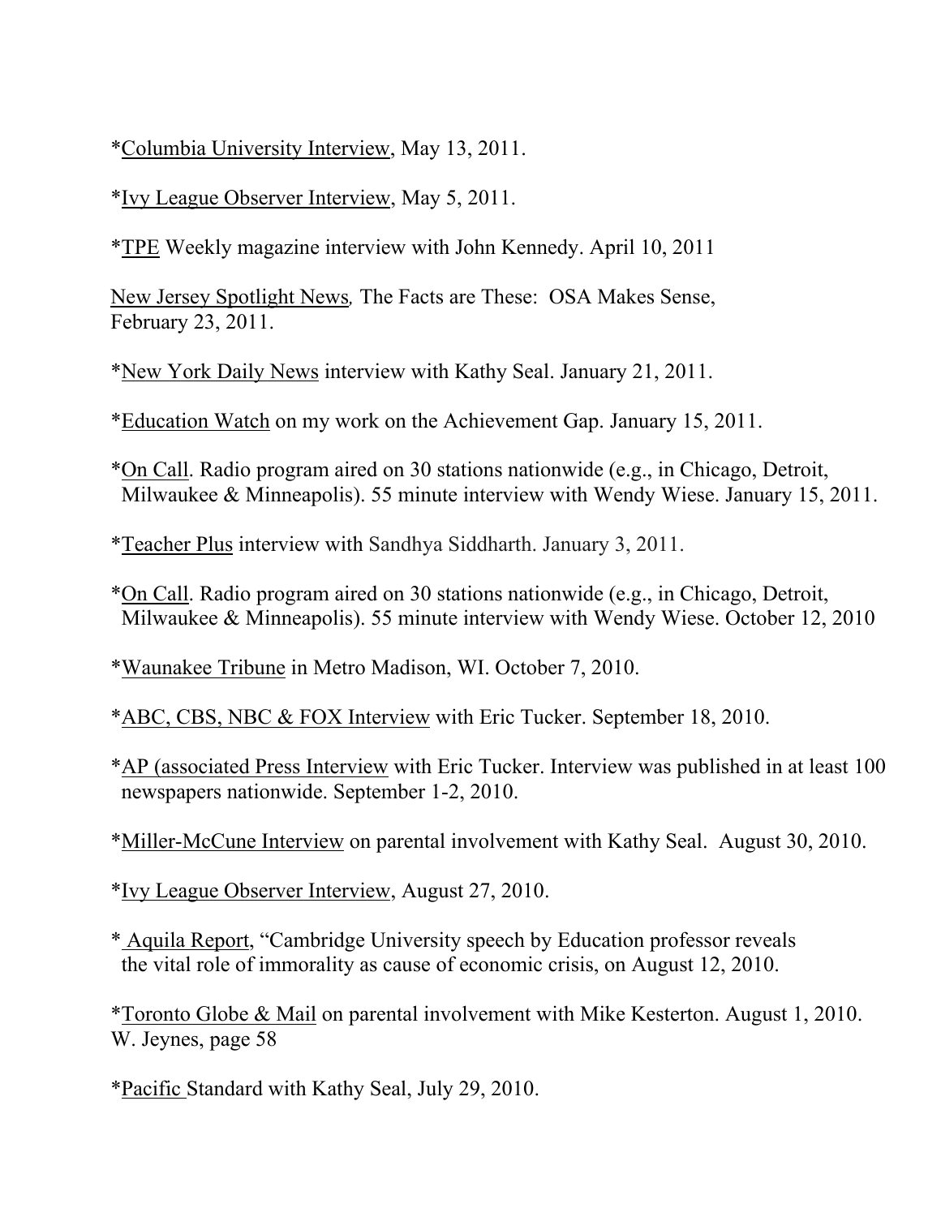*Columbia University Interview, May 13, 2011.

*Ivy League Observer Interview, May 5, 2011.

*TPE Weekly magazine interview with John Kennedy. April 10, 2011

New Jersey Spotlight News, The Facts are These: OSA Makes Sense, February 23, 2011.

*New York Daily News interview with Kathy Seal. January 21, 2011.

*Education Watch on my work on the Achievement Gap. January 15, 2011.

*On Call. Radio program aired on 30 stations nationwide (e.g., in Chicago, Detroit, Milwaukee & Minneapolis). 55 minute interview with Wendy Wiese. January 15, 2011.

*Teacher Plus interview with Sandhya Siddharth. January 3, 2011.

*On Call. Radio program aired on 30 stations nationwide (e.g., in Chicago, Detroit, Milwaukee & Minneapolis). 55 minute interview with Wendy Wiese. October 12, 2010

*Waunakee Tribune in Metro Madison, WI. October 7, 2010.

*ABC, CBS, NBC & FOX Interview with Eric Tucker. September 18, 2010.

*AP (associated Press Interview with Eric Tucker. Interview was published in at least 100 newspapers nationwide. September 1-2, 2010.

*Miller-McCune Interview on parental involvement with Kathy Seal. August 30, 2010.

*Ivy League Observer Interview, August 27, 2010.

* Aquila Report, "Cambridge University speech by Education professor reveals the vital role of immorality as cause of economic crisis, on August 12, 2010.

*Toronto Globe & Mail on parental involvement with Mike Kesterton. August 1, 2010.

*Pacific Standard with Kathy Seal, July 29, 2010.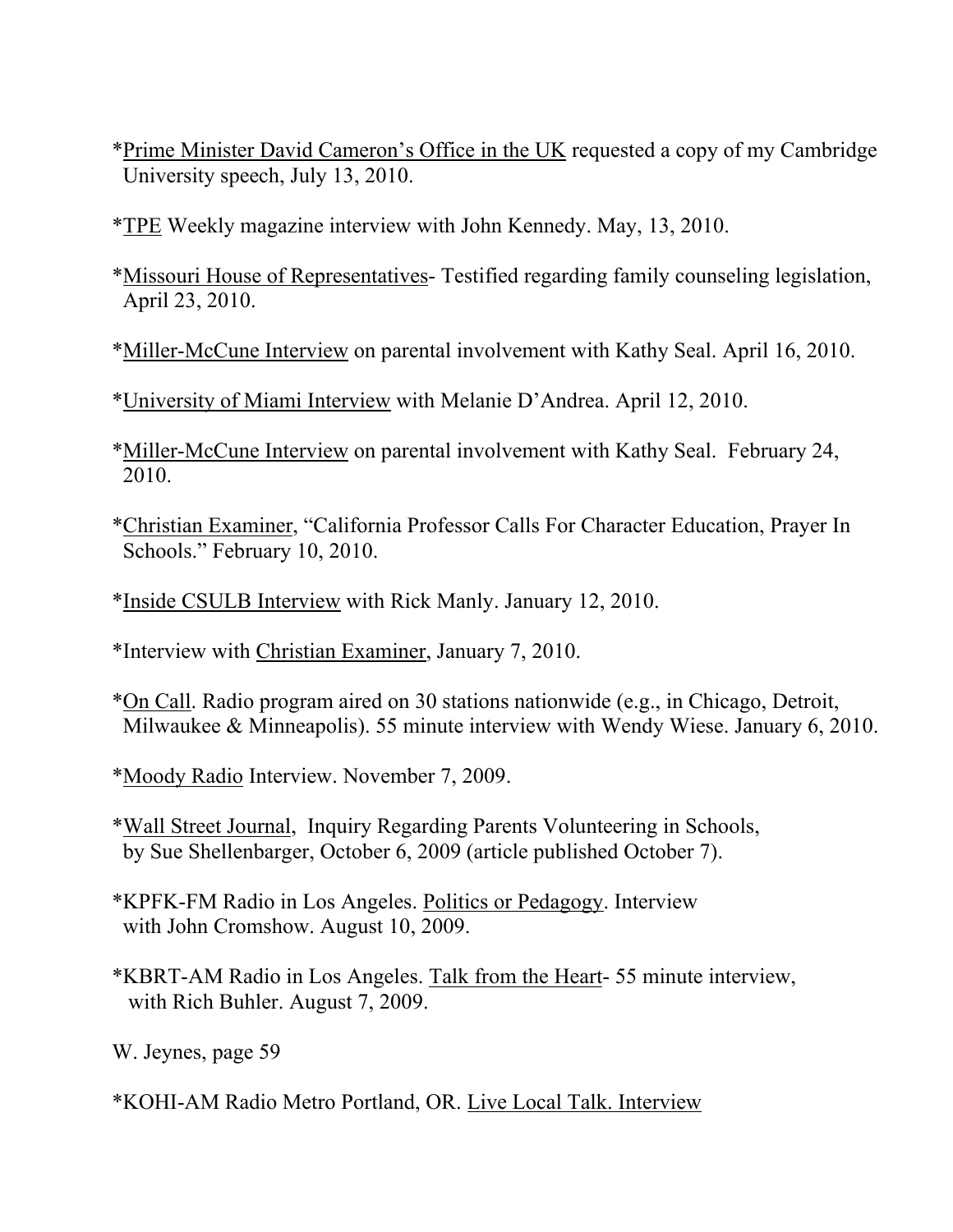*<u>Prime Minister David Cameron's Office in the UK</u> requested a copy of my Cambridge University speech, July 13, 2010.

*<u>TPE</u> Weekly magazine interview with John Kennedy. May, 13, 2010.

*<u>Missouri House of Representatives</u>- Testified regarding family counseling legislation, April 23, 2010.

*<u>Miller-McCune Interview</u> on parental involvement with Kathy Seal. April 16, 2010.

*<u>University of Miami Interview</u> with Melanie D'Andrea. April 12, 2010.

*<u>Miller-McCune Interview</u> on parental involvement with Kathy Seal. February 24, 2010.

*<u>Christian Examiner</u>, "California Professor Calls For Character Education, Prayer In Schools." February 10, 2010.

*<u>Inside CSULB Interview</u> with Rick Manly. January 12, 2010.

*Interview with <u>Christian Examiner</u>, January 7, 2010.

*<u>On Call</u>. Radio program aired on 30 stations nationwide (e.g., in Chicago, Detroit, Milwaukee & Minneapolis). 55 minute interview with Wendy Wiese. January 6, 2010.

*<u>Moody Radio</u> Interview. November 7, 2009.

*<u>Wall Street Journal</u>, Inquiry Regarding Parents Volunteering in Schools, by Sue Shellenbarger, October 6, 2009 (article published October 7).

*KPFK-FM Radio in Los Angeles. <u>Politics or Pedagogy</u>. Interview with John Cromshow. August 10, 2009.

*KBRT-AM Radio in Los Angeles. <u>Talk from the Heart</u>- 55 minute interview, with Rich Buhler. August 7, 2009.

*KOHI-AM Radio Metro Portland, OR. <u>Live Local Talk. Interview</u>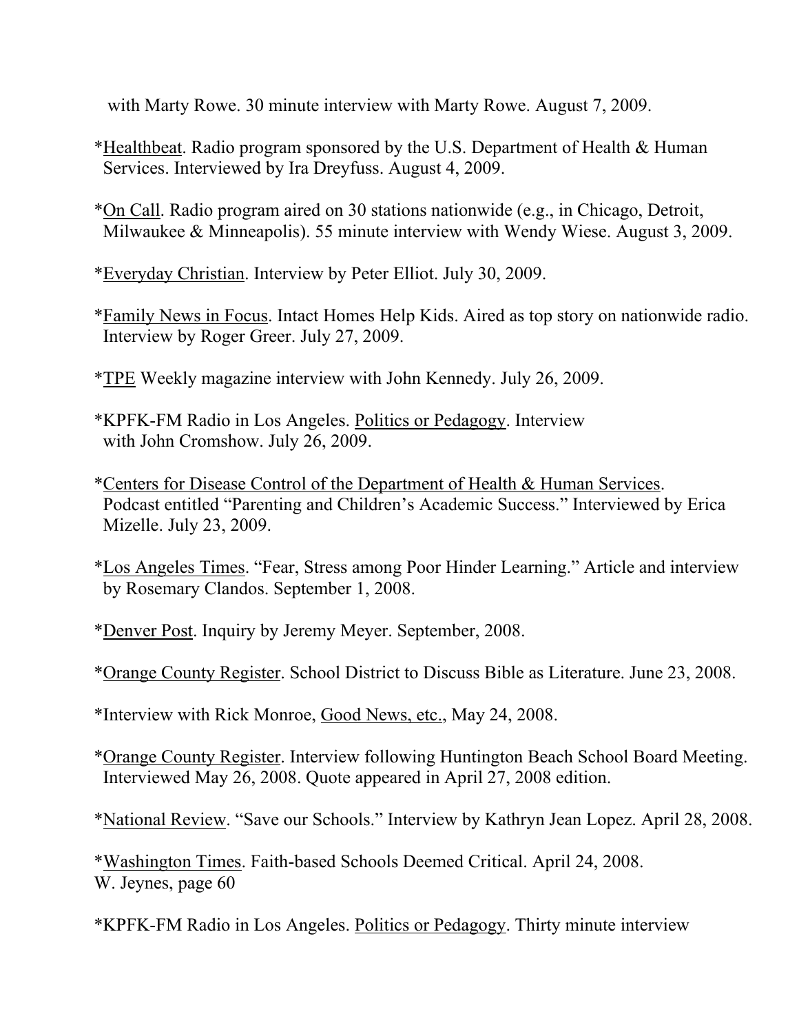with Marty Rowe. 30 minute interview with Marty Rowe. August 7, 2009.

*Healthbeat. Radio program sponsored by the U.S. Department of Health & Human Services. Interviewed by Ira Dreyfuss. August 4, 2009.

*On Call. Radio program aired on 30 stations nationwide (e.g., in Chicago, Detroit, Milwaukee & Minneapolis). 55 minute interview with Wendy Wiese. August 3, 2009.

*Everyday Christian. Interview by Peter Elliot. July 30, 2009.

*Family News in Focus. Intact Homes Help Kids. Aired as top story on nationwide radio. Interview by Roger Greer. July 27, 2009.

*TPE Weekly magazine interview with John Kennedy. July 26, 2009.

*KPFK-FM Radio in Los Angeles. Politics or Pedagogy. Interview with John Cromshow. July 26, 2009.

*Centers for Disease Control of the Department of Health & Human Services. Podcast entitled "Parenting and Children's Academic Success." Interviewed by Erica Mizelle. July 23, 2009.

*Los Angeles Times. "Fear, Stress among Poor Hinder Learning." Article and interview by Rosemary Clandos. September 1, 2008.

*Denver Post. Inquiry by Jeremy Meyer. September, 2008.

*Orange County Register. School District to Discuss Bible as Literature. June 23, 2008.

*Interview with Rick Monroe, Good News, etc., May 24, 2008.

*Orange County Register. Interview following Huntington Beach School Board Meeting. Interviewed May 26, 2008. Quote appeared in April 27, 2008 edition.

*National Review. "Save our Schools." Interview by Kathryn Jean Lopez. April 28, 2008.

*Washington Times. Faith-based Schools Deemed Critical. April 24, 2008.

*KPFK-FM Radio in Los Angeles. Politics or Pedagogy. Thirty minute interview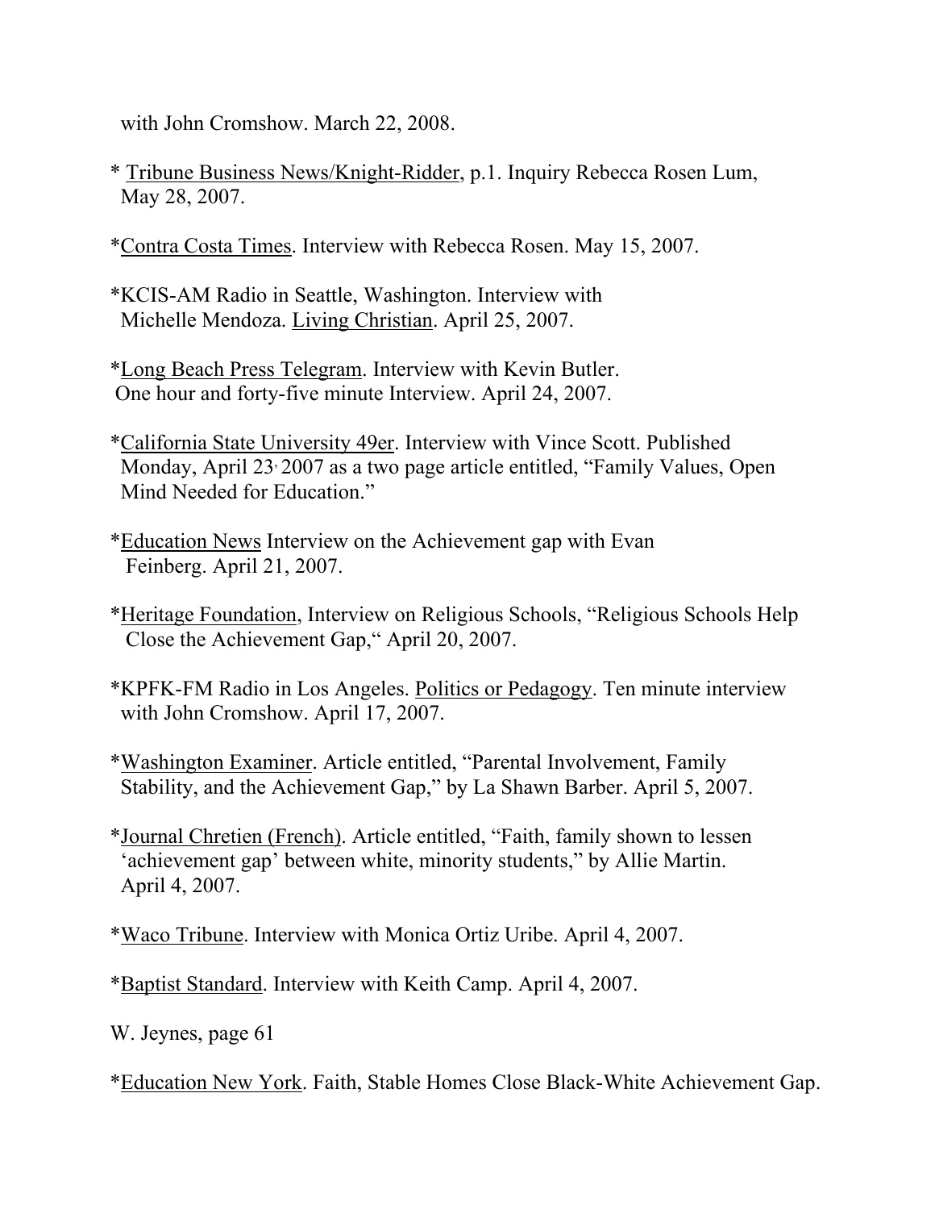with John Cromshow. March 22, 2008.

* Tribune Business News/Knight-Ridder, p.1. Inquiry Rebecca Rosen Lum, May 28, 2007.

*Contra Costa Times. Interview with Rebecca Rosen. May 15, 2007.

*KCIS-AM Radio in Seattle, Washington. Interview with Michelle Mendoza. Living Christian. April 25, 2007.

*Long Beach Press Telegram. Interview with Kevin Butler. One hour and forty-five minute Interview. April 24, 2007.

*California State University 49er. Interview with Vince Scott. Published Monday, April 23, 2007 as a two page article entitled, “Family Values, Open Mind Needed for Education.”

*Education News Interview on the Achievement gap with Evan Feinberg. April 21, 2007.

*Heritage Foundation, Interview on Religious Schools, “Religious Schools Help Close the Achievement Gap,“ April 20, 2007.

*KPFK-FM Radio in Los Angeles. Politics or Pedagogy. Ten minute interview with John Cromshow. April 17, 2007.

*Washington Examiner. Article entitled, “Parental Involvement, Family Stability, and the Achievement Gap,” by La Shawn Barber. April 5, 2007.

*Journal Chretien (French). Article entitled, “Faith, family shown to lessen ‘achievement gap’ between white, minority students,” by Allie Martin. April 4, 2007.

*Waco Tribune. Interview with Monica Ortiz Uribe. April 4, 2007.

*Baptist Standard. Interview with Keith Camp. April 4, 2007.

*Education New York. Faith, Stable Homes Close Black-White Achievement Gap.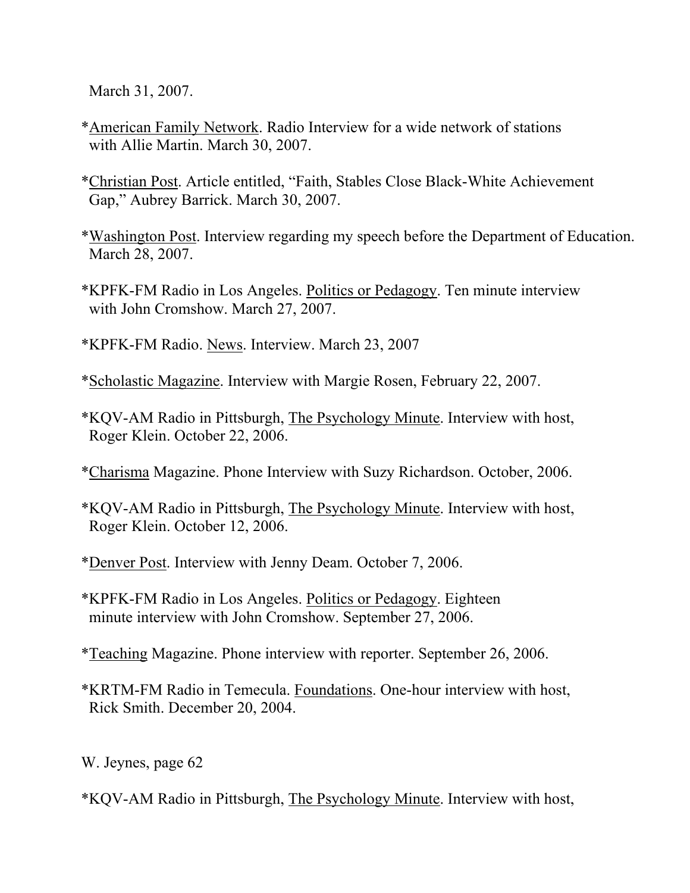March 31, 2007.

*American Family Network. Radio Interview for a wide network of stations with Allie Martin. March 30, 2007.

*Christian Post. Article entitled, "Faith, Stables Close Black-White Achievement Gap," Aubrey Barrick. March 30, 2007.

*Washington Post. Interview regarding my speech before the Department of Education. March 28, 2007.

*KPFK-FM Radio in Los Angeles. Politics or Pedagogy. Ten minute interview with John Cromshow. March 27, 2007.

*KPFK-FM Radio. News. Interview. March 23, 2007

*Scholastic Magazine. Interview with Margie Rosen, February 22, 2007.

*KQV-AM Radio in Pittsburgh, The Psychology Minute. Interview with host, Roger Klein. October 22, 2006.

*Charisma Magazine. Phone Interview with Suzy Richardson. October, 2006.

*KQV-AM Radio in Pittsburgh, The Psychology Minute. Interview with host, Roger Klein. October 12, 2006.

*Denver Post. Interview with Jenny Deam. October 7, 2006.

*KPFK-FM Radio in Los Angeles. Politics or Pedagogy. Eighteen minute interview with John Cromshow. September 27, 2006.

*Teaching Magazine. Phone interview with reporter. September 26, 2006.

*KRTM-FM Radio in Temecula. Foundations. One-hour interview with host, Rick Smith. December 20, 2004.

*KQV-AM Radio in Pittsburgh, The Psychology Minute. Interview with host,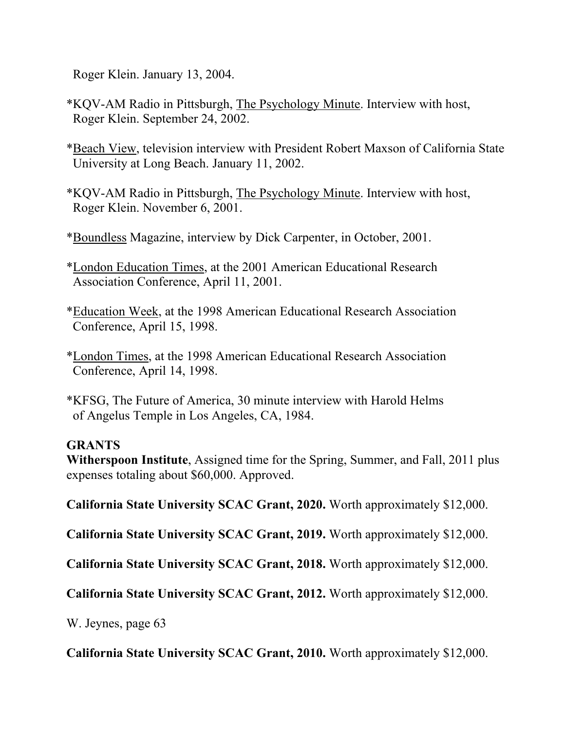Roger Klein. January 13, 2004.

*KQV-AM Radio in Pittsburgh, The Psychology Minute. Interview with host, Roger Klein. September 24, 2002.

*Beach View, television interview with President Robert Maxson of California State University at Long Beach. January 11, 2002.

*KQV-AM Radio in Pittsburgh, The Psychology Minute. Interview with host, Roger Klein. November 6, 2001.

*Boundless Magazine, interview by Dick Carpenter, in October, 2001.

*London Education Times, at the 2001 American Educational Research Association Conference, April 11, 2001.

*Education Week, at the 1998 American Educational Research Association Conference, April 15, 1998.

*London Times, at the 1998 American Educational Research Association Conference, April 14, 1998.

*KFSG, The Future of America, 30 minute interview with Harold Helms of Angelus Temple in Los Angeles, CA, 1984.

**GRANTS**

**Witherspoon Institute**, Assigned time for the Spring, Summer, and Fall, 2011 plus expenses totaling about $60,000. Approved.

**California State University SCAC Grant, 2020.** Worth approximately $12,000.

**California State University SCAC Grant, 2019.** Worth approximately $12,000.

**California State University SCAC Grant, 2018.** Worth approximately $12,000.

**California State University SCAC Grant, 2012.** Worth approximately $12,000.

**California State University SCAC Grant, 2010.** Worth approximately $12,000.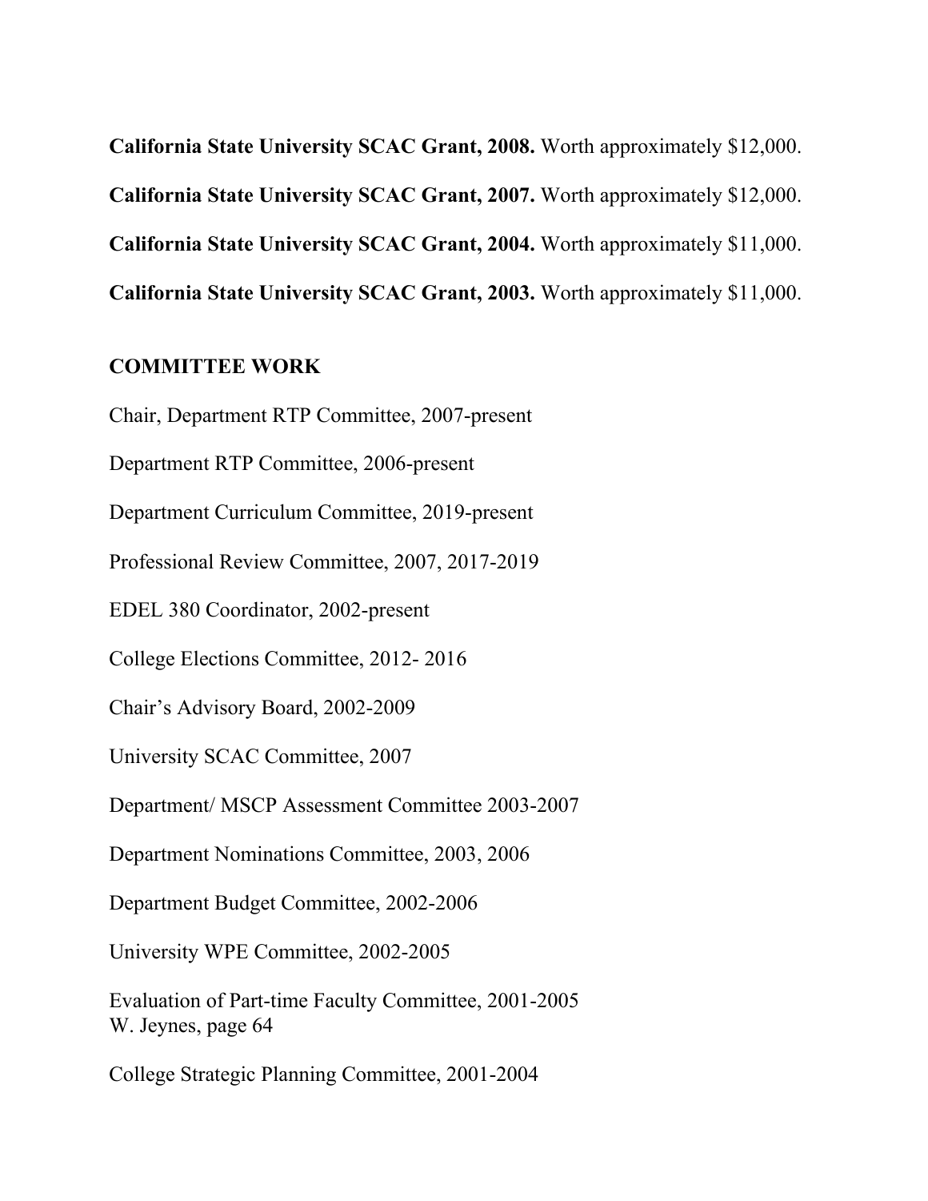**California State University SCAC Grant, 2008.** Worth approximately $12,000.

**California State University SCAC Grant, 2007.** Worth approximately $12,000.

**California State University SCAC Grant, 2004.** Worth approximately $11,000.

**California State University SCAC Grant, 2003.** Worth approximately $11,000.

**COMMITTEE WORK**

Chair, Department RTP Committee, 2007-present

Department RTP Committee, 2006-present

Department Curriculum Committee, 2019-present

Professional Review Committee, 2007, 2017-2019

EDEL 380 Coordinator, 2002-present

College Elections Committee, 2012- 2016

Chair's Advisory Board, 2002-2009

University SCAC Committee, 2007

Department/ MSCP Assessment Committee 2003-2007

Department Nominations Committee, 2003, 2006

Department Budget Committee, 2002-2006

University WPE Committee, 2002-2005

Evaluation of Part-time Faculty Committee, 2001-2005

College Strategic Planning Committee, 2001-2004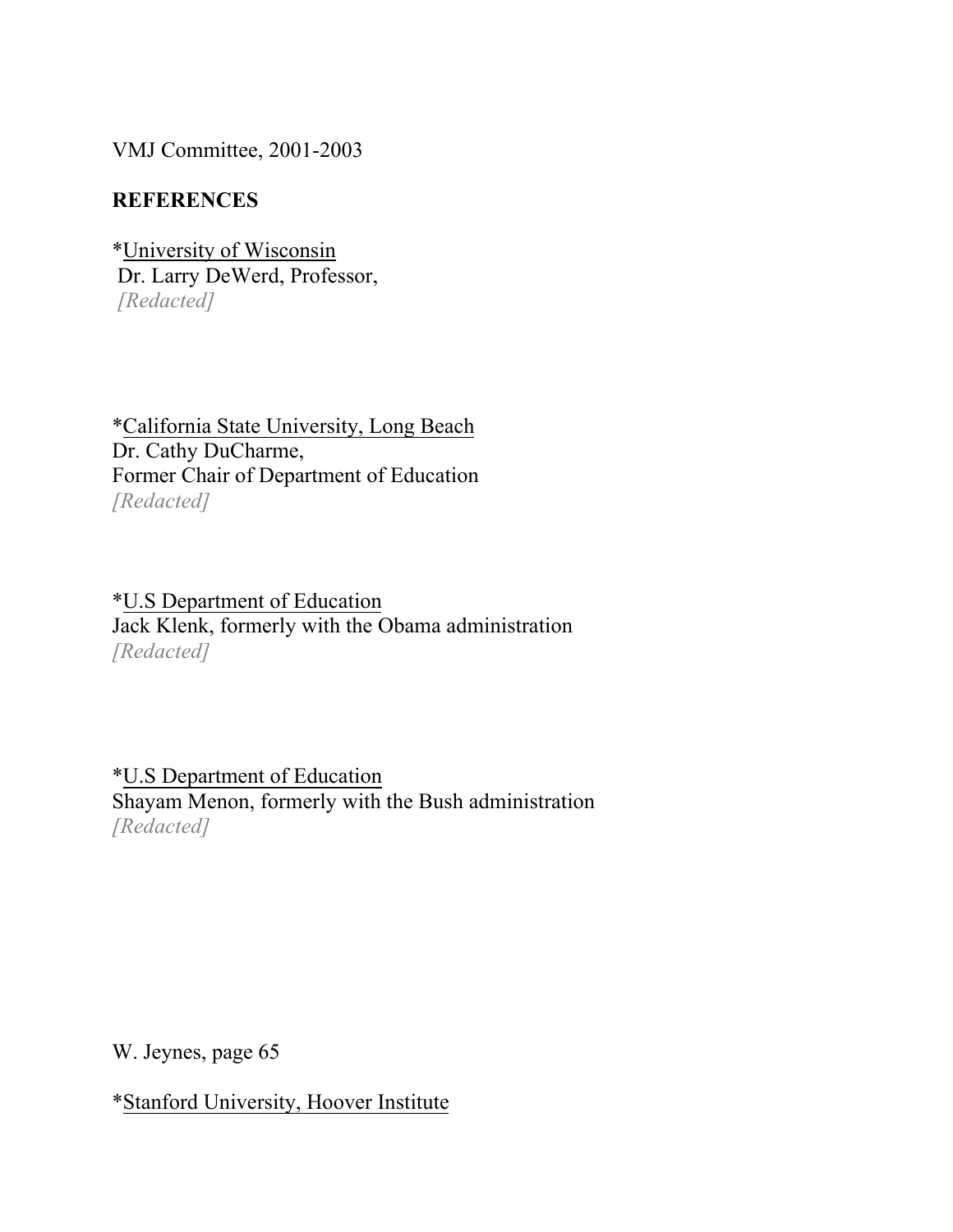VMJ Committee, 2001-2003

**REFERENCES**

*University of Wisconsin
Dr. Larry DeWerd, Professor,
*[Redacted]*

*California State University, Long Beach
Dr. Cathy DuCharme,
Former Chair of Department of Education
*[Redacted]*

*U.S Department of Education
Jack Klenk, formerly with the Obama administration
*[Redacted]*

*U.S Department of Education
Shayam Menon, formerly with the Bush administration
*[Redacted]*

*Stanford University, Hoover Institute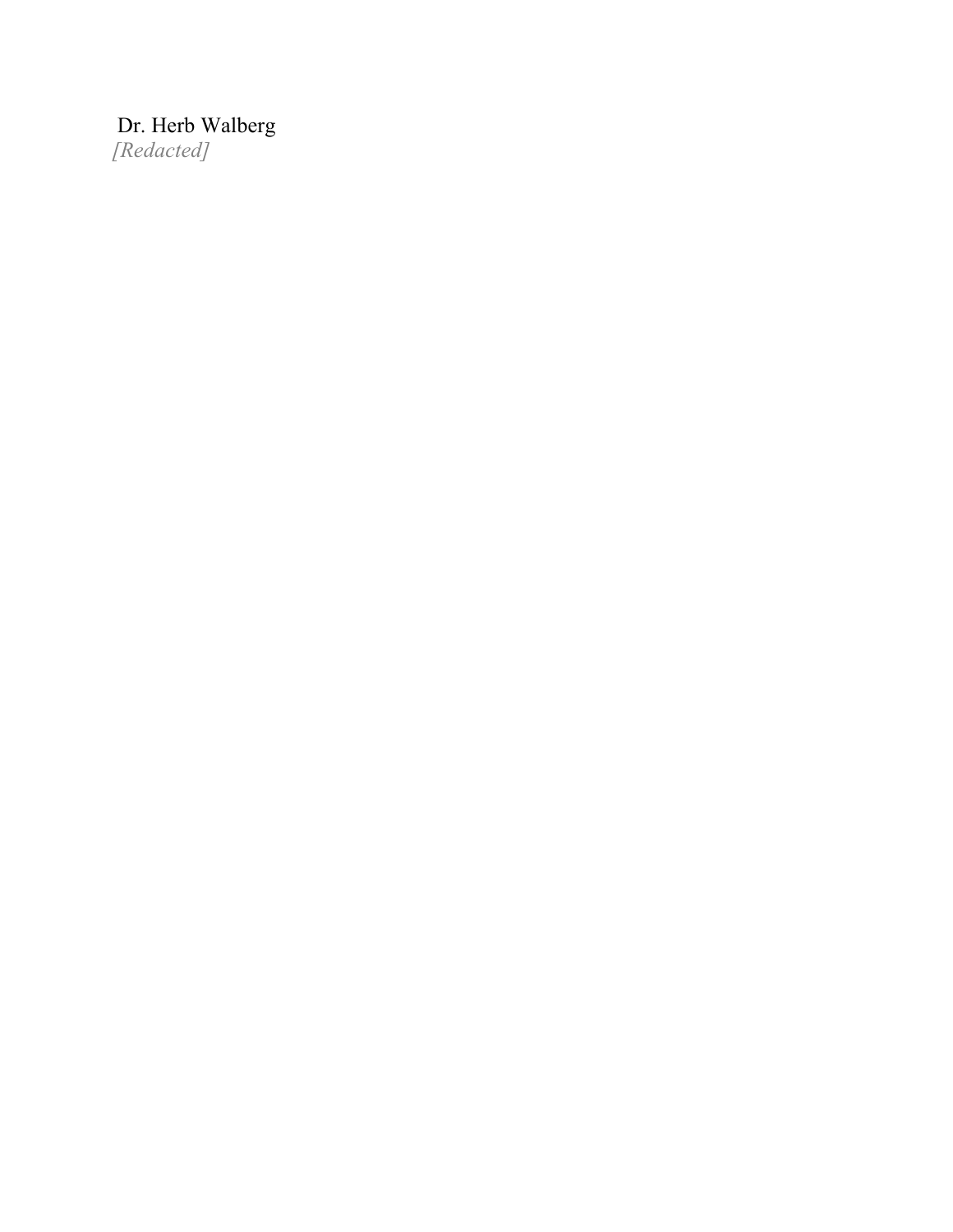Dr. Herb Walberg
*[Redacted]*